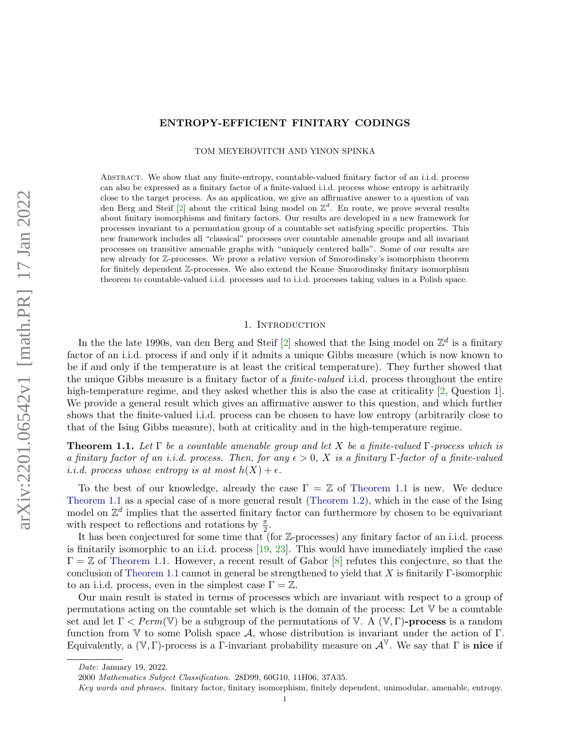# ENTROPY-EFFICIENT FINITARY CODINGS

TOM MEYEROVITCH AND YINON SPINKA

Abstract. We show that any finite-entropy, countable-valued finitary factor of an i.i.d. process can also be expressed as a finitary factor of a finite-valued i.i.d. process whose entropy is arbitrarily close to the target process. As an application, we give an affirmative answer to a question of van den Berg and Steif [2] about the critical Ising model on $\mathbb{Z}^d$. En route, we prove several results about finitary isomorphisms and finitary factors. Our results are developed in a new framework for processes invariant to a permutation group of a countable set satisfying specific properties. This new framework includes all "classical" processes over countable amenable groups and all invariant processes on transitive amenable graphs with "uniquely centered balls". Some of our results are new already for $\mathbb{Z}$-processes. We prove a relative version of Smorodinsky's isomorphism theorem for finitely dependent $\mathbb{Z}$-processes. We also extend the Keane–Smorodinsky finitary isomorphism theorem to countable-valued i.i.d. processes and to i.i.d. processes taking values in a Polish space.

## 1. Introduction

In the the late 1990s, van den Berg and Steif [2] showed that the Ising model on $\mathbb{Z}^d$ is a finitary factor of an i.i.d. process if and only if it admits a unique Gibbs measure (which is now known to be if and only if the temperature is at least the critical temperature). They further showed that the unique Gibbs measure is a finitary factor of a *finite-valued* i.i.d. process throughout the entire high-temperature regime, and they asked whether this is also the case at criticality [2, Question 1]. We provide a general result which gives an affirmative answer to this question, and which further shows that the finite-valued i.i.d. process can be chosen to have low entropy (arbitrarily close to that of the Ising Gibbs measure), both at criticality and in the high-temperature regime.

**Theorem 1.1.** *Let $\Gamma$ be a countable amenable group and let $X$ be a finite-valued $\Gamma$-process which is a finitary factor of an i.i.d. process. Then, for any $\epsilon > 0$, $X$ is a finitary $\Gamma$-factor of a finite-valued i.i.d. process whose entropy is at most $h(X) + \epsilon$.*

To the best of our knowledge, already the case $\Gamma = \mathbb{Z}$ of Theorem 1.1 is new. We deduce Theorem 1.1 as a special case of a more general result (Theorem 1.2), which in the case of the Ising model on $\mathbb{Z}^d$ implies that the asserted finitary factor can furthermore by chosen to be equivariant with respect to reflections and rotations by $\frac{\pi}{2}$.

It has been conjectured for some time that (for $\mathbb{Z}$-processes) any finitary factor of an i.i.d. process is finitarily isomorphic to an i.i.d. process [19, 23]. This would have immediately implied the case $\Gamma = \mathbb{Z}$ of Theorem 1.1. However, a recent result of Gabor [8] refutes this conjecture, so that the conclusion of Theorem 1.1 cannot in general be strengthened to yield that $X$ is finitarily $\Gamma$-isomorphic to an i.i.d. process, even in the simplest case $\Gamma = \mathbb{Z}$.

Our main result is stated in terms of processes which are invariant with respect to a group of permutations acting on the countable set which is the domain of the process: Let $\mathbb{V}$ be a countable set and let $\Gamma < Perm(\mathbb{V})$ be a subgroup of the permutations of $\mathbb{V}$. A $(\mathbb{V}, \Gamma)$**-process** is a random function from $\mathbb{V}$ to some Polish space $\mathcal{A}$, whose distribution is invariant under the action of $\Gamma$. Equivalently, a $(\mathbb{V}, \Gamma)$-process is a $\Gamma$-invariant probability measure on $\mathcal{A}^{\mathbb{V}}$. We say that $\Gamma$ is **nice** if

---

*Date*: January 19, 2022.

2000 *Mathematics Subject Classification.* 28D99, 60G10, 11H06, 37A35.

*Key words and phrases.* finitary factor, finitary isomorphism, finitely dependent, unimodular, amenable, entropy.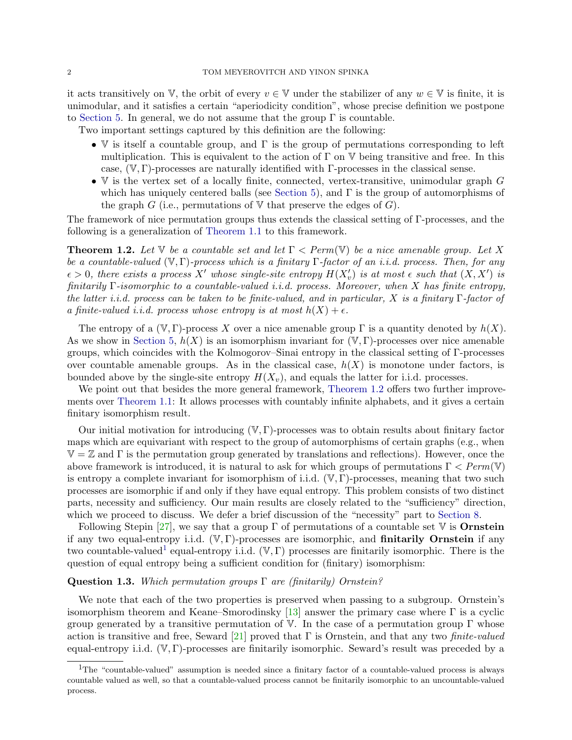it acts transitively on $\mathbb{V}$, the orbit of every $v \in \mathbb{V}$ under the stabilizer of any $w \in \mathbb{V}$ is finite, it is unimodular, and it satisfies a certain "aperiodicity condition", whose precise definition we postpone to Section 5. In general, we do not assume that the group $\Gamma$ is countable.

Two important settings captured by this definition are the following:

- $\mathbb{V}$ is itself a countable group, and $\Gamma$ is the group of permutations corresponding to left multiplication. This is equivalent to the action of $\Gamma$ on $\mathbb{V}$ being transitive and free. In this case, $(\mathbb{V}, \Gamma)$-processes are naturally identified with $\Gamma$-processes in the classical sense.
- $\mathbb{V}$ is the vertex set of a locally finite, connected, vertex-transitive, unimodular graph $G$ which has uniquely centered balls (see Section 5), and $\Gamma$ is the group of automorphisms of the graph $G$ (i.e., permutations of $\mathbb{V}$ that preserve the edges of $G$).

The framework of nice permutation groups thus extends the classical setting of $\Gamma$-processes, and the following is a generalization of Theorem 1.1 to this framework.

**Theorem 1.2.** *Let $\mathbb{V}$ be a countable set and let $\Gamma < Perm(\mathbb{V})$ be a nice amenable group. Let $X$ be a countable-valued $(\mathbb{V}, \Gamma)$-process which is a finitary $\Gamma$-factor of an i.i.d. process. Then, for any $\epsilon > 0$, there exists a process $X'$ whose single-site entropy $H(X'_v)$ is at most $\epsilon$ such that $(X, X')$ is finitarily $\Gamma$-isomorphic to a countable-valued i.i.d. process. Moreover, when $X$ has finite entropy, the latter i.i.d. process can be taken to be finite-valued, and in particular, $X$ is a finitary $\Gamma$-factor of a finite-valued i.i.d. process whose entropy is at most $h(X) + \epsilon$.*

The entropy of a $(\mathbb{V}, \Gamma)$-process $X$ over a nice amenable group $\Gamma$ is a quantity denoted by $h(X)$. As we show in Section 5, $h(X)$ is an isomorphism invariant for $(\mathbb{V}, \Gamma)$-processes over nice amenable groups, which coincides with the Kolmogorov–Sinai entropy in the classical setting of $\Gamma$-processes over countable amenable groups. As in the classical case, $h(X)$ is monotone under factors, is bounded above by the single-site entropy $H(X_v)$, and equals the latter for i.i.d. processes.

We point out that besides the more general framework, Theorem 1.2 offers two further improvements over Theorem 1.1: It allows processes with countably infinite alphabets, and it gives a certain finitary isomorphism result.

Our initial motivation for introducing $(\mathbb{V}, \Gamma)$-processes was to obtain results about finitary factor maps which are equivariant with respect to the group of automorphisms of certain graphs (e.g., when $\mathbb{V} = \mathbb{Z}$ and $\Gamma$ is the permutation group generated by translations and reflections). However, once the above framework is introduced, it is natural to ask for which groups of permutations $\Gamma < Perm(\mathbb{V})$ is entropy a complete invariant for isomorphism of i.i.d. $(\mathbb{V}, \Gamma)$-processes, meaning that two such processes are isomorphic if and only if they have equal entropy. This problem consists of two distinct parts, necessity and sufficiency. Our main results are closely related to the "sufficiency" direction, which we proceed to discuss. We defer a brief discussion of the "necessity" part to Section 8.

Following Stepin [27], we say that a group $\Gamma$ of permutations of a countable set $\mathbb{V}$ is **Ornstein** if any two equal-entropy i.i.d. $(\mathbb{V}, \Gamma)$-processes are isomorphic, and **finitarily Ornstein** if any two countable-valued[1] equal-entropy i.i.d. $(\mathbb{V}, \Gamma)$ processes are finitarily isomorphic. There is the question of equal entropy being a sufficient condition for (finitary) isomorphism:

**Question 1.3.** *Which permutation groups $\Gamma$ are (finitarily) Ornstein?*

We note that each of the two properties is preserved when passing to a subgroup. Ornstein's isomorphism theorem and Keane–Smorodinsky [13] answer the primary case where $\Gamma$ is a cyclic group generated by a transitive permutation of $\mathbb{V}$. In the case of a permutation group $\Gamma$ whose action is transitive and free, Seward [21] proved that $\Gamma$ is Ornstein, and that any two *finite-valued* equal-entropy i.i.d. $(\mathbb{V}, \Gamma)$-processes are finitarily isomorphic. Seward's result was preceded by a

[1] The "countable-valued" assumption is needed since a finitary factor of a countable-valued process is always countable valued as well, so that a countable-valued process cannot be finitarily isomorphic to an uncountable-valued process.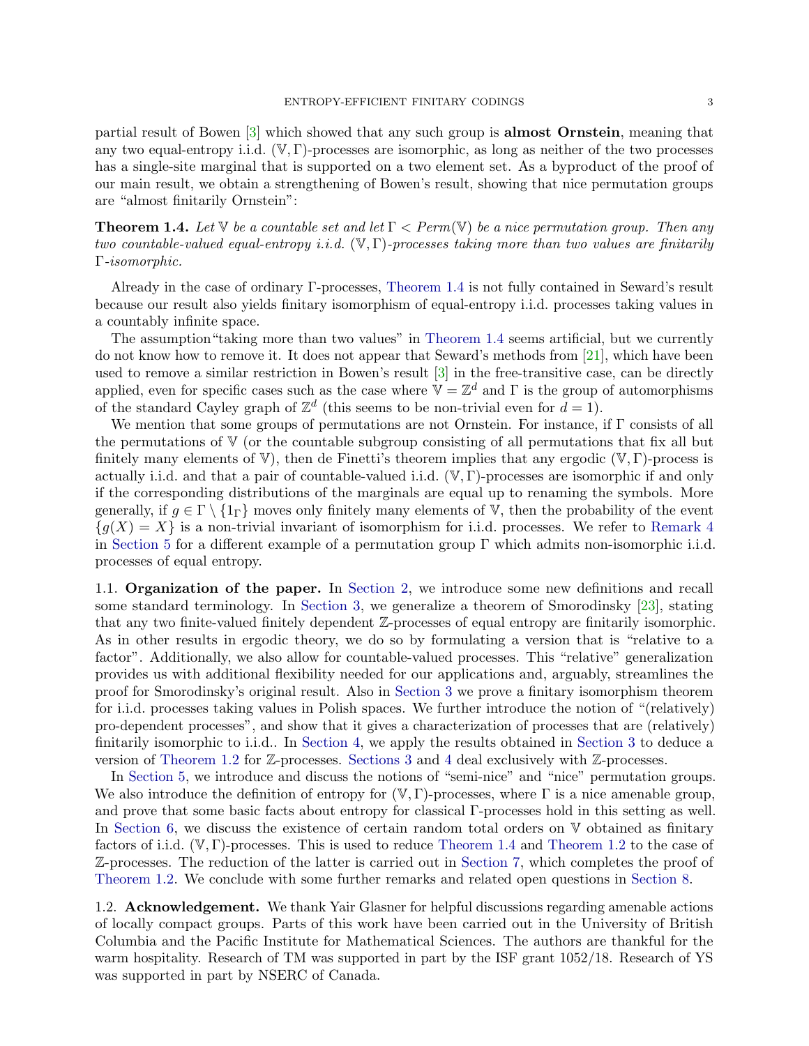partial result of Bowen [3] which showed that any such group is **almost Ornstein**, meaning that any two equal-entropy i.i.d. $(\mathbb{V}, \Gamma)$-processes are isomorphic, as long as neither of the two processes has a single-site marginal that is supported on a two element set. As a byproduct of the proof of our main result, we obtain a strengthening of Bowen's result, showing that nice permutation groups are "almost finitarily Ornstein":

**Theorem 1.4.** *Let $\mathbb{V}$ be a countable set and let $\Gamma < Perm(\mathbb{V})$ be a nice permutation group. Then any two countable-valued equal-entropy i.i.d. $(\mathbb{V}, \Gamma)$-processes taking more than two values are finitarily $\Gamma$-isomorphic.*

Already in the case of ordinary $\Gamma$-processes, Theorem 1.4 is not fully contained in Seward's result because our result also yields finitary isomorphism of equal-entropy i.i.d. processes taking values in a countably infinite space.

The assumption"taking more than two values" in Theorem 1.4 seems artificial, but we currently do not know how to remove it. It does not appear that Seward's methods from [21], which have been used to remove a similar restriction in Bowen's result [3] in the free-transitive case, can be directly applied, even for specific cases such as the case where $\mathbb{V} = \mathbb{Z}^d$ and $\Gamma$ is the group of automorphisms of the standard Cayley graph of $\mathbb{Z}^d$ (this seems to be non-trivial even for $d = 1$).

We mention that some groups of permutations are not Ornstein. For instance, if $\Gamma$ consists of all the permutations of $\mathbb{V}$ (or the countable subgroup consisting of all permutations that fix all but finitely many elements of $\mathbb{V}$), then de Finetti's theorem implies that any ergodic $(\mathbb{V}, \Gamma)$-process is actually i.i.d. and that a pair of countable-valued i.i.d. $(\mathbb{V}, \Gamma)$-processes are isomorphic if and only if the corresponding distributions of the marginals are equal up to renaming the symbols. More generally, if $g \in \Gamma \setminus \{1_\Gamma\}$ moves only finitely many elements of $\mathbb{V}$, then the probability of the event $\{g(X) = X\}$ is a non-trivial invariant of isomorphism for i.i.d. processes. We refer to Remark 4 in Section 5 for a different example of a permutation group $\Gamma$ which admits non-isomorphic i.i.d. processes of equal entropy.

### 1.1. Organization of the paper.

In Section 2, we introduce some new definitions and recall some standard terminology. In Section 3, we generalize a theorem of Smorodinsky [23], stating that any two finite-valued finitely dependent $\mathbb{Z}$-processes of equal entropy are finitarily isomorphic. As in other results in ergodic theory, we do so by formulating a version that is "relative to a factor". Additionally, we also allow for countable-valued processes. This "relative" generalization provides us with additional flexibility needed for our applications and, arguably, streamlines the proof for Smorodinsky's original result. Also in Section 3 we prove a finitary isomorphism theorem for i.i.d. processes taking values in Polish spaces. We further introduce the notion of "(relatively) pro-dependent processes", and show that it gives a characterization of processes that are (relatively) finitarily isomorphic to i.i.d.. In Section 4, we apply the results obtained in Section 3 to deduce a version of Theorem 1.2 for $\mathbb{Z}$-processes. Sections 3 and 4 deal exclusively with $\mathbb{Z}$-processes.

In Section 5, we introduce and discuss the notions of "semi-nice" and "nice" permutation groups. We also introduce the definition of entropy for $(\mathbb{V}, \Gamma)$-processes, where $\Gamma$ is a nice amenable group, and prove that some basic facts about entropy for classical $\Gamma$-processes hold in this setting as well. In Section 6, we discuss the existence of certain random total orders on $\mathbb{V}$ obtained as finitary factors of i.i.d. $(\mathbb{V}, \Gamma)$-processes. This is used to reduce Theorem 1.4 and Theorem 1.2 to the case of $\mathbb{Z}$-processes. The reduction of the latter is carried out in Section 7, which completes the proof of Theorem 1.2. We conclude with some further remarks and related open questions in Section 8.

### 1.2. Acknowledgement.

We thank Yair Glasner for helpful discussions regarding amenable actions of locally compact groups. Parts of this work have been carried out in the University of British Columbia and the Pacific Institute for Mathematical Sciences. The authors are thankful for the warm hospitality. Research of TM was supported in part by the ISF grant 1052/18. Research of YS was supported in part by NSERC of Canada.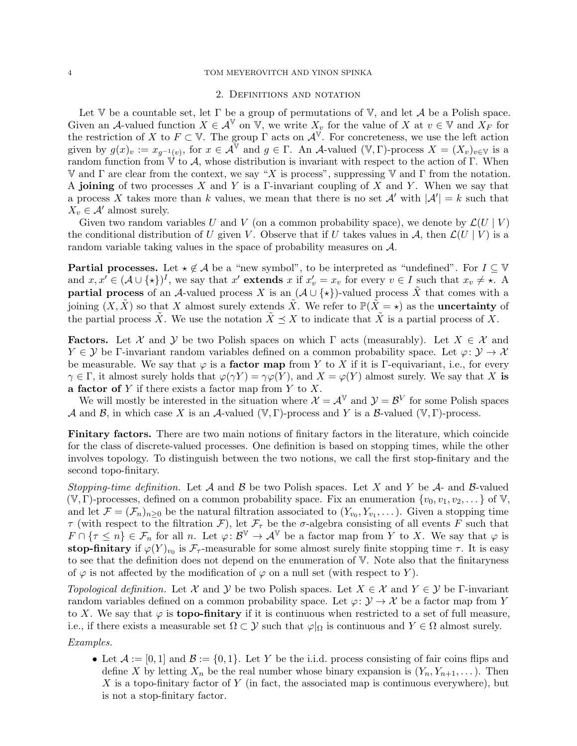## 2. Definitions and notation

Let $\mathbb{V}$ be a countable set, let $\Gamma$ be a group of permutations of $\mathbb{V}$, and let $\mathcal{A}$ be a Polish space. Given an $\mathcal{A}$-valued function $X \in \mathcal{A}^{\mathbb{V}}$ on $\mathbb{V}$, we write $X_v$ for the value of $X$ at $v \in \mathbb{V}$ and $X_F$ for the restriction of $X$ to $F \subset \mathbb{V}$. The group $\Gamma$ acts on $\mathcal{A}^{\mathbb{V}}$. For concreteness, we use the left action given by $g(x)_v := x_{g^{-1}(v)}$, for $x \in \mathcal{A}^{\mathbb{V}}$ and $g \in \Gamma$. An $\mathcal{A}$-valued $(\mathbb{V}, \Gamma)$-process $X = (X_v)_{v \in \mathbb{V}}$ is a random function from $\mathbb{V}$ to $\mathcal{A}$, whose distribution is invariant with respect to the action of $\Gamma$. When $\mathbb{V}$ and $\Gamma$ are clear from the context, we say "$X$ is process", suppressing $\mathbb{V}$ and $\Gamma$ from the notation. A **joining** of two processes $X$ and $Y$ is a $\Gamma$-invariant coupling of $X$ and $Y$. When we say that a process $X$ takes more than $k$ values, we mean that there is no set $\mathcal{A}'$ with $|\mathcal{A}'| = k$ such that $X_v \in \mathcal{A}'$ almost surely.

Given two random variables $U$ and $V$ (on a common probability space), we denote by $\mathcal{L}(U \mid V)$ the conditional distribution of $U$ given $V$. Observe that if $U$ takes values in $\mathcal{A}$, then $\mathcal{L}(U \mid V)$ is a random variable taking values in the space of probability measures on $\mathcal{A}$.

**Partial processes.** Let $\star \notin \mathcal{A}$ be a "new symbol", to be interpreted as "undefined". For $I \subseteq \mathbb{V}$ and $x, x' \in (\mathcal{A} \cup \{\star\})^I$, we say that $x'$ **extends** $x$ if $x'_v = x_v$ for every $v \in I$ such that $x_v \neq \star$. A **partial process** of an $\mathcal{A}$-valued process $X$ is an $(\mathcal{A} \cup \{\star\})$-valued process $\tilde{X}$ that comes with a joining $(X, \tilde{X})$ so that $X$ almost surely extends $\tilde{X}$. We refer to $\mathbb{P}(\tilde{X} = \star)$ as the **uncertainty** of the partial process $\tilde{X}$. We use the notation $\tilde{X} \preceq X$ to indicate that $\tilde{X}$ is a partial process of $X$.

**Factors.** Let $\mathcal{X}$ and $\mathcal{Y}$ be two Polish spaces on which $\Gamma$ acts (measurably). Let $X \in \mathcal{X}$ and $Y \in \mathcal{Y}$ be $\Gamma$-invariant random variables defined on a common probability space. Let $\varphi \colon \mathcal{Y} \to \mathcal{X}$ be measurable. We say that $\varphi$ is a **factor map** from $Y$ to $X$ if it is $\Gamma$-equivariant, i.e., for every $\gamma \in \Gamma$, it almost surely holds that $\varphi(\gamma Y) = \gamma \varphi(Y)$, and $X = \varphi(Y)$ almost surely. We say that $X$ **is a factor of** $Y$ if there exists a factor map from $Y$ to $X$.

We will mostly be interested in the situation where $\mathcal{X} = \mathcal{A}^{\mathbb{V}}$ and $\mathcal{Y} = \mathcal{B}^{V}$ for some Polish spaces $\mathcal{A}$ and $\mathcal{B}$, in which case $X$ is an $\mathcal{A}$-valued $(\mathbb{V}, \Gamma)$-process and $Y$ is a $\mathcal{B}$-valued $(\mathbb{V}, \Gamma)$-process.

**Finitary factors.** There are two main notions of finitary factors in the literature, which coincide for the class of discrete-valued processes. One definition is based on stopping times, while the other involves topology. To distinguish between the two notions, we call the first stop-finitary and the second topo-finitary.

*Stopping-time definition.* Let $\mathcal{A}$ and $\mathcal{B}$ be two Polish spaces. Let $X$ and $Y$ be $\mathcal{A}$- and $\mathcal{B}$-valued $(\mathbb{V}, \Gamma)$-processes, defined on a common probability space. Fix an enumeration $\{v_0, v_1, v_2, \dots\}$ of $\mathbb{V}$, and let $\mathcal{F} = (\mathcal{F}_n)_{n \geq 0}$ be the natural filtration associated to $(Y_{v_0}, Y_{v_1}, \dots)$. Given a stopping time $\tau$ (with respect to the filtration $\mathcal{F}$), let $\mathcal{F}_\tau$ be the $\sigma$-algebra consisting of all events $F$ such that $F \cap \{\tau \leq n\} \in \mathcal{F}_n$ for all $n$. Let $\varphi \colon \mathcal{B}^{\mathbb{V}} \to \mathcal{A}^{\mathbb{V}}$ be a factor map from $Y$ to $X$. We say that $\varphi$ is **stop-finitary** if $\varphi(Y)_{v_0}$ is $\mathcal{F}_\tau$-measurable for some almost surely finite stopping time $\tau$. It is easy to see that the definition does not depend on the enumeration of $\mathbb{V}$. Note also that the finitaryness of $\varphi$ is not affected by the modification of $\varphi$ on a null set (with respect to $Y$).

*Topological definition.* Let $\mathcal{X}$ and $\mathcal{Y}$ be two Polish spaces. Let $X \in \mathcal{X}$ and $Y \in \mathcal{Y}$ be $\Gamma$-invariant random variables defined on a common probability space. Let $\varphi \colon \mathcal{Y} \to \mathcal{X}$ be a factor map from $Y$ to $X$. We say that $\varphi$ is **topo-finitary** if it is continuous when restricted to a set of full measure, i.e., if there exists a measurable set $\Omega \subset \mathcal{Y}$ such that $\varphi|_\Omega$ is continuous and $Y \in \Omega$ almost surely.

*Examples.*

- Let $\mathcal{A} := [0, 1]$ and $\mathcal{B} := \{0, 1\}$. Let $Y$ be the i.i.d. process consisting of fair coins flips and define $X$ by letting $X_n$ be the real number whose binary expansion is $(Y_n, Y_{n+1}, \dots)$. Then $X$ is a topo-finitary factor of $Y$ (in fact, the associated map is continuous everywhere), but is not a stop-finitary factor.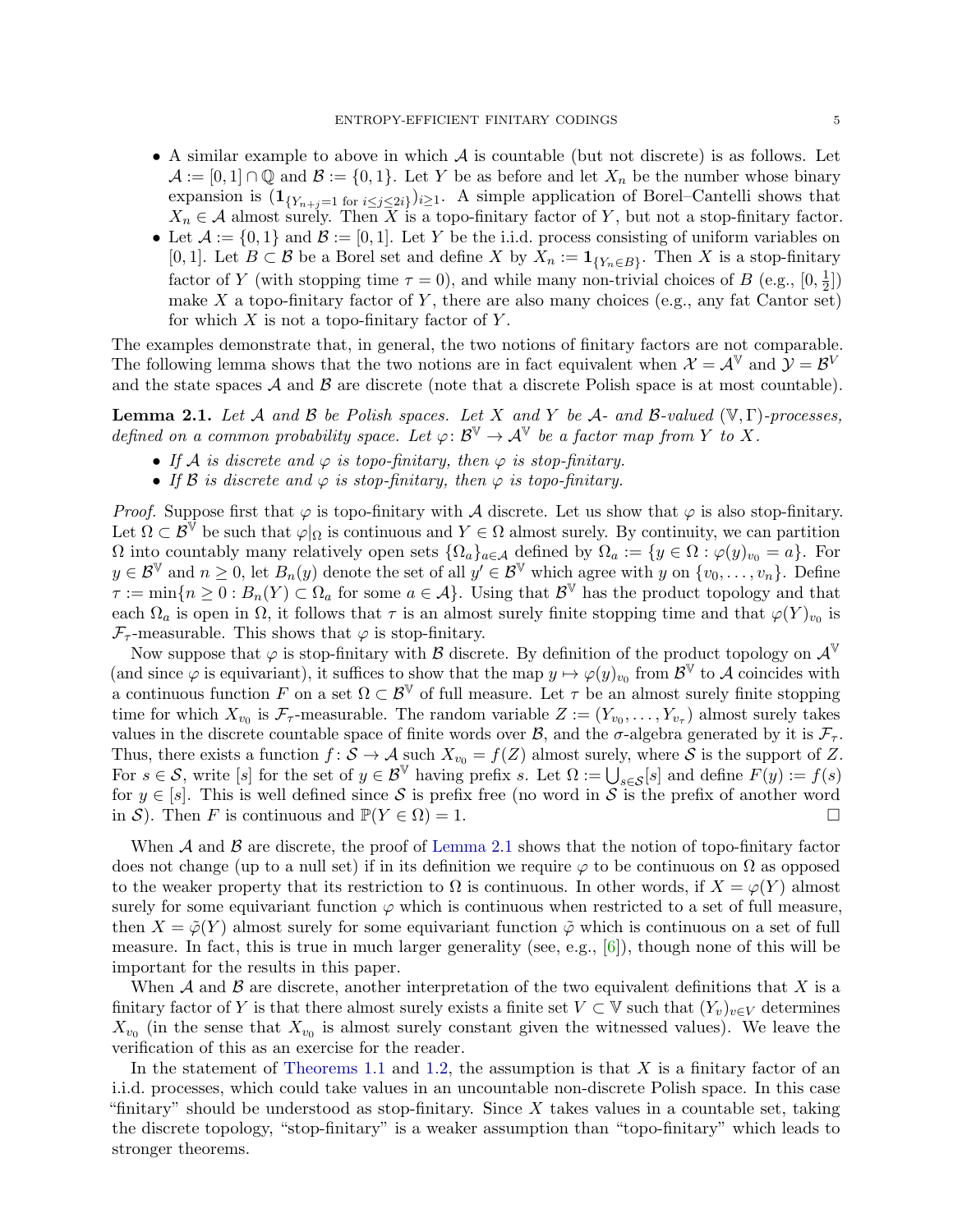- A similar example to above in which $\mathcal{A}$ is countable (but not discrete) is as follows. Let $\mathcal{A} := [0,1] \cap \mathbb{Q}$ and $\mathcal{B} := \{0,1\}$. Let $Y$ be as before and let $X_n$ be the number whose binary expansion is $(\mathbf{1}_{\{Y_{n+j}=1 \text{ for } i \le j \le 2i\}})_{i \ge 1}$. A simple application of Borel–Cantelli shows that $X_n \in \mathcal{A}$ almost surely. Then $X$ is a topo-finitary factor of $Y$, but not a stop-finitary factor.
- Let $\mathcal{A} := \{0,1\}$ and $\mathcal{B} := [0,1]$. Let $Y$ be the i.i.d. process consisting of uniform variables on $[0,1]$. Let $B \subset \mathcal{B}$ be a Borel set and define $X$ by $X_n := \mathbf{1}_{\{Y_n \in B\}}$. Then $X$ is a stop-finitary factor of $Y$ (with stopping time $\tau = 0$), and while many non-trivial choices of $B$ (e.g., $[0, \frac{1}{2}]$) make $X$ a topo-finitary factor of $Y$, there are also many choices (e.g., any fat Cantor set) for which $X$ is not a topo-finitary factor of $Y$.

The examples demonstrate that, in general, the two notions of finitary factors are not comparable. The following lemma shows that the two notions are in fact equivalent when $\mathcal{X} = \mathcal{A}^{\mathbb{V}}$ and $\mathcal{Y} = \mathcal{B}^{V}$ and the state spaces $\mathcal{A}$ and $\mathcal{B}$ are discrete (note that a discrete Polish space is at most countable).

**Lemma 2.1.** *Let $\mathcal{A}$ and $\mathcal{B}$ be Polish spaces. Let $X$ and $Y$ be $\mathcal{A}$- and $\mathcal{B}$-valued $(\mathbb{V}, \Gamma)$-processes, defined on a common probability space. Let $\varphi \colon \mathcal{B}^{\mathbb{V}} \to \mathcal{A}^{\mathbb{V}}$ be a factor map from $Y$ to $X$.*

- *If $\mathcal{A}$ is discrete and $\varphi$ is topo-finitary, then $\varphi$ is stop-finitary.*
- *If $\mathcal{B}$ is discrete and $\varphi$ is stop-finitary, then $\varphi$ is topo-finitary.*

*Proof.* Suppose first that $\varphi$ is topo-finitary with $\mathcal{A}$ discrete. Let us show that $\varphi$ is also stop-finitary. Let $\Omega \subset \mathcal{B}^{\mathbb{V}}$ be such that $\varphi|_{\Omega}$ is continuous and $Y \in \Omega$ almost surely. By continuity, we can partition $\Omega$ into countably many relatively open sets $\{\Omega_a\}_{a \in \mathcal{A}}$ defined by $\Omega_a := \{y \in \Omega : \varphi(y)_{v_0} = a\}$. For $y \in \mathcal{B}^{\mathbb{V}}$ and $n \ge 0$, let $B_n(y)$ denote the set of all $y' \in \mathcal{B}^{\mathbb{V}}$ which agree with $y$ on $\{v_0, \dots, v_n\}$. Define $\tau := \min\{n \ge 0 : B_n(Y) \subset \Omega_a \text{ for some } a \in \mathcal{A}\}$. Using that $\mathcal{B}^{\mathbb{V}}$ has the product topology and that each $\Omega_a$ is open in $\Omega$, it follows that $\tau$ is an almost surely finite stopping time and that $\varphi(Y)_{v_0}$ is $\mathcal{F}_\tau$-measurable. This shows that $\varphi$ is stop-finitary.

Now suppose that $\varphi$ is stop-finitary with $\mathcal{B}$ discrete. By definition of the product topology on $\mathcal{A}^{\mathbb{V}}$ (and since $\varphi$ is equivariant), it suffices to show that the map $y \mapsto \varphi(y)_{v_0}$ from $\mathcal{B}^{\mathbb{V}}$ to $\mathcal{A}$ coincides with a continuous function $F$ on a set $\Omega \subset \mathcal{B}^{\mathbb{V}}$ of full measure. Let $\tau$ be an almost surely finite stopping time for which $X_{v_0}$ is $\mathcal{F}_\tau$-measurable. The random variable $Z := (Y_{v_0}, \dots, Y_{v_\tau})$ almost surely takes values in the discrete countable space of finite words over $\mathcal{B}$, and the $\sigma$-algebra generated by it is $\mathcal{F}_\tau$. Thus, there exists a function $f \colon \mathcal{S} \to \mathcal{A}$ such $X_{v_0} = f(Z)$ almost surely, where $\mathcal{S}$ is the support of $Z$. For $s \in \mathcal{S}$, write $[s]$ for the set of $y \in \mathcal{B}^{\mathbb{V}}$ having prefix $s$. Let $\Omega := \bigcup_{s \in \mathcal{S}} [s]$ and define $F(y) := f(s)$ for $y \in [s]$. This is well defined since $\mathcal{S}$ is prefix free (no word in $\mathcal{S}$ is the prefix of another word in $\mathcal{S}$). Then $F$ is continuous and $\mathbb{P}(Y \in \Omega) = 1$. $\square$

When $\mathcal{A}$ and $\mathcal{B}$ are discrete, the proof of Lemma 2.1 shows that the notion of topo-finitary factor does not change (up to a null set) if in its definition we require $\varphi$ to be continuous on $\Omega$ as opposed to the weaker property that its restriction to $\Omega$ is continuous. In other words, if $X = \varphi(Y)$ almost surely for some equivariant function $\varphi$ which is continuous when restricted to a set of full measure, then $X = \tilde{\varphi}(Y)$ almost surely for some equivariant function $\tilde{\varphi}$ which is continuous on a set of full measure. In fact, this is true in much larger generality (see, e.g., [6]), though none of this will be important for the results in this paper.

When $\mathcal{A}$ and $\mathcal{B}$ are discrete, another interpretation of the two equivalent definitions that $X$ is a finitary factor of $Y$ is that there almost surely exists a finite set $V \subset \mathbb{V}$ such that $(Y_v)_{v \in V}$ determines $X_{v_0}$ (in the sense that $X_{v_0}$ is almost surely constant given the witnessed values). We leave the verification of this as an exercise for the reader.

In the statement of Theorems 1.1 and 1.2, the assumption is that $X$ is a finitary factor of an i.i.d. processes, which could take values in an uncountable non-discrete Polish space. In this case "finitary" should be understood as stop-finitary. Since $X$ takes values in a countable set, taking the discrete topology, "stop-finitary" is a weaker assumption than "topo-finitary" which leads to stronger theorems.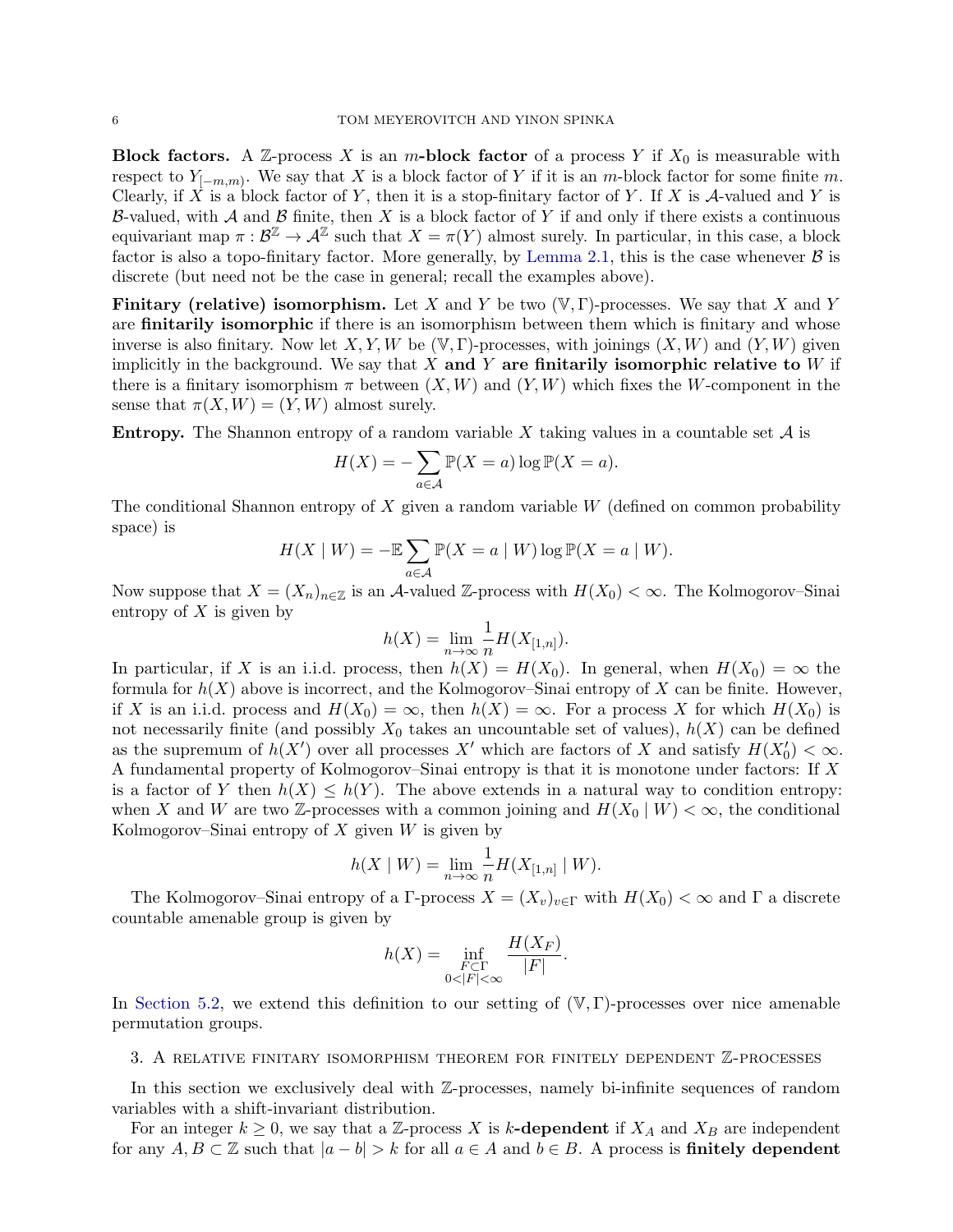**Block factors.** A $\mathbb{Z}$-process $X$ is an $m$**-block factor** of a process $Y$ if $X_0$ is measurable with respect to $Y_{[-m,m)}$. We say that $X$ is a block factor of $Y$ if it is an $m$-block factor for some finite $m$. Clearly, if $X$ is a block factor of $Y$, then it is a stop-finitary factor of $Y$. If $X$ is $\mathcal{A}$-valued and $Y$ is $\mathcal{B}$-valued, with $\mathcal{A}$ and $\mathcal{B}$ finite, then $X$ is a block factor of $Y$ if and only if there exists a continuous equivariant map $\pi : \mathcal{B}^{\mathbb{Z}} \to \mathcal{A}^{\mathbb{Z}}$ such that $X = \pi(Y)$ almost surely. In particular, in this case, a block factor is also a topo-finitary factor. More generally, by Lemma 2.1, this is the case whenever $\mathcal{B}$ is discrete (but need not be the case in general; recall the examples above).

**Finitary (relative) isomorphism.** Let $X$ and $Y$ be two $(\mathbb{V}, \Gamma)$-processes. We say that $X$ and $Y$ are **finitarily isomorphic** if there is an isomorphism between them which is finitary and whose inverse is also finitary. Now let $X, Y, W$ be $(\mathbb{V}, \Gamma)$-processes, with joinings $(X, W)$ and $(Y, W)$ given implicitly in the background. We say that $X$ **and** $Y$ **are finitarily isomorphic relative to** $W$ if there is a finitary isomorphism $\pi$ between $(X, W)$ and $(Y, W)$ which fixes the $W$-component in the sense that $\pi(X, W) = (Y, W)$ almost surely.

**Entropy.** The Shannon entropy of a random variable $X$ taking values in a countable set $\mathcal{A}$ is

$$H(X) = -\sum_{a \in \mathcal{A}} \mathbb{P}(X = a) \log \mathbb{P}(X = a).$$

The conditional Shannon entropy of $X$ given a random variable $W$ (defined on common probability space) is

$$H(X \mid W) = -\mathbb{E} \sum_{a \in \mathcal{A}} \mathbb{P}(X = a \mid W) \log \mathbb{P}(X = a \mid W).$$

Now suppose that $X = (X_n)_{n \in \mathbb{Z}}$ is an $\mathcal{A}$-valued $\mathbb{Z}$-process with $H(X_0) < \infty$. The Kolmogorov–Sinai entropy of $X$ is given by

$$h(X) = \lim_{n \to \infty} \frac{1}{n} H(X_{[1,n]}).$$

In particular, if $X$ is an i.i.d. process, then $h(X) = H(X_0)$. In general, when $H(X_0) = \infty$ the formula for $h(X)$ above is incorrect, and the Kolmogorov–Sinai entropy of $X$ can be finite. However, if $X$ is an i.i.d. process and $H(X_0) = \infty$, then $h(X) = \infty$. For a process $X$ for which $H(X_0)$ is not necessarily finite (and possibly $X_0$ takes an uncountable set of values), $h(X)$ can be defined as the supremum of $h(X')$ over all processes $X'$ which are factors of $X$ and satisfy $H(X'_0) < \infty$. A fundamental property of Kolmogorov–Sinai entropy is that it is monotone under factors: If $X$ is a factor of $Y$ then $h(X) \leq h(Y)$. The above extends in a natural way to condition entropy: when $X$ and $W$ are two $\mathbb{Z}$-processes with a common joining and $H(X_0 \mid W) < \infty$, the conditional Kolmogorov–Sinai entropy of $X$ given $W$ is given by

$$h(X \mid W) = \lim_{n \to \infty} \frac{1}{n} H(X_{[1,n]} \mid W).$$

The Kolmogorov–Sinai entropy of a $\Gamma$-process $X = (X_v)_{v \in \Gamma}$ with $H(X_0) < \infty$ and $\Gamma$ a discrete countable amenable group is given by

$$h(X) = \inf_{\substack{F \subset \Gamma \\ 0 < |F| < \infty}} \frac{H(X_F)}{|F|}.$$

In Section 5.2, we extend this definition to our setting of $(\mathbb{V}, \Gamma)$-processes over nice amenable permutation groups.

## 3. A relative finitary isomorphism theorem for finitely dependent $\mathbb{Z}$-processes

In this section we exclusively deal with $\mathbb{Z}$-processes, namely bi-infinite sequences of random variables with a shift-invariant distribution.

For an integer $k \geq 0$, we say that a $\mathbb{Z}$-process $X$ is $k$**-dependent** if $X_A$ and $X_B$ are independent for any $A, B \subset \mathbb{Z}$ such that $|a - b| > k$ for all $a \in A$ and $b \in B$. A process is **finitely dependent**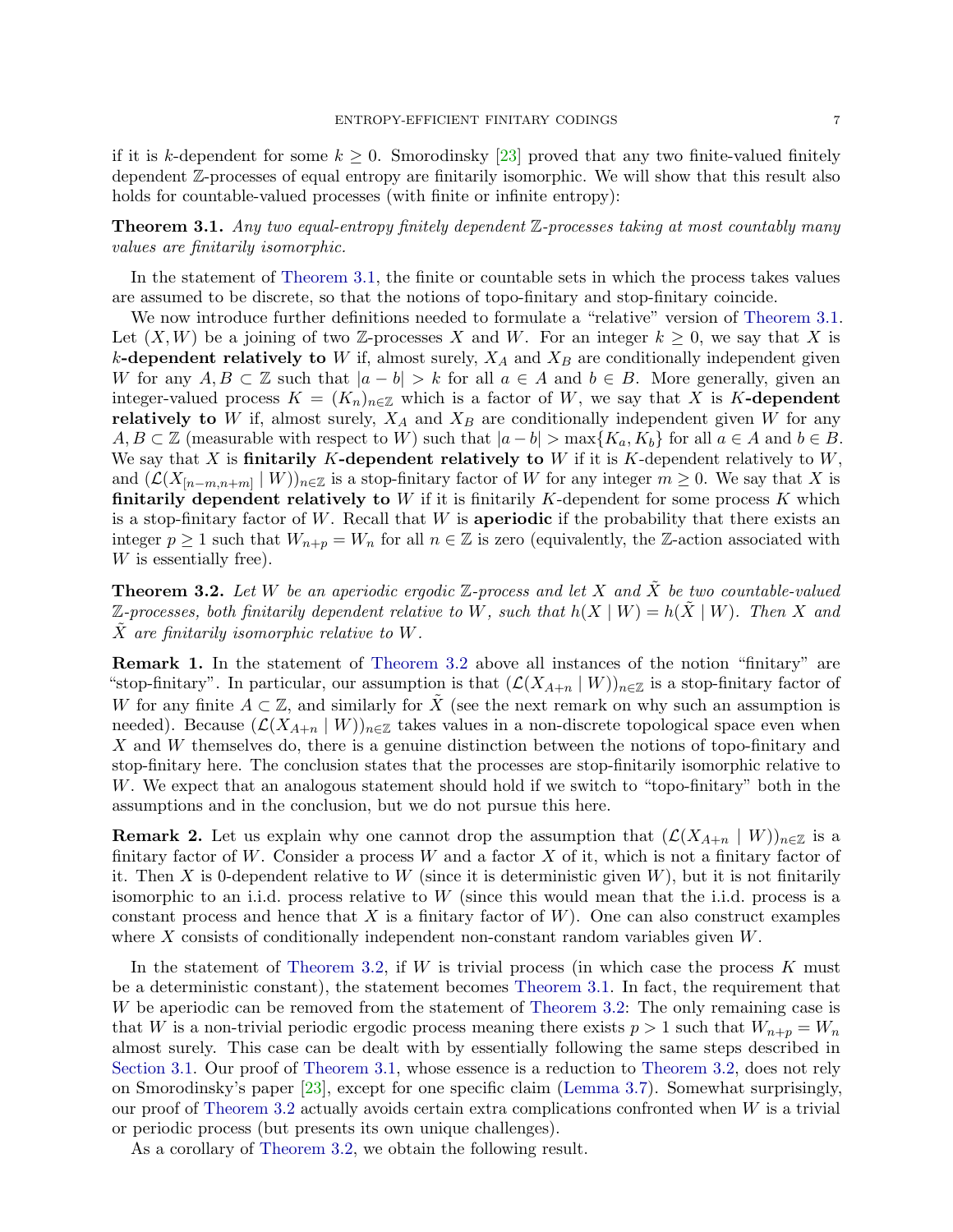if it is $k$-dependent for some $k \geq 0$. Smorodinsky [23] proved that any two finite-valued finitely dependent $\mathbb{Z}$-processes of equal entropy are finitarily isomorphic. We will show that this result also holds for countable-valued processes (with finite or infinite entropy):

**Theorem 3.1.** *Any two equal-entropy finitely dependent $\mathbb{Z}$-processes taking at most countably many values are finitarily isomorphic.*

In the statement of Theorem 3.1, the finite or countable sets in which the process takes values are assumed to be discrete, so that the notions of topo-finitary and stop-finitary coincide.

We now introduce further definitions needed to formulate a "relative" version of Theorem 3.1. Let $(X, W)$ be a joining of two $\mathbb{Z}$-processes $X$ and $W$. For an integer $k \geq 0$, we say that $X$ is **$k$-dependent relatively to** $W$ if, almost surely, $X_A$ and $X_B$ are conditionally independent given $W$ for any $A, B \subset \mathbb{Z}$ such that $|a - b| > k$ for all $a \in A$ and $b \in B$. More generally, given an integer-valued process $K = (K_n)_{n\in\mathbb{Z}}$ which is a factor of $W$, we say that $X$ is **$K$-dependent relatively to** $W$ if, almost surely, $X_A$ and $X_B$ are conditionally independent given $W$ for any $A, B \subset \mathbb{Z}$ (measurable with respect to $W$) such that $|a - b| > \max\{K_a, K_b\}$ for all $a \in A$ and $b \in B$. We say that $X$ is **finitarily $K$-dependent relatively to** $W$ if it is $K$-dependent relatively to $W$, and $(\mathcal{L}(X_{[n-m,n+m]} \mid W))_{n\in\mathbb{Z}}$ is a stop-finitary factor of $W$ for any integer $m \geq 0$. We say that $X$ is **finitarily dependent relatively to** $W$ if it is finitarily $K$-dependent for some process $K$ which is a stop-finitary factor of $W$. Recall that $W$ is **aperiodic** if the probability that there exists an integer $p \geq 1$ such that $W_{n+p} = W_n$ for all $n \in \mathbb{Z}$ is zero (equivalently, the $\mathbb{Z}$-action associated with $W$ is essentially free).

**Theorem 3.2.** *Let $W$ be an aperiodic ergodic $\mathbb{Z}$-process and let $X$ and $\tilde{X}$ be two countable-valued $\mathbb{Z}$-processes, both finitarily dependent relative to $W$, such that $h(X \mid W) = h(\tilde{X} \mid W)$. Then $X$ and $\tilde{X}$ are finitarily isomorphic relative to $W$.*

**Remark 1.** In the statement of Theorem 3.2 above all instances of the notion "finitary" are "stop-finitary". In particular, our assumption is that $(\mathcal{L}(X_{A+n} \mid W))_{n\in\mathbb{Z}}$ is a stop-finitary factor of $W$ for any finite $A \subset \mathbb{Z}$, and similarly for $\tilde{X}$ (see the next remark on why such an assumption is needed). Because $(\mathcal{L}(X_{A+n} \mid W))_{n\in\mathbb{Z}}$ takes values in a non-discrete topological space even when $X$ and $W$ themselves do, there is a genuine distinction between the notions of topo-finitary and stop-finitary here. The conclusion states that the processes are stop-finitarily isomorphic relative to $W$. We expect that an analogous statement should hold if we switch to "topo-finitary" both in the assumptions and in the conclusion, but we do not pursue this here.

**Remark 2.** Let us explain why one cannot drop the assumption that $(\mathcal{L}(X_{A+n} \mid W))_{n\in\mathbb{Z}}$ is a finitary factor of $W$. Consider a process $W$ and a factor $X$ of it, which is not a finitary factor of it. Then $X$ is 0-dependent relative to $W$ (since it is deterministic given $W$), but it is not finitarily isomorphic to an i.i.d. process relative to $W$ (since this would mean that the i.i.d. process is a constant process and hence that $X$ is a finitary factor of $W$). One can also construct examples where $X$ consists of conditionally independent non-constant random variables given $W$.

In the statement of Theorem 3.2, if $W$ is trivial process (in which case the process $K$ must be a deterministic constant), the statement becomes Theorem 3.1. In fact, the requirement that $W$ be aperiodic can be removed from the statement of Theorem 3.2: The only remaining case is that $W$ is a non-trivial periodic ergodic process meaning there exists $p > 1$ such that $W_{n+p} = W_n$ almost surely. This case can be dealt with by essentially following the same steps described in Section 3.1. Our proof of Theorem 3.1, whose essence is a reduction to Theorem 3.2, does not rely on Smorodinsky's paper [23], except for one specific claim (Lemma 3.7). Somewhat surprisingly, our proof of Theorem 3.2 actually avoids certain extra complications confronted when $W$ is a trivial or periodic process (but presents its own unique challenges).

As a corollary of Theorem 3.2, we obtain the following result.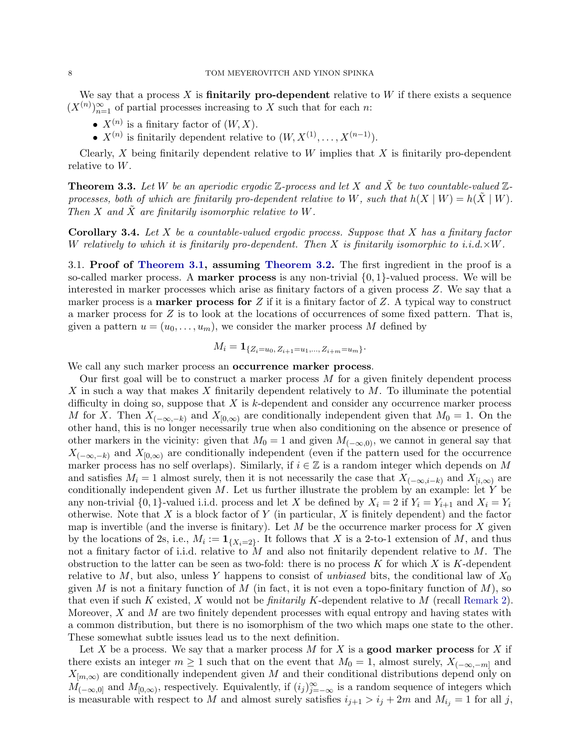We say that a process $X$ is **finitarily pro-dependent** relative to $W$ if there exists a sequence $(X^{(n)})_{n=1}^{\infty}$ of partial processes increasing to $X$ such that for each $n$:

- $X^{(n)}$ is a finitary factor of $(W, X)$.
- $X^{(n)}$ is finitarily dependent relative to $(W, X^{(1)}, \dots, X^{(n-1)})$.

Clearly, $X$ being finitarily dependent relative to $W$ implies that $X$ is finitarily pro-dependent relative to $W$.

**Theorem 3.3.** *Let $W$ be an aperiodic ergodic $\mathbb{Z}$-process and let $X$ and $\tilde{X}$ be two countable-valued $\mathbb{Z}$-processes, both of which are finitarily pro-dependent relative to $W$, such that $h(X \mid W) = h(\tilde{X} \mid W)$. Then $X$ and $\tilde{X}$ are finitarily isomorphic relative to $W$.*

**Corollary 3.4.** *Let $X$ be a countable-valued ergodic process. Suppose that $X$ has a finitary factor $W$ relatively to which it is finitarily pro-dependent. Then $X$ is finitarily isomorphic to i.i.d.$\times W$.*

3.1. **Proof of Theorem 3.1, assuming Theorem 3.2.** The first ingredient in the proof is a so-called marker process. A **marker process** is any non-trivial $\{0, 1\}$-valued process. We will be interested in marker processes which arise as finitary factors of a given process $Z$. We say that a marker process is a **marker process for** $Z$ if it is a finitary factor of $Z$. A typical way to construct a marker process for $Z$ is to look at the locations of occurrences of some fixed pattern. That is, given a pattern $u = (u_0, \dots, u_m)$, we consider the marker process $M$ defined by

$$M_i = \mathbf{1}_{\{Z_i = u_0,\, Z_{i+1} = u_1, \dots,\, Z_{i+m} = u_m\}}.$$

We call any such marker process an **occurrence marker process**.

Our first goal will be to construct a marker process $M$ for a given finitely dependent process $X$ in such a way that makes $X$ finitarily dependent relatively to $M$. To illuminate the potential difficulty in doing so, suppose that $X$ is $k$-dependent and consider any occurrence marker process $M$ for $X$. Then $X_{(-\infty,-k)}$ and $X_{[0,\infty)}$ are conditionally independent given that $M_0 = 1$. On the other hand, this is no longer necessarily true when also conditioning on the absence or presence of other markers in the vicinity: given that $M_0 = 1$ and given $M_{(-\infty,0)}$, we cannot in general say that $X_{(-\infty,-k)}$ and $X_{[0,\infty)}$ are conditionally independent (even if the pattern used for the occurrence marker process has no self overlaps). Similarly, if $i \in \mathbb{Z}$ is a random integer which depends on $M$ and satisfies $M_i = 1$ almost surely, then it is not necessarily the case that $X_{(-\infty,i-k)}$ and $X_{[i,\infty)}$ are conditionally independent given $M$. Let us further illustrate the problem by an example: let $Y$ be any non-trivial $\{0, 1\}$-valued i.i.d. process and let $X$ be defined by $X_i = 2$ if $Y_i = Y_{i+1}$ and $X_i = Y_i$ otherwise. Note that $X$ is a block factor of $Y$ (in particular, $X$ is finitely dependent) and the factor map is invertible (and the inverse is finitary). Let $M$ be the occurrence marker process for $X$ given by the locations of 2s, i.e., $M_i := \mathbf{1}_{\{X_i = 2\}}$. It follows that $X$ is a 2-to-1 extension of $M$, and thus not a finitary factor of i.i.d. relative to $M$ and also not finitarily dependent relative to $M$. The obstruction to the latter can be seen as two-fold: there is no process $K$ for which $X$ is $K$-dependent relative to $M$, but also, unless $Y$ happens to consist of *unbiased* bits, the conditional law of $X_0$ given $M$ is not a finitary function of $M$ (in fact, it is not even a topo-finitary function of $M$), so that even if such $K$ existed, $X$ would not be *finitarily* $K$-dependent relative to $M$ (recall Remark 2). Moreover, $X$ and $M$ are two finitely dependent processes with equal entropy and having states with a common distribution, but there is no isomorphism of the two which maps one state to the other. These somewhat subtle issues lead us to the next definition.

Let $X$ be a process. We say that a marker process $M$ for $X$ is a **good marker process** for $X$ if there exists an integer $m \geq 1$ such that on the event that $M_0 = 1$, almost surely, $X_{(-\infty,-m]}$ and $X_{[m,\infty)}$ are conditionally independent given $M$ and their conditional distributions depend only on $M_{(-\infty,0]}$ and $M_{[0,\infty)}$, respectively. Equivalently, if $(i_j)_{j=-\infty}^{\infty}$ is a random sequence of integers which is measurable with respect to $M$ and almost surely satisfies $i_{j+1} > i_j + 2m$ and $M_{i_j} = 1$ for all $j$,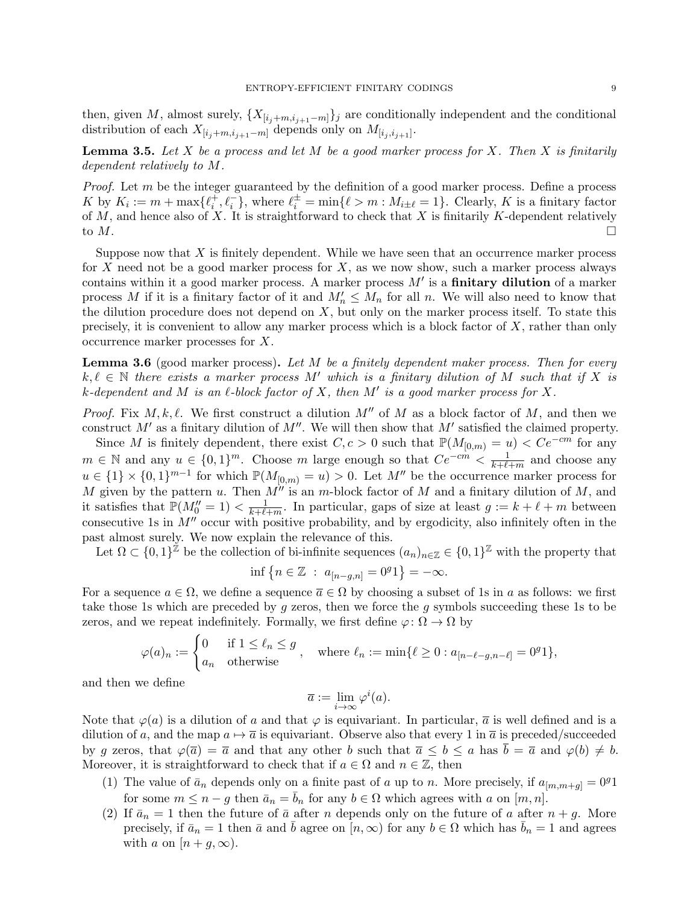then, given $M$, almost surely, $\{X_{[i_j+m,i_{j+1}-m]}\}_j$ are conditionally independent and the conditional distribution of each $X_{[i_j+m,i_{j+1}-m]}$ depends only on $M_{[i_j,i_{j+1}]}$.

**Lemma 3.5.** *Let $X$ be a process and let $M$ be a good marker process for $X$. Then $X$ is finitarily dependent relatively to $M$.*

*Proof.* Let $m$ be the integer guaranteed by the definition of a good marker process. Define a process $K$ by $K_i := m + \max\{\ell_i^+, \ell_i^-\}$, where $\ell_i^\pm = \min\{\ell > m : M_{i\pm\ell} = 1\}$. Clearly, $K$ is a finitary factor of $M$, and hence also of $X$. It is straightforward to check that $X$ is finitarily $K$-dependent relatively to $M$. $\square$

Suppose now that $X$ is finitely dependent. While we have seen that an occurrence marker process for $X$ need not be a good marker process for $X$, as we now show, such a marker process always contains within it a good marker process. A marker process $M'$ is a **finitary dilution** of a marker process $M$ if it is a finitary factor of it and $M'_n \le M_n$ for all $n$. We will also need to know that the dilution procedure does not depend on $X$, but only on the marker process itself. To state this precisely, it is convenient to allow any marker process which is a block factor of $X$, rather than only occurrence marker processes for $X$.

**Lemma 3.6** (good marker process)**.** *Let $M$ be a finitely dependent maker process. Then for every $k, \ell \in \mathbb{N}$ there exists a marker process $M'$ which is a finitary dilution of $M$ such that if $X$ is $k$-dependent and $M$ is an $\ell$-block factor of $X$, then $M'$ is a good marker process for $X$.*

*Proof.* Fix $M, k, \ell$. We first construct a dilution $M''$ of $M$ as a block factor of $M$, and then we construct $M'$ as a finitary dilution of $M''$. We will then show that $M'$ satisfied the claimed property.

Since $M$ is finitely dependent, there exist $C, c > 0$ such that $\mathbb{P}(M_{[0,m)} = u) < Ce^{-cm}$ for any $m \in \mathbb{N}$ and any $u \in \{0,1\}^m$. Choose $m$ large enough so that $Ce^{-cm} < \frac{1}{k+\ell+m}$ and choose any $u \in \{1\} \times \{0,1\}^{m-1}$ for which $\mathbb{P}(M_{[0,m)} = u) > 0$. Let $M''$ be the occurrence marker process for $M$ given by the pattern $u$. Then $M''$ is an $m$-block factor of $M$ and a finitary dilution of $M$, and it satisfies that $\mathbb{P}(M''_0 = 1) < \frac{1}{k+\ell+m}$. In particular, gaps of size at least $g := k + \ell + m$ between consecutive 1s in $M''$ occur with positive probability, and by ergodicity, also infinitely often in the past almost surely. We now explain the relevance of this.

Let $\Omega \subset \{0,1\}^{\mathbb{Z}}$ be the collection of bi-infinite sequences $(a_n)_{n\in\mathbb{Z}} \in \{0,1\}^{\mathbb{Z}}$ with the property that

$$\inf\left\{n \in \mathbb{Z} \;:\; a_{[n-g,n]} = 0^g 1\right\} = -\infty.$$

For a sequence $a \in \Omega$, we define a sequence $\overline{a} \in \Omega$ by choosing a subset of 1s in $a$ as follows: we first take those 1s which are preceded by $g$ zeros, then we force the $g$ symbols succeeding these 1s to be zeros, and we repeat indefinitely. Formally, we first define $\varphi\colon \Omega \to \Omega$ by

$$\varphi(a)_n := \begin{cases} 0 & \text{if } 1 \le \ell_n \le g \\ a_n & \text{otherwise} \end{cases}, \quad \text{where } \ell_n := \min\{\ell \ge 0 : a_{[n-\ell-g,n-\ell]} = 0^g 1\},$$

and then we define

$$\overline{a} := \lim_{i\to\infty} \varphi^i(a).$$

Note that $\varphi(a)$ is a dilution of $a$ and that $\varphi$ is equivariant. In particular, $\overline{a}$ is well defined and is a dilution of $a$, and the map $a \mapsto \overline{a}$ is equivariant. Observe also that every 1 in $\overline{a}$ is preceded/succeeded by $g$ zeros, that $\varphi(\overline{a}) = \overline{a}$ and that any other $b$ such that $\overline{a} \le b \le a$ has $\overline{b} = \overline{a}$ and $\varphi(b) \ne b$. Moreover, it is straightforward to check that if $a \in \Omega$ and $n \in \mathbb{Z}$, then

(1) The value of $\bar{a}_n$ depends only on a finite past of $a$ up to $n$. More precisely, if $a_{[m,m+g]} = 0^g 1$ for some $m \le n - g$ then $\bar{a}_n = \bar{b}_n$ for any $b \in \Omega$ which agrees with $a$ on $[m, n]$.

(2) If $\bar{a}_n = 1$ then the future of $\bar{a}$ after $n$ depends only on the future of $a$ after $n + g$. More precisely, if $\bar{a}_n = 1$ then $\bar{a}$ and $\bar{b}$ agree on $[n, \infty)$ for any $b \in \Omega$ which has $\bar{b}_n = 1$ and agrees with $a$ on $[n + g, \infty)$.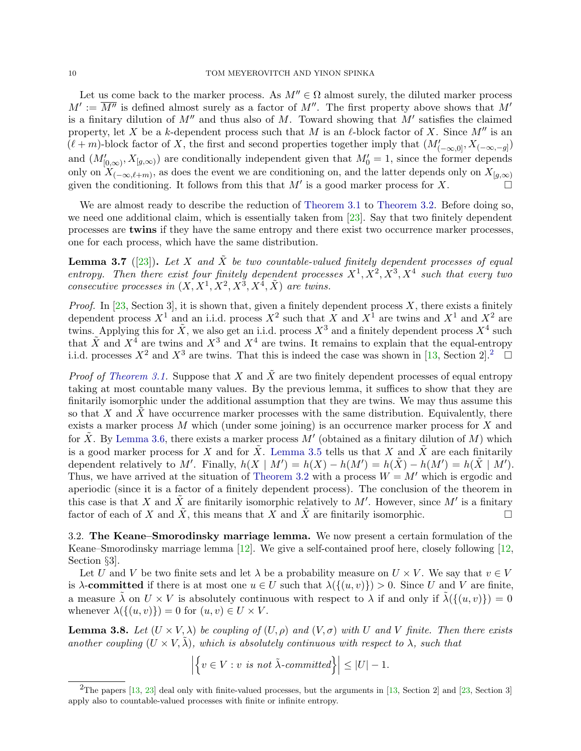Let us come back to the marker process. As $M'' \in \Omega$ almost surely, the diluted marker process $M' := \overline{M''}$ is defined almost surely as a factor of $M''$. The first property above shows that $M'$ is a finitary dilution of $M''$ and thus also of $M$. Toward showing that $M'$ satisfies the claimed property, let $X$ be a $k$-dependent process such that $M$ is an $\ell$-block factor of $X$. Since $M''$ is an $(\ell+m)$-block factor of $X$, the first and second properties together imply that $(M'_{(-\infty,0]}, X_{(-\infty,-g]})$ and $(M'_{[0,\infty)}, X_{[g,\infty)})$ are conditionally independent given that $M'_0 = 1$, since the former depends only on $X_{(-\infty,\ell+m)}$, as does the event we are conditioning on, and the latter depends only on $X_{[g,\infty)}$ given the conditioning. It follows from this that $M'$ is a good marker process for $X$. $\square$

We are almost ready to describe the reduction of Theorem 3.1 to Theorem 3.2. Before doing so, we need one additional claim, which is essentially taken from [23]. Say that two finitely dependent processes are **twins** if they have the same entropy and there exist two occurrence marker processes, one for each process, which have the same distribution.

**Lemma 3.7** ([23]). *Let $X$ and $\tilde{X}$ be two countable-valued finitely dependent processes of equal entropy. Then there exist four finitely dependent processes $X^1, X^2, X^3, X^4$ such that every two consecutive processes in $(X, X^1, X^2, X^3, X^4, \tilde{X})$ are twins.*

*Proof.* In [23, Section 3], it is shown that, given a finitely dependent process $X$, there exists a finitely dependent process $X^1$ and an i.i.d. process $X^2$ such that $X$ and $X^1$ are twins and $X^1$ and $X^2$ are twins. Applying this for $\tilde{X}$, we also get an i.i.d. process $X^3$ and a finitely dependent process $X^4$ such that $\tilde{X}$ and $X^4$ are twins and $X^3$ and $X^4$ are twins. It remains to explain that the equal-entropy i.i.d. processes $X^2$ and $X^3$ are twins. That this is indeed the case was shown in [13, Section 2].[2] $\square$

*Proof of Theorem 3.1.* Suppose that $X$ and $\tilde{X}$ are two finitely dependent processes of equal entropy taking at most countable many values. By the previous lemma, it suffices to show that they are finitarily isomorphic under the additional assumption that they are twins. We may thus assume this so that $X$ and $\tilde{X}$ have occurrence marker processes with the same distribution. Equivalently, there exists a marker process $M$ which (under some joining) is an occurrence marker process for $X$ and for $\tilde{X}$. By Lemma 3.6, there exists a marker process $M'$ (obtained as a finitary dilution of $M$) which is a good marker process for $X$ and for $\tilde{X}$. Lemma 3.5 tells us that $X$ and $\tilde{X}$ are each finitarily dependent relatively to $M'$. Finally, $h(X \mid M') = h(X) - h(M') = h(\tilde{X}) - h(M') = h(\tilde{X} \mid M')$. Thus, we have arrived at the situation of Theorem 3.2 with a process $W = M'$ which is ergodic and aperiodic (since it is a factor of a finitely dependent process). The conclusion of the theorem in this case is that $X$ and $\tilde{X}$ are finitarily isomorphic relatively to $M'$. However, since $M'$ is a finitary factor of each of $X$ and $\tilde{X}$, this means that $X$ and $\tilde{X}$ are finitarily isomorphic. $\square$

3.2. **The Keane–Smorodinsky marriage lemma.** We now present a certain formulation of the Keane–Smorodinsky marriage lemma [12]. We give a self-contained proof here, closely following [12, Section §3].

Let $U$ and $V$ be two finite sets and let $\lambda$ be a probability measure on $U \times V$. We say that $v \in V$ is $\lambda$-**committed** if there is at most one $u \in U$ such that $\lambda(\{(u,v)\}) > 0$. Since $U$ and $V$ are finite, a measure $\tilde{\lambda}$ on $U \times V$ is absolutely continuous with respect to $\lambda$ if and only if $\tilde{\lambda}(\{(u,v)\}) = 0$ whenever $\lambda(\{(u,v)\}) = 0$ for $(u,v) \in U \times V$.

**Lemma 3.8.** *Let $(U \times V, \lambda)$ be coupling of $(U, \rho)$ and $(V, \sigma)$ with $U$ and $V$ finite. Then there exists another coupling $(U \times V, \tilde{\lambda})$, which is absolutely continuous with respect to $\lambda$, such that*

$$\left| \left\{ v \in V : v \text{ is not } \tilde{\lambda}\text{-committed} \right\} \right| \leq |U| - 1.$$

[2] The papers [13, 23] deal only with finite-valued processes, but the arguments in [13, Section 2] and [23, Section 3] apply also to countable-valued processes with finite or infinite entropy.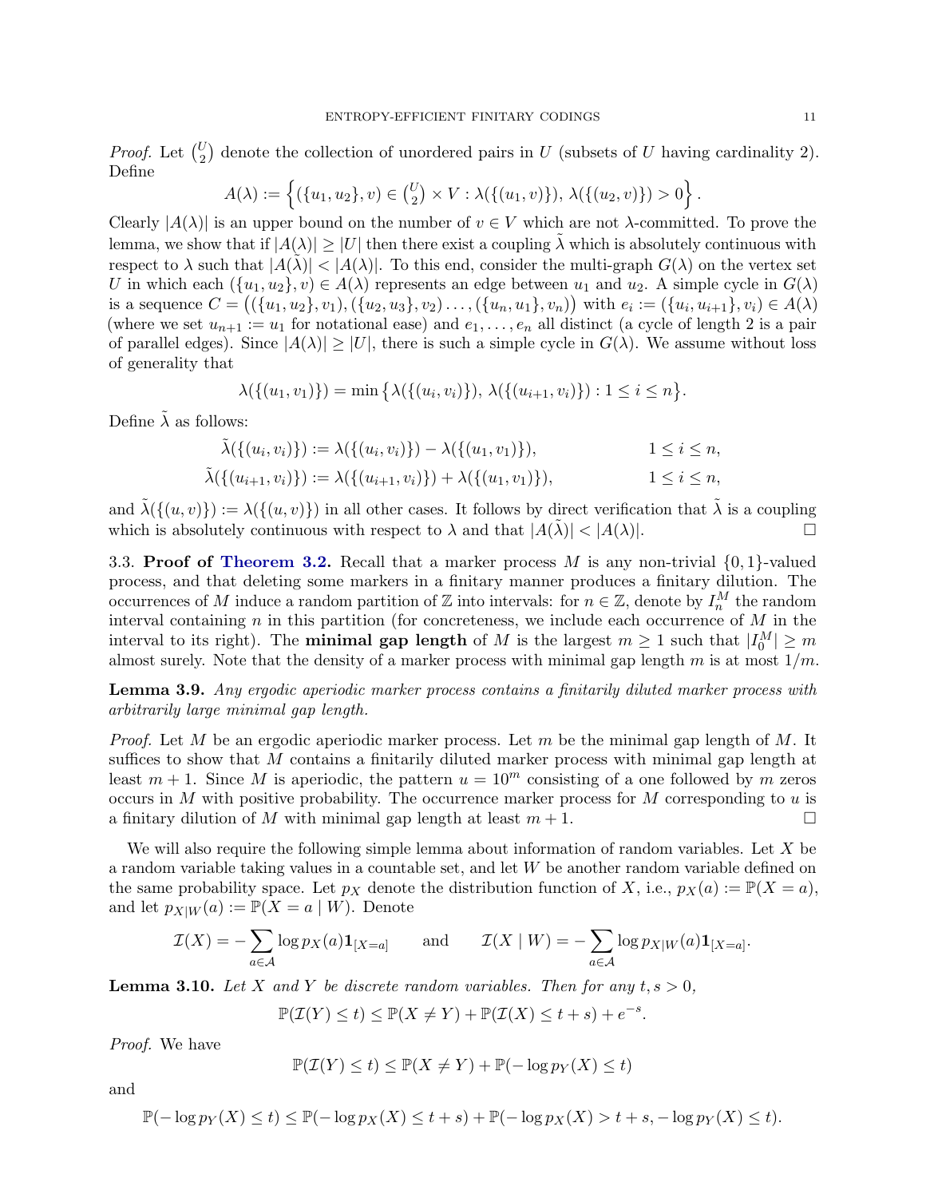*Proof.* Let $\binom{U}{2}$ denote the collection of unordered pairs in $U$ (subsets of $U$ having cardinality 2). Define

$$A(\lambda) := \left\{ (\{u_1, u_2\}, v) \in \tbinom{U}{2} \times V : \lambda(\{(u_1, v)\}),\ \lambda(\{(u_2, v)\}) > 0 \right\}.$$

Clearly $|A(\lambda)|$ is an upper bound on the number of $v \in V$ which are not $\lambda$-committed. To prove the lemma, we show that if $|A(\lambda)| \geq |U|$ then there exist a coupling $\tilde{\lambda}$ which is absolutely continuous with respect to $\lambda$ such that $|A(\tilde{\lambda})| < |A(\lambda)|$. To this end, consider the multi-graph $G(\lambda)$ on the vertex set $U$ in which each $(\{u_1, u_2\}, v) \in A(\lambda)$ represents an edge between $u_1$ and $u_2$. A simple cycle in $G(\lambda)$ is a sequence $C = \big((\{u_1, u_2\}, v_1), (\{u_2, u_3\}, v_2) \ldots, (\{u_n, u_1\}, v_n)\big)$ with $e_i := (\{u_i, u_{i+1}\}, v_i) \in A(\lambda)$ (where we set $u_{n+1} := u_1$ for notational ease) and $e_1, \ldots, e_n$ all distinct (a cycle of length 2 is a pair of parallel edges). Since $|A(\lambda)| \geq |U|$, there is such a simple cycle in $G(\lambda)$. We assume without loss of generality that

$$\lambda(\{(u_1, v_1)\}) = \min \big\{ \lambda(\{(u_i, v_i)\}),\ \lambda(\{(u_{i+1}, v_i)\}) : 1 \leq i \leq n \big\}.$$

Define $\tilde{\lambda}$ as follows:

$$\tilde{\lambda}(\{(u_i, v_i)\}) := \lambda(\{(u_i, v_i)\}) - \lambda(\{(u_1, v_1)\}), \qquad 1 \leq i \leq n,$$

$$\tilde{\lambda}(\{(u_{i+1}, v_i)\}) := \lambda(\{(u_{i+1}, v_i)\}) + \lambda(\{(u_1, v_1)\}), \qquad 1 \leq i \leq n,$$

and $\tilde{\lambda}(\{(u, v)\}) := \lambda(\{(u, v)\})$ in all other cases. It follows by direct verification that $\tilde{\lambda}$ is a coupling which is absolutely continuous with respect to $\lambda$ and that $|A(\tilde{\lambda})| < |A(\lambda)|$. □

3.3. **Proof of Theorem 3.2.** Recall that a marker process $M$ is any non-trivial $\{0, 1\}$-valued process, and that deleting some markers in a finitary manner produces a finitary dilution. The occurrences of $M$ induce a random partition of $\mathbb{Z}$ into intervals: for $n \in \mathbb{Z}$, denote by $I^M_n$ the random interval containing $n$ in this partition (for concreteness, we include each occurrence of $M$ in the interval to its right). The **minimal gap length** of $M$ is the largest $m \geq 1$ such that $|I^M_0| \geq m$ almost surely. Note that the density of a marker process with minimal gap length $m$ is at most $1/m$.

**Lemma 3.9.** *Any ergodic aperiodic marker process contains a finitarily diluted marker process with arbitrarily large minimal gap length.*

*Proof.* Let $M$ be an ergodic aperiodic marker process. Let $m$ be the minimal gap length of $M$. It suffices to show that $M$ contains a finitarily diluted marker process with minimal gap length at least $m+1$. Since $M$ is aperiodic, the pattern $u = 10^m$ consisting of a one followed by $m$ zeros occurs in $M$ with positive probability. The occurrence marker process for $M$ corresponding to $u$ is a finitary dilution of $M$ with minimal gap length at least $m+1$. □

We will also require the following simple lemma about information of random variables. Let $X$ be a random variable taking values in a countable set, and let $W$ be another random variable defined on the same probability space. Let $p_X$ denote the distribution function of $X$, i.e., $p_X(a) := \mathbb{P}(X = a)$, and let $p_{X|W}(a) := \mathbb{P}(X = a \mid W)$. Denote

$$\mathcal{I}(X) = -\sum_{a \in \mathcal{A}} \log p_X(a) \mathbf{1}_{[X=a]} \qquad \text{and} \qquad \mathcal{I}(X \mid W) = -\sum_{a \in \mathcal{A}} \log p_{X|W}(a) \mathbf{1}_{[X=a]}.$$

**Lemma 3.10.** *Let $X$ and $Y$ be discrete random variables. Then for any $t, s > 0$,*

$$\mathbb{P}(\mathcal{I}(Y) \leq t) \leq \mathbb{P}(X \neq Y) + \mathbb{P}(\mathcal{I}(X) \leq t + s) + e^{-s}.$$

*Proof.* We have

$$\mathbb{P}(\mathcal{I}(Y) \leq t) \leq \mathbb{P}(X \neq Y) + \mathbb{P}(-\log p_Y(X) \leq t)$$

and

$$\mathbb{P}(-\log p_Y(X) \leq t) \leq \mathbb{P}(-\log p_X(X) \leq t + s) + \mathbb{P}(-\log p_X(X) > t + s, -\log p_Y(X) \leq t).$$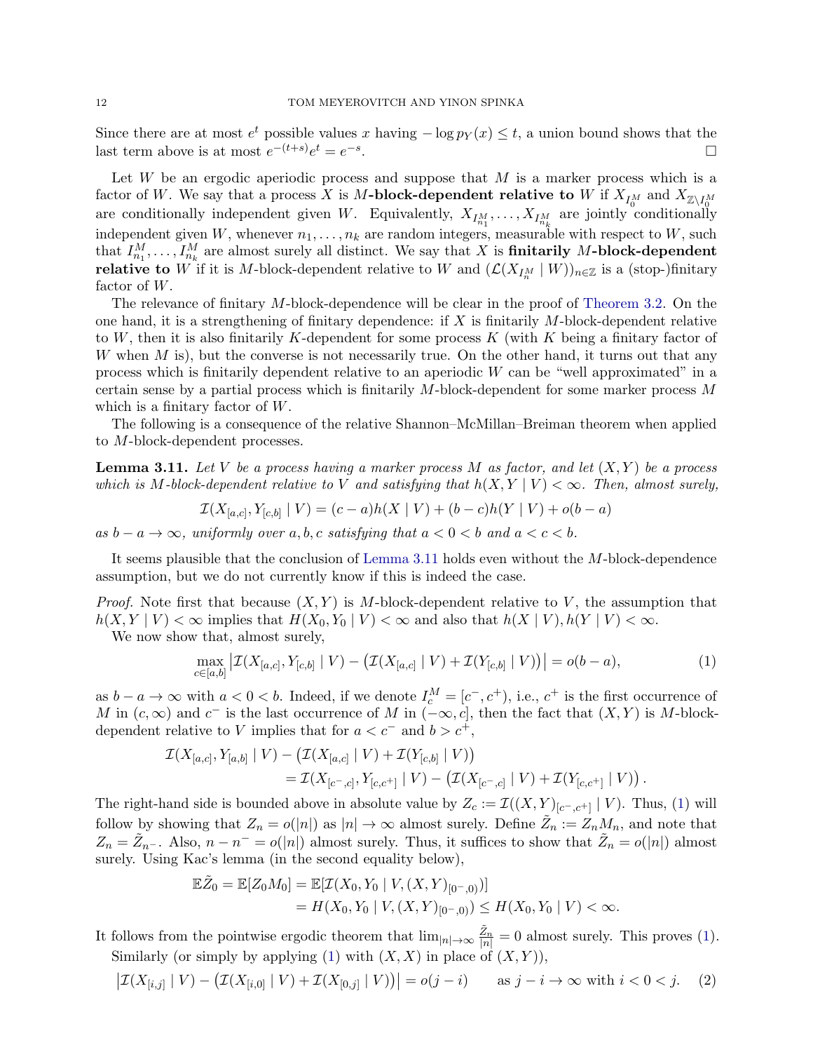Since there are at most $e^t$ possible values $x$ having $-\log p_Y(x) \le t$, a union bound shows that the last term above is at most $e^{-(t+s)}e^t = e^{-s}$. □

Let $W$ be an ergodic aperiodic process and suppose that $M$ is a marker process which is a factor of $W$. We say that a process $X$ is **$M$-block-dependent relative to** $W$ if $X_{I_0^M}$ and $X_{\mathbb{Z}\setminus I_0^M}$ are conditionally independent given $W$. Equivalently, $X_{I_{n_1}^M}, \dots, X_{I_{n_k}^M}$ are jointly conditionally independent given $W$, whenever $n_1, \dots, n_k$ are random integers, measurable with respect to $W$, such that $I_{n_1}^M, \dots, I_{n_k}^M$ are almost surely all distinct. We say that $X$ is **finitarily $M$-block-dependent relative to** $W$ if it is $M$-block-dependent relative to $W$ and $(\mathcal{L}(X_{I_n^M} \mid W))_{n\in\mathbb{Z}}$ is a (stop-)finitary factor of $W$.

The relevance of finitary $M$-block-dependence will be clear in the proof of Theorem 3.2. On the one hand, it is a strengthening of finitary dependence: if $X$ is finitarily $M$-block-dependent relative to $W$, then it is also finitarily $K$-dependent for some process $K$ (with $K$ being a finitary factor of $W$ when $M$ is), but the converse is not necessarily true. On the other hand, it turns out that any process which is finitarily dependent relative to an aperiodic $W$ can be "well approximated" in a certain sense by a partial process which is finitarily $M$-block-dependent for some marker process $M$ which is a finitary factor of $W$.

The following is a consequence of the relative Shannon–McMillan–Breiman theorem when applied to $M$-block-dependent processes.

**Lemma 3.11.** *Let $V$ be a process having a marker process $M$ as factor, and let $(X, Y)$ be a process which is $M$-block-dependent relative to $V$ and satisfying that $h(X, Y \mid V) < \infty$. Then, almost surely,*

$$\mathcal{I}(X_{[a,c]}, Y_{[c,b]} \mid V) = (c-a)h(X \mid V) + (b-c)h(Y \mid V) + o(b-a)$$

*as $b - a \to \infty$, uniformly over $a, b, c$ satisfying that $a < 0 < b$ and $a < c < b$.*

It seems plausible that the conclusion of Lemma 3.11 holds even without the $M$-block-dependence assumption, but we do not currently know if this is indeed the case.

*Proof.* Note first that because $(X, Y)$ is $M$-block-dependent relative to $V$, the assumption that $h(X, Y \mid V) < \infty$ implies that $H(X_0, Y_0 \mid V) < \infty$ and also that $h(X \mid V), h(Y \mid V) < \infty$.

We now show that, almost surely,

$$\max_{c\in[a,b]} \left| \mathcal{I}(X_{[a,c]}, Y_{[c,b]} \mid V) - \left(\mathcal{I}(X_{[a,c]} \mid V) + \mathcal{I}(Y_{[c,b]} \mid V)\right)\right| = o(b-a), \tag{1}$$

as $b - a \to \infty$ with $a < 0 < b$. Indeed, if we denote $I_c^M = [c^-, c^+)$, i.e., $c^+$ is the first occurrence of $M$ in $(c, \infty)$ and $c^-$ is the last occurrence of $M$ in $(-\infty, c]$, then the fact that $(X, Y)$ is $M$-block-dependent relative to $V$ implies that for $a < c^-$ and $b > c^+$,

$$\begin{aligned}\mathcal{I}(X_{[a,c]}, Y_{[a,b]} \mid V) &- \left(\mathcal{I}(X_{[a,c]} \mid V) + \mathcal{I}(Y_{[c,b]} \mid V)\right) \\ &= \mathcal{I}(X_{[c^-,c]}, Y_{[c,c^+]} \mid V) - \left(\mathcal{I}(X_{[c^-,c]} \mid V) + \mathcal{I}(Y_{[c,c^+]} \mid V)\right).\end{aligned}$$

The right-hand side is bounded above in absolute value by $Z_c := \mathcal{I}((X, Y)_{[c^-,c^+]} \mid V)$. Thus, (1) will follow by showing that $Z_n = o(|n|)$ as $|n| \to \infty$ almost surely. Define $\tilde{Z}_n := Z_n M_n$, and note that $Z_n = \tilde{Z}_{n^-}$. Also, $n - n^- = o(|n|)$ almost surely. Thus, it suffices to show that $\tilde{Z}_n = o(|n|)$ almost surely. Using Kac's lemma (in the second equality below),

$$\begin{aligned}\mathbb{E}\tilde{Z}_0 = \mathbb{E}[Z_0 M_0] &= \mathbb{E}[\mathcal{I}(X_0, Y_0 \mid V, (X, Y)_{[0^-,0)})] \\ &= H(X_0, Y_0 \mid V, (X, Y)_{[0^-,0)}) \le H(X_0, Y_0 \mid V) < \infty.\end{aligned}$$

It follows from the pointwise ergodic theorem that $\lim_{|n|\to\infty} \frac{\tilde{Z}_n}{|n|} = 0$ almost surely. This proves (1).

Similarly (or simply by applying (1) with $(X, X)$ in place of $(X, Y)$),

$$\left|\mathcal{I}(X_{[i,j]} \mid V) - \left(\mathcal{I}(X_{[i,0]} \mid V) + \mathcal{I}(X_{[0,j]} \mid V)\right)\right| = o(j - i) \qquad \text{as } j - i \to \infty \text{ with } i < 0 < j. \tag{2}$$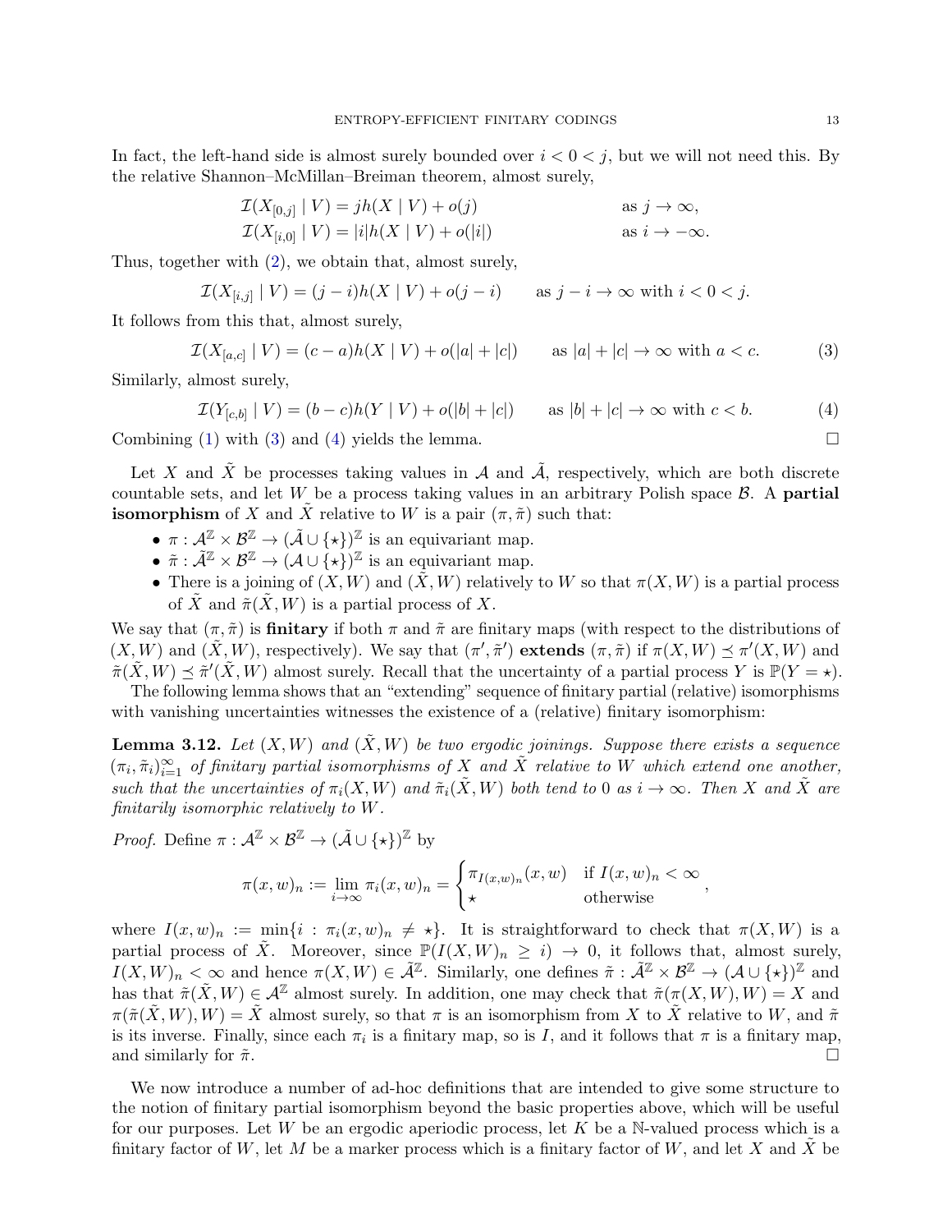In fact, the left-hand side is almost surely bounded over $i < 0 < j$, but we will not need this. By the relative Shannon–McMillan–Breiman theorem, almost surely,

$$\mathcal{I}(X_{[0,j]} \mid V) = jh(X \mid V) + o(j) \qquad \text{as } j \to \infty,$$
$$\mathcal{I}(X_{[i,0]} \mid V) = |i|h(X \mid V) + o(|i|) \qquad \text{as } i \to -\infty.$$

Thus, together with (2), we obtain that, almost surely,

$$\mathcal{I}(X_{[i,j]} \mid V) = (j-i)h(X \mid V) + o(j-i) \qquad \text{as } j-i \to \infty \text{ with } i < 0 < j.$$

It follows from this that, almost surely,

$$\mathcal{I}(X_{[a,c]} \mid V) = (c-a)h(X \mid V) + o(|a|+|c|) \qquad \text{as } |a|+|c| \to \infty \text{ with } a < c. \tag{3}$$

Similarly, almost surely,

$$\mathcal{I}(Y_{[c,b]} \mid V) = (b-c)h(Y \mid V) + o(|b|+|c|) \qquad \text{as } |b|+|c| \to \infty \text{ with } c < b. \tag{4}$$

Combining (1) with (3) and (4) yields the lemma. ∎

Let $X$ and $\tilde{X}$ be processes taking values in $\mathcal{A}$ and $\tilde{\mathcal{A}}$, respectively, which are both discrete countable sets, and let $W$ be a process taking values in an arbitrary Polish space $\mathcal{B}$. A **partial isomorphism** of $X$ and $\tilde{X}$ relative to $W$ is a pair $(\pi, \tilde{\pi})$ such that:

- $\pi : \mathcal{A}^{\mathbb{Z}} \times \mathcal{B}^{\mathbb{Z}} \to (\tilde{\mathcal{A}} \cup \{\star\})^{\mathbb{Z}}$ is an equivariant map.
- $\tilde{\pi} : \tilde{\mathcal{A}}^{\mathbb{Z}} \times \mathcal{B}^{\mathbb{Z}} \to (\mathcal{A} \cup \{\star\})^{\mathbb{Z}}$ is an equivariant map.
- There is a joining of $(X, W)$ and $(\tilde{X}, W)$ relatively to $W$ so that $\pi(X, W)$ is a partial process of $\tilde{X}$ and $\tilde{\pi}(\tilde{X}, W)$ is a partial process of $X$.

We say that $(\pi, \tilde{\pi})$ is **finitary** if both $\pi$ and $\tilde{\pi}$ are finitary maps (with respect to the distributions of $(X, W)$ and $(\tilde{X}, W)$, respectively). We say that $(\pi', \tilde{\pi}')$ **extends** $(\pi, \tilde{\pi})$ if $\pi(X, W) \preceq \pi'(X, W)$ and $\tilde{\pi}(\tilde{X}, W) \preceq \tilde{\pi}'(\tilde{X}, W)$ almost surely. Recall that the uncertainty of a partial process $Y$ is $\mathbb{P}(Y = \star)$.

The following lemma shows that an "extending" sequence of finitary partial (relative) isomorphisms with vanishing uncertainties witnesses the existence of a (relative) finitary isomorphism:

**Lemma 3.12.** *Let $(X, W)$ and $(\tilde{X}, W)$ be two ergodic joinings. Suppose there exists a sequence $(\pi_i, \tilde{\pi}_i)_{i=1}^{\infty}$ of finitary partial isomorphisms of $X$ and $\tilde{X}$ relative to $W$ which extend one another, such that the uncertainties of $\pi_i(X, W)$ and $\tilde{\pi}_i(\tilde{X}, W)$ both tend to 0 as $i \to \infty$. Then $X$ and $\tilde{X}$ are finitarily isomorphic relatively to $W$.*

*Proof.* Define $\pi : \mathcal{A}^{\mathbb{Z}} \times \mathcal{B}^{\mathbb{Z}} \to (\tilde{\mathcal{A}} \cup \{\star\})^{\mathbb{Z}}$ by

$$\pi(x, w)_n := \lim_{i \to \infty} \pi_i(x, w)_n = \begin{cases} \pi_{I(x,w)_n}(x, w) & \text{if } I(x, w)_n < \infty \\ \star & \text{otherwise} \end{cases},$$

where $I(x, w)_n := \min\{i : \pi_i(x, w)_n \neq \star\}$. It is straightforward to check that $\pi(X, W)$ is a partial process of $\tilde{X}$. Moreover, since $\mathbb{P}(I(X, W)_n \geq i) \to 0$, it follows that, almost surely, $I(X, W)_n < \infty$ and hence $\pi(X, W) \in \tilde{\mathcal{A}}^{\mathbb{Z}}$. Similarly, one defines $\tilde{\pi} : \tilde{\mathcal{A}}^{\mathbb{Z}} \times \mathcal{B}^{\mathbb{Z}} \to (\mathcal{A} \cup \{\star\})^{\mathbb{Z}}$ and has that $\tilde{\pi}(\tilde{X}, W) \in \mathcal{A}^{\mathbb{Z}}$ almost surely. In addition, one may check that $\tilde{\pi}(\pi(X, W), W) = X$ and $\pi(\tilde{\pi}(\tilde{X}, W), W) = \tilde{X}$ almost surely, so that $\pi$ is an isomorphism from $X$ to $\tilde{X}$ relative to $W$, and $\tilde{\pi}$ is its inverse. Finally, since each $\pi_i$ is a finitary map, so is $I$, and it follows that $\pi$ is a finitary map, and similarly for $\tilde{\pi}$. ∎

We now introduce a number of ad-hoc definitions that are intended to give some structure to the notion of finitary partial isomorphism beyond the basic properties above, which will be useful for our purposes. Let $W$ be an ergodic aperiodic process, let $K$ be a $\mathbb{N}$-valued process which is a finitary factor of $W$, let $M$ be a marker process which is a finitary factor of $W$, and let $X$ and $\tilde{X}$ be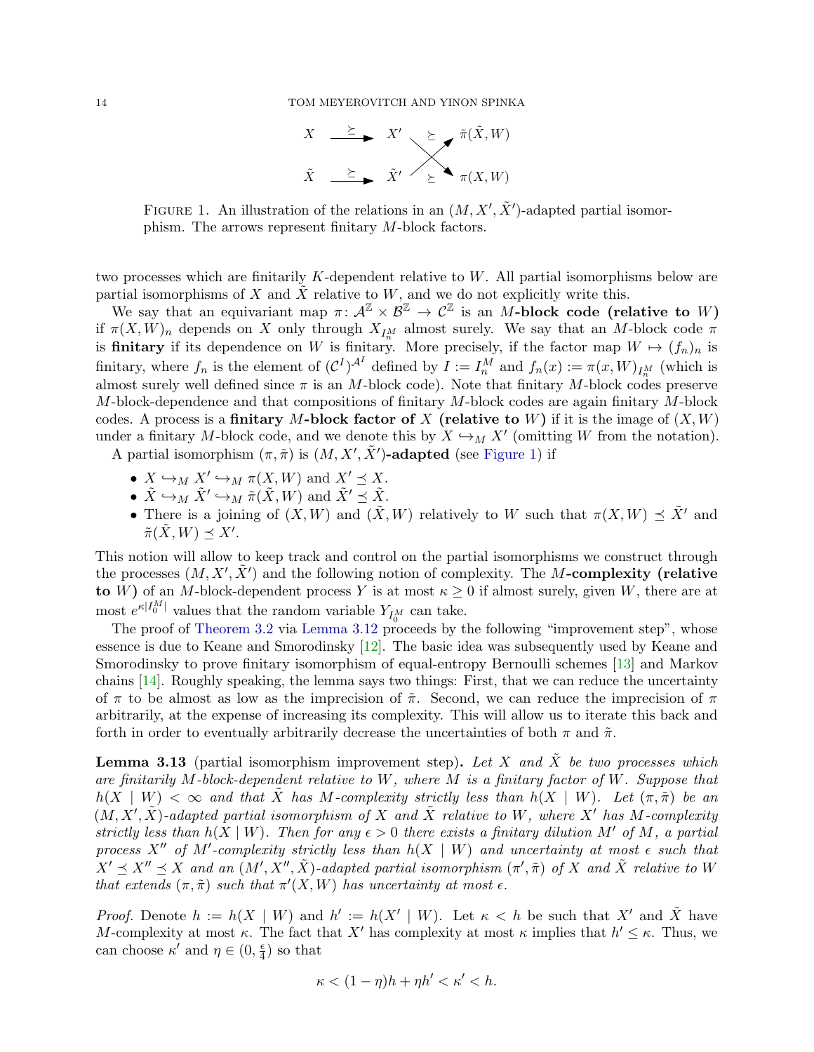$$
\begin{array}{ccccc}
X & \xrightarrow{\succeq} & X' & \overset{\succeq}{\searrow\!\!\!\!\nearrow} & \tilde{\pi}(\tilde{X}, W) \\
\tilde{X} & \xrightarrow{\succeq} & \tilde{X}' & \underset{\succeq}{} & \pi(X, W)
\end{array}
$$

Figure 1. An illustration of the relations in an $(M, X', \tilde{X}')$-adapted partial isomorphism. The arrows represent finitary $M$-block factors.

two processes which are finitarily $K$-dependent relative to $W$. All partial isomorphisms below are partial isomorphisms of $X$ and $\tilde{X}$ relative to $W$, and we do not explicitly write this.

We say that an equivariant map $\pi \colon \mathcal{A}^{\mathbb{Z}} \times \mathcal{B}^{\mathbb{Z}} \to \mathcal{C}^{\mathbb{Z}}$ is an **$M$-block code (relative to $W$)** if $\pi(X, W)_n$ depends on $X$ only through $X_{I_n^M}$ almost surely. We say that an $M$-block code $\pi$ is **finitary** if its dependence on $W$ is finitary. More precisely, if the factor map $W \mapsto (f_n)_n$ is finitary, where $f_n$ is the element of $(\mathcal{C}^I)^{\mathcal{A}^I}$ defined by $I := I_n^M$ and $f_n(x) := \pi(x, W)_{I_n^M}$ (which is almost surely well defined since $\pi$ is an $M$-block code). Note that finitary $M$-block codes preserve $M$-block-dependence and that compositions of finitary $M$-block codes are again finitary $M$-block codes. A process is a **finitary $M$-block factor of $X$ (relative to $W$)** if it is the image of $(X, W)$ under a finitary $M$-block code, and we denote this by $X \hookrightarrow_M X'$ (omitting $W$ from the notation).

A partial isomorphism $(\pi, \tilde{\pi})$ is **$(M, X', \tilde{X}')$-adapted** (see Figure 1) if

- $X \hookrightarrow_M X' \hookrightarrow_M \pi(X, W)$ and $X' \preceq X$.
- $\tilde{X} \hookrightarrow_M \tilde{X}' \hookrightarrow_M \tilde{\pi}(\tilde{X}, W)$ and $\tilde{X}' \preceq \tilde{X}$.
- There is a joining of $(X, W)$ and $(\tilde{X}, W)$ relatively to $W$ such that $\pi(X, W) \preceq \tilde{X}'$ and $\tilde{\pi}(\tilde{X}, W) \preceq X'$.

This notion will allow to keep track and control on the partial isomorphisms we construct through the processes $(M, X', \tilde{X}')$ and the following notion of complexity. The **$M$-complexity (relative to $W$)** of an $M$-block-dependent process $Y$ is at most $\kappa \geq 0$ if almost surely, given $W$, there are at most $e^{\kappa |I_0^M|}$ values that the random variable $Y_{I_0^M}$ can take.

The proof of Theorem 3.2 via Lemma 3.12 proceeds by the following "improvement step", whose essence is due to Keane and Smorodinsky [12]. The basic idea was subsequently used by Keane and Smorodinsky to prove finitary isomorphism of equal-entropy Bernoulli schemes [13] and Markov chains [14]. Roughly speaking, the lemma says two things: First, that we can reduce the uncertainty of $\pi$ to be almost as low as the imprecision of $\tilde{\pi}$. Second, we can reduce the imprecision of $\pi$ arbitrarily, at the expense of increasing its complexity. This will allow us to iterate this back and forth in order to eventually arbitrarily decrease the uncertainties of both $\pi$ and $\tilde{\pi}$.

**Lemma 3.13** (partial isomorphism improvement step)**.** *Let $X$ and $\tilde{X}$ be two processes which are finitarily $M$-block-dependent relative to $W$, where $M$ is a finitary factor of $W$. Suppose that $h(X \mid W) < \infty$ and that $\tilde{X}$ has $M$-complexity strictly less than $h(X \mid W)$. Let $(\pi, \tilde{\pi})$ be an $(M, X', \tilde{X})$-adapted partial isomorphism of $X$ and $\tilde{X}$ relative to $W$, where $X'$ has $M$-complexity strictly less than $h(X \mid W)$. Then for any $\epsilon > 0$ there exists a finitary dilution $M'$ of $M$, a partial process $X''$ of $M'$-complexity strictly less than $h(X \mid W)$ and uncertainty at most $\epsilon$ such that $X' \preceq X'' \preceq X$ and an $(M', X'', \tilde{X})$-adapted partial isomorphism $(\pi', \tilde{\pi})$ of $X$ and $\tilde{X}$ relative to $W$ that extends $(\pi, \tilde{\pi})$ such that $\pi'(X, W)$ has uncertainty at most $\epsilon$.*

*Proof.* Denote $h := h(X \mid W)$ and $h' := h(X' \mid W)$. Let $\kappa < h$ be such that $X'$ and $\tilde{X}$ have $M$-complexity at most $\kappa$. The fact that $X'$ has complexity at most $\kappa$ implies that $h' \leq \kappa$. Thus, we can choose $\kappa'$ and $\eta \in (0, \frac{\epsilon}{4})$ so that

$$
\kappa < (1 - \eta)h + \eta h' < \kappa' < h.
$$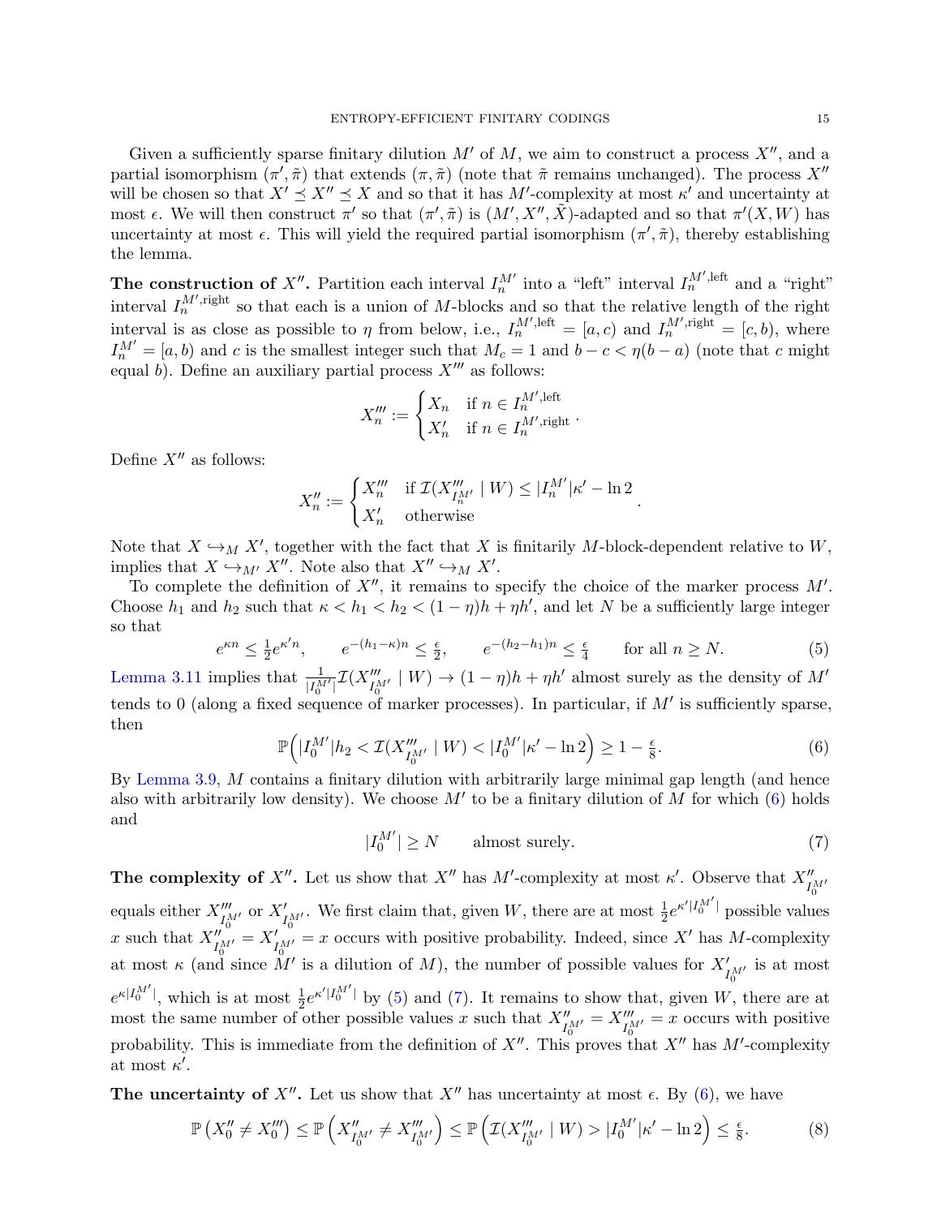Given a sufficiently sparse finitary dilution $M'$ of $M$, we aim to construct a process $X''$, and a partial isomorphism $(\pi', \tilde{\pi})$ that extends $(\pi, \tilde{\pi})$ (note that $\tilde{\pi}$ remains unchanged). The process $X''$ will be chosen so that $X' \preceq X'' \preceq X$ and so that it has $M'$-complexity at most $\kappa'$ and uncertainty at most $\epsilon$. We will then construct $\pi'$ so that $(\pi', \tilde{\pi})$ is $(M', X'', \tilde{X})$-adapted and so that $\pi'(X, W)$ has uncertainty at most $\epsilon$. This will yield the required partial isomorphism $(\pi', \tilde{\pi})$, thereby establishing the lemma.

**The construction of $X''$.** Partition each interval $I_n^{M'}$ into a "left" interval $I_n^{M',\text{left}}$ and a "right" interval $I_n^{M',\text{right}}$ so that each is a union of $M$-blocks and so that the relative length of the right interval is as close as possible to $\eta$ from below, i.e., $I_n^{M',\text{left}} = [a, c)$ and $I_n^{M',\text{right}} = [c, b)$, where $I_n^{M'} = [a, b)$ and $c$ is the smallest integer such that $M_c = 1$ and $b - c < \eta(b - a)$ (note that $c$ might equal $b$). Define an auxiliary partial process $X'''$ as follows:

$$X'''_n := \begin{cases} X_n & \text{if } n \in I_n^{M',\text{left}} \\ X'_n & \text{if } n \in I_n^{M',\text{right}} \end{cases}.$$

Define $X''$ as follows:

$$X''_n := \begin{cases} X'''_n & \text{if } \mathcal{I}(X'''_{I_n^{M'}} \mid W) \le |I_n^{M'}|\kappa' - \ln 2 \\ X'_n & \text{otherwise} \end{cases}.$$

Note that $X \hookrightarrow_M X'$, together with the fact that $X$ is finitarily $M$-block-dependent relative to $W$, implies that $X \hookrightarrow_{M'} X''$. Note also that $X'' \hookrightarrow_M X'$.

To complete the definition of $X''$, it remains to specify the choice of the marker process $M'$. Choose $h_1$ and $h_2$ such that $\kappa < h_1 < h_2 < (1-\eta)h + \eta h'$, and let $N$ be a sufficiently large integer so that

$$e^{\kappa n} \le \tfrac{1}{2} e^{\kappa' n}, \qquad e^{-(h_1 - \kappa)n} \le \tfrac{\epsilon}{2}, \qquad e^{-(h_2 - h_1)n} \le \tfrac{\epsilon}{4} \qquad \text{for all } n \ge N. \tag{5}$$

Lemma 3.11 implies that $\frac{1}{|I_0^{M'}|}\mathcal{I}(X'''_{I_0^{M'}} \mid W) \to (1-\eta)h + \eta h'$ almost surely as the density of $M'$ tends to 0 (along a fixed sequence of marker processes). In particular, if $M'$ is sufficiently sparse, then

$$\mathbb{P}\Big( |I_0^{M'}| h_2 < \mathcal{I}(X'''_{I_0^{M'}} \mid W) < |I_0^{M'}|\kappa' - \ln 2 \Big) \ge 1 - \tfrac{\epsilon}{8}. \tag{6}$$

By Lemma 3.9, $M$ contains a finitary dilution with arbitrarily large minimal gap length (and hence also with arbitrarily low density). We choose $M'$ to be a finitary dilution of $M$ for which (6) holds and

$$|I_0^{M'}| \ge N \qquad \text{almost surely.} \tag{7}$$

**The complexity of $X''$.** Let us show that $X''$ has $M'$-complexity at most $\kappa'$. Observe that $X''_{I_0^{M'}}$ equals either $X'''_{I_0^{M'}}$ or $X'_{I_0^{M'}}$. We first claim that, given $W$, there are at most $\frac{1}{2}e^{\kappa'|I_0^{M'}|}$ possible values $x$ such that $X''_{I_0^{M'}} = X'_{I_0^{M'}} = x$ occurs with positive probability. Indeed, since $X'$ has $M$-complexity at most $\kappa$ (and since $M'$ is a dilution of $M$), the number of possible values for $X'_{I_0^{M'}}$ is at most $e^{\kappa|I_0^{M'}|}$, which is at most $\frac{1}{2}e^{\kappa'|I_0^{M'}|}$ by (5) and (7). It remains to show that, given $W$, there are at most the same number of other possible values $x$ such that $X''_{I_0^{M'}} = X'''_{I_0^{M'}} = x$ occurs with positive probability. This is immediate from the definition of $X''$. This proves that $X''$ has $M'$-complexity at most $\kappa'$.

**The uncertainty of $X''$.** Let us show that $X''$ has uncertainty at most $\epsilon$. By (6), we have

$$\mathbb{P}\left(X''_0 \ne X'''_0\right) \le \mathbb{P}\left(X''_{I_0^{M'}} \ne X'''_{I_0^{M'}}\right) \le \mathbb{P}\left(\mathcal{I}(X'''_{I_0^{M'}} \mid W) > |I_0^{M'}|\kappa' - \ln 2\right) \le \tfrac{\epsilon}{8}. \tag{8}$$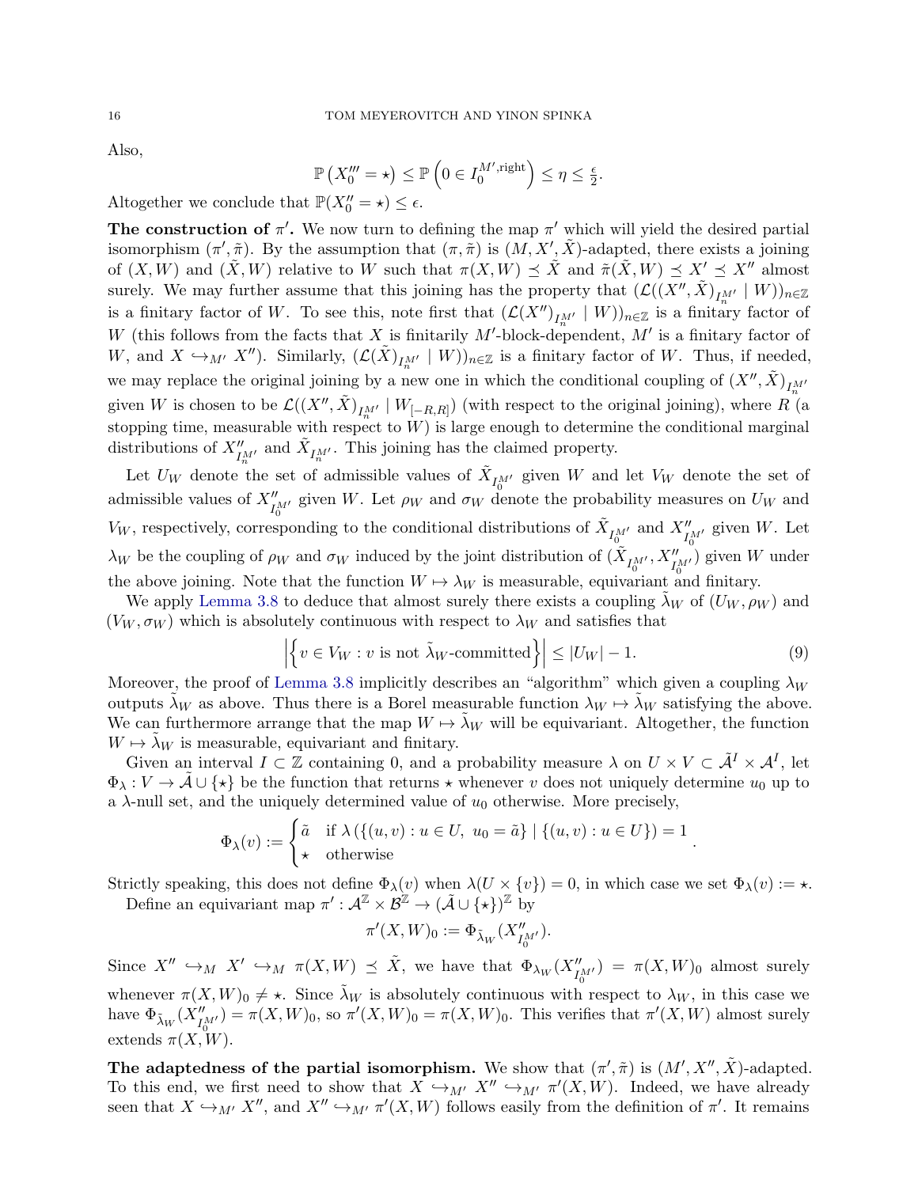Also,

$$\mathbb{P}\left(X_0''' = \star\right) \le \mathbb{P}\left(0 \in I_0^{M',\mathrm{right}}\right) \le \eta \le \tfrac{\epsilon}{2}.$$

Altogether we conclude that $\mathbb{P}(X_0'' = \star) \le \epsilon$.

**The construction of $\pi'$.** We now turn to defining the map $\pi'$ which will yield the desired partial isomorphism $(\pi', \tilde{\pi})$. By the assumption that $(\pi, \tilde{\pi})$ is $(M, X', \tilde{X})$-adapted, there exists a joining of $(X, W)$ and $(\tilde{X}, W)$ relative to $W$ such that $\pi(X, W) \preceq \tilde{X}$ and $\tilde{\pi}(\tilde{X}, W) \preceq X' \preceq X''$ almost surely. We may further assume that this joining has the property that $(\mathcal{L}((X'', \tilde{X})_{I_n^{M'}} \mid W))_{n \in \mathbb{Z}}$ is a finitary factor of $W$. To see this, note first that $(\mathcal{L}(X'')_{I_n^{M'}} \mid W))_{n\in\mathbb{Z}}$ is a finitary factor of $W$ (this follows from the facts that $X$ is finitarily $M'$-block-dependent, $M'$ is a finitary factor of $W$, and $X \hookrightarrow_{M'} X''$). Similarly, $(\mathcal{L}(\tilde{X})_{I_n^{M'}} \mid W))_{n\in\mathbb{Z}}$ is a finitary factor of $W$. Thus, if needed, we may replace the original joining by a new one in which the conditional coupling of $(X'', \tilde{X})_{I_n^{M'}}$ given $W$ is chosen to be $\mathcal{L}((X'', \tilde{X})_{I_n^{M'}} \mid W_{[-R,R]})$ (with respect to the original joining), where $R$ (a stopping time, measurable with respect to $W$) is large enough to determine the conditional marginal distributions of $X''_{I_n^{M'}}$ and $\tilde{X}_{I_n^{M'}}$. This joining has the claimed property.

Let $U_W$ denote the set of admissible values of $\tilde{X}_{I_0^{M'}}$ given $W$ and let $V_W$ denote the set of admissible values of $X''_{I_0^{M'}}$ given $W$. Let $\rho_W$ and $\sigma_W$ denote the probability measures on $U_W$ and $V_W$, respectively, corresponding to the conditional distributions of $\tilde{X}_{I_0^{M'}}$ and $X''_{I_0^{M'}}$ given $W$. Let $\lambda_W$ be the coupling of $\rho_W$ and $\sigma_W$ induced by the joint distribution of $(\tilde{X}_{I_0^{M'}}, X''_{I_0^{M'}})$ given $W$ under the above joining. Note that the function $W \mapsto \lambda_W$ is measurable, equivariant and finitary.

We apply Lemma 3.8 to deduce that almost surely there exists a coupling $\tilde{\lambda}_W$ of $(U_W, \rho_W)$ and $(V_W, \sigma_W)$ which is absolutely continuous with respect to $\lambda_W$ and satisfies that

$$\left|\left\{v \in V_W : v \text{ is not } \tilde{\lambda}_W\text{-committed}\right\}\right| \le |U_W| - 1. \tag{9}$$

Moreover, the proof of Lemma 3.8 implicitly describes an "algorithm" which given a coupling $\lambda_W$ outputs $\tilde{\lambda}_W$ as above. Thus there is a Borel measurable function $\lambda_W \mapsto \tilde{\lambda}_W$ satisfying the above. We can furthermore arrange that the map $W \mapsto \tilde{\lambda}_W$ will be equivariant. Altogether, the function $W \mapsto \tilde{\lambda}_W$ is measurable, equivariant and finitary.

Given an interval $I \subset \mathbb{Z}$ containing 0, and a probability measure $\lambda$ on $U \times V \subset \tilde{\mathcal{A}}^I \times \mathcal{A}^I$, let $\Phi_\lambda : V \to \tilde{\mathcal{A}} \cup \{\star\}$ be the function that returns $\star$ whenever $v$ does not uniquely determine $u_0$ up to a $\lambda$-null set, and the uniquely determined value of $u_0$ otherwise. More precisely,

$$\Phi_\lambda(v) := \begin{cases} \tilde{a} & \text{if } \lambda\left(\{(u,v) : u \in U,\ u_0 = \tilde{a}\} \mid \{(u,v) : u \in U\}\right) = 1 \\ \star & \text{otherwise} \end{cases}.$$

Strictly speaking, this does not define $\Phi_\lambda(v)$ when $\lambda(U \times \{v\}) = 0$, in which case we set $\Phi_\lambda(v) := \star$.

Define an equivariant map $\pi' : \mathcal{A}^{\mathbb{Z}} \times \mathcal{B}^{\mathbb{Z}} \to (\tilde{\mathcal{A}} \cup \{\star\})^{\mathbb{Z}}$ by

$$\pi'(X, W)_0 := \Phi_{\tilde{\lambda}_W}(X''_{I_0^{M'}}).$$

Since $X'' \hookrightarrow_M X' \hookrightarrow_M \pi(X, W) \preceq \tilde{X}$, we have that $\Phi_{\lambda_W}(X''_{I_0^{M'}}) = \pi(X, W)_0$ almost surely whenever $\pi(X, W)_0 \neq \star$. Since $\tilde{\lambda}_W$ is absolutely continuous with respect to $\lambda_W$, in this case we have $\Phi_{\tilde{\lambda}_W}(X''_{I_0^{M'}}) = \pi(X, W)_0$, so $\pi'(X, W)_0 = \pi(X, W)_0$. This verifies that $\pi'(X, W)$ almost surely extends $\pi(X, W)$.

**The adaptedness of the partial isomorphism.** We show that $(\pi', \tilde{\pi})$ is $(M', X'', \tilde{X})$-adapted. To this end, we first need to show that $X \hookrightarrow_{M'} X'' \hookrightarrow_{M'} \pi'(X, W)$. Indeed, we have already seen that $X \hookrightarrow_{M'} X''$, and $X'' \hookrightarrow_{M'} \pi'(X, W)$ follows easily from the definition of $\pi'$. It remains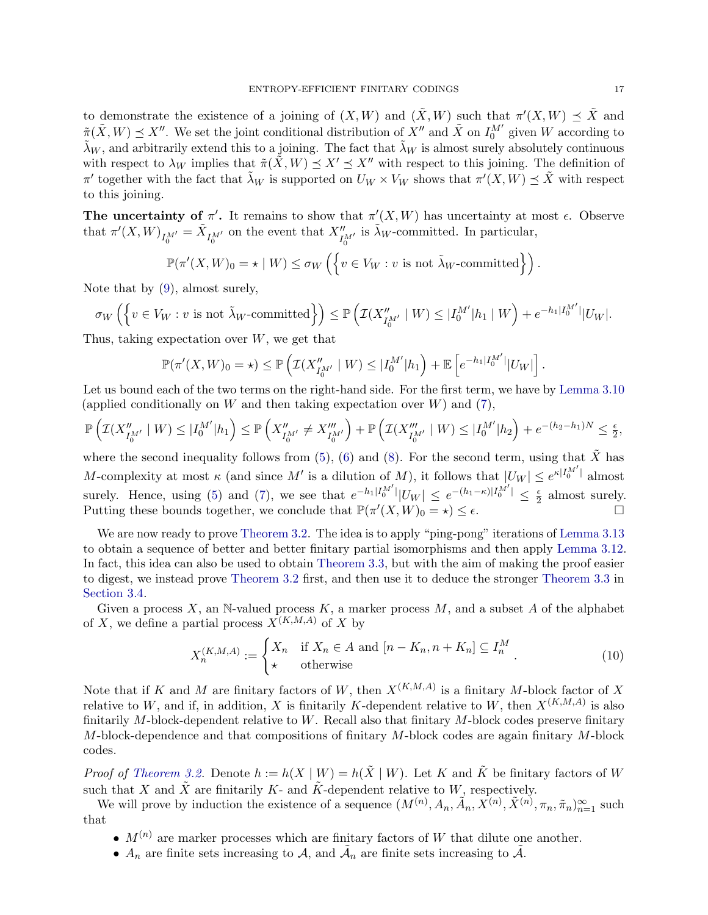to demonstrate the existence of a joining of $(X, W)$ and $(\tilde{X}, W)$ such that $\pi'(X, W) \preceq \tilde{X}$ and $\tilde{\pi}(\tilde{X}, W) \preceq X''$. We set the joint conditional distribution of $X''$ and $\tilde{X}$ on $I_0^{M'}$ given $W$ according to $\tilde{\lambda}_W$, and arbitrarily extend this to a joining. The fact that $\tilde{\lambda}_W$ is almost surely absolutely continuous with respect to $\lambda_W$ implies that $\tilde{\pi}(\tilde{X}, W) \preceq X' \preceq X''$ with respect to this joining. The definition of $\pi'$ together with the fact that $\tilde{\lambda}_W$ is supported on $U_W \times V_W$ shows that $\pi'(X, W) \preceq \tilde{X}$ with respect to this joining.

**The uncertainty of $\pi'$.** It remains to show that $\pi'(X, W)$ has uncertainty at most $\epsilon$. Observe that $\pi'(X, W)_{I_0^{M'}} = \tilde{X}_{I_0^{M'}}$ on the event that $X''_{I_0^{M'}}$ is $\tilde{\lambda}_W$-committed. In particular,

$$\mathbb{P}(\pi'(X, W)_0 = \star \mid W) \leq \sigma_W\left(\left\{v \in V_W : v \text{ is not } \tilde{\lambda}_W\text{-committed}\right\}\right).$$

Note that by (9), almost surely,

$$\sigma_W\left(\left\{v \in V_W : v \text{ is not } \tilde{\lambda}_W\text{-committed}\right\}\right) \leq \mathbb{P}\left(\mathcal{I}(X''_{I_0^{M'}} \mid W) \leq |I_0^{M'}|h_1 \mid W\right) + e^{-h_1|I_0^{M'}|}|U_W|.$$

Thus, taking expectation over $W$, we get that

$$\mathbb{P}(\pi'(X, W)_0 = \star) \leq \mathbb{P}\left(\mathcal{I}(X''_{I_0^{M'}} \mid W) \leq |I_0^{M'}|h_1\right) + \mathbb{E}\left[e^{-h_1|I_0^{M'}|}|U_W|\right].$$

Let us bound each of the two terms on the right-hand side. For the first term, we have by Lemma 3.10 (applied conditionally on $W$ and then taking expectation over $W$) and (7),

$$\mathbb{P}\left(\mathcal{I}(X''_{I_0^{M'}} \mid W) \leq |I_0^{M'}|h_1\right) \leq \mathbb{P}\left(X''_{I_0^{M'}} \neq X'''_{I_0^{M'}}\right) + \mathbb{P}\left(\mathcal{I}(X'''_{I_0^{M'}} \mid W) \leq |I_0^{M'}|h_2\right) + e^{-(h_2-h_1)N} \leq \tfrac{\epsilon}{2},$$

where the second inequality follows from (5), (6) and (8). For the second term, using that $\tilde{X}$ has $M$-complexity at most $\kappa$ (and since $M'$ is a dilution of $M$), it follows that $|U_W| \leq e^{\kappa|I_0^{M'}|}$ almost surely. Hence, using (5) and (7), we see that $e^{-h_1|I_0^{M'}|}|U_W| \leq e^{-(h_1-\kappa)|I_0^{M'}|} \leq \frac{\epsilon}{2}$ almost surely. Putting these bounds together, we conclude that $\mathbb{P}(\pi'(X, W)_0 = \star) \leq \epsilon$. □

We are now ready to prove Theorem 3.2. The idea is to apply "ping-pong" iterations of Lemma 3.13 to obtain a sequence of better and better finitary partial isomorphisms and then apply Lemma 3.12. In fact, this idea can also be used to obtain Theorem 3.3, but with the aim of making the proof easier to digest, we instead prove Theorem 3.2 first, and then use it to deduce the stronger Theorem 3.3 in Section 3.4.

Given a process $X$, an $\mathbb{N}$-valued process $K$, a marker process $M$, and a subset $A$ of the alphabet of $X$, we define a partial process $X^{(K,M,A)}$ of $X$ by

$$X_n^{(K,M,A)} := \begin{cases} X_n & \text{if } X_n \in A \text{ and } [n - K_n, n + K_n] \subseteq I_n^M \\ \star & \text{otherwise} \end{cases}. \tag{10}$$

Note that if $K$ and $M$ are finitary factors of $W$, then $X^{(K,M,A)}$ is a finitary $M$-block factor of $X$ relative to $W$, and if, in addition, $X$ is finitarily $K$-dependent relative to $W$, then $X^{(K,M,A)}$ is also finitarily $M$-block-dependent relative to $W$. Recall also that finitary $M$-block codes preserve finitary $M$-block-dependence and that compositions of finitary $M$-block codes are again finitary $M$-block codes.

*Proof of Theorem 3.2.* Denote $h := h(X \mid W) = h(\tilde{X} \mid W)$. Let $K$ and $\tilde{K}$ be finitary factors of $W$ such that $X$ and $\tilde{X}$ are finitarily $K$- and $\tilde{K}$-dependent relative to $W$, respectively.

We will prove by induction the existence of a sequence $(M^{(n)}, A_n, \tilde{A}_n, X^{(n)}, \tilde{X}^{(n)}, \pi_n, \tilde{\pi}_n)_{n=1}^\infty$ such that

- $M^{(n)}$ are marker processes which are finitary factors of $W$ that dilute one another.
- $A_n$ are finite sets increasing to $\mathcal{A}$, and $\tilde{A}_n$ are finite sets increasing to $\tilde{\mathcal{A}}$.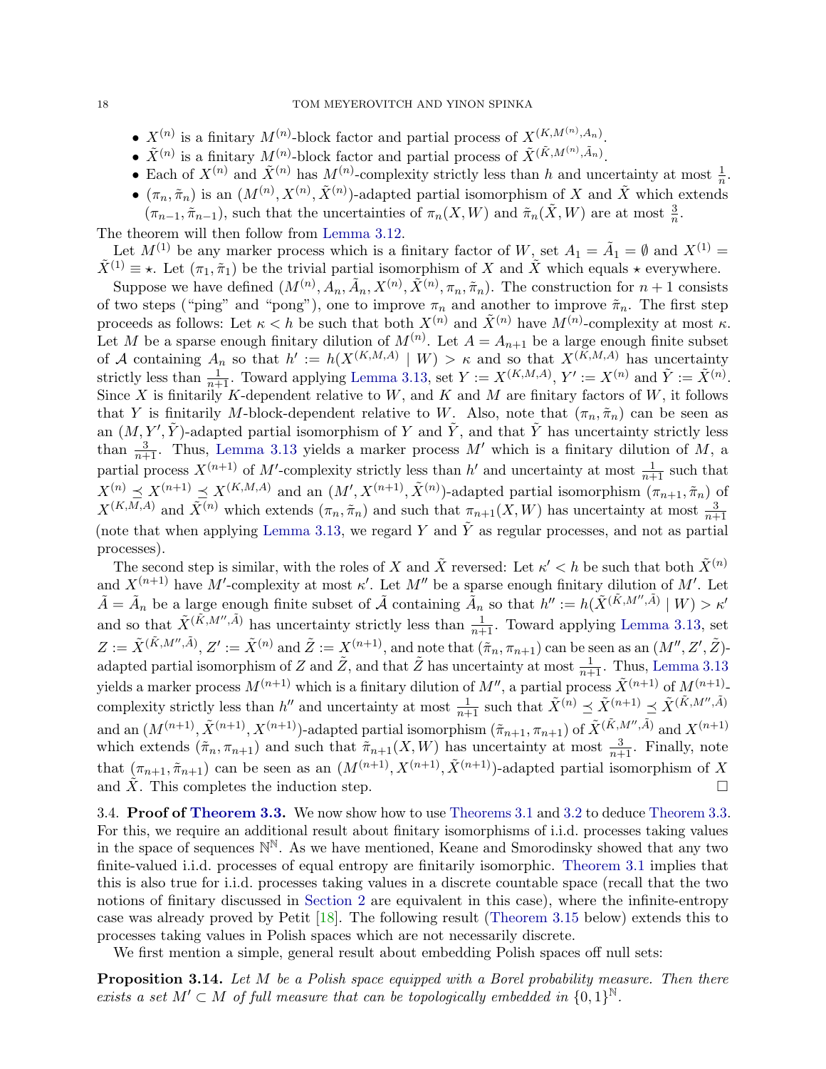- $X^{(n)}$ is a finitary $M^{(n)}$-block factor and partial process of $X^{(K,M^{(n)},A_n)}$.
- $\tilde{X}^{(n)}$ is a finitary $M^{(n)}$-block factor and partial process of $\tilde{X}^{(\tilde{K},M^{(n)},\tilde{A}_n)}$.
- Each of $X^{(n)}$ and $\tilde{X}^{(n)}$ has $M^{(n)}$-complexity strictly less than $h$ and uncertainty at most $\frac{1}{n}$.
- $(\pi_n, \tilde{\pi}_n)$ is an $(M^{(n)}, X^{(n)}, \tilde{X}^{(n)})$-adapted partial isomorphism of $X$ and $\tilde{X}$ which extends $(\pi_{n-1}, \tilde{\pi}_{n-1})$, such that the uncertainties of $\pi_n(X, W)$ and $\tilde{\pi}_n(\tilde{X}, W)$ are at most $\frac{3}{n}$.

The theorem will then follow from Lemma 3.12.

Let $M^{(1)}$ be any marker process which is a finitary factor of $W$, set $A_1 = \tilde{A}_1 = \emptyset$ and $X^{(1)} = \tilde{X}^{(1)} \equiv \star$. Let $(\pi_1, \tilde{\pi}_1)$ be the trivial partial isomorphism of $X$ and $\tilde{X}$ which equals $\star$ everywhere.

Suppose we have defined $(M^{(n)}, A_n, \tilde{A}_n, X^{(n)}, \tilde{X}^{(n)}, \pi_n, \tilde{\pi}_n)$. The construction for $n+1$ consists of two steps ("ping" and "pong"), one to improve $\pi_n$ and another to improve $\tilde{\pi}_n$. The first step proceeds as follows: Let $\kappa < h$ be such that both $X^{(n)}$ and $\tilde{X}^{(n)}$ have $M^{(n)}$-complexity at most $\kappa$. Let $M$ be a sparse enough finitary dilution of $M^{(n)}$. Let $A = A_{n+1}$ be a large enough finite subset of $\mathcal{A}$ containing $A_n$ so that $h' := h(X^{(K,M,A)} \mid W) > \kappa$ and so that $X^{(K,M,A)}$ has uncertainty strictly less than $\frac{1}{n+1}$. Toward applying Lemma 3.13, set $Y := X^{(K,M,A)}$, $Y' := X^{(n)}$ and $\tilde{Y} := \tilde{X}^{(n)}$. Since $X$ is finitarily $K$-dependent relative to $W$, and $K$ and $M$ are finitary factors of $W$, it follows that $Y$ is finitarily $M$-block-dependent relative to $W$. Also, note that $(\pi_n, \tilde{\pi}_n)$ can be seen as an $(M, Y', \tilde{Y})$-adapted partial isomorphism of $Y$ and $\tilde{Y}$, and that $\tilde{Y}$ has uncertainty strictly less than $\frac{3}{n+1}$. Thus, Lemma 3.13 yields a marker process $M'$ which is a finitary dilution of $M$, a partial process $X^{(n+1)}$ of $M'$-complexity strictly less than $h'$ and uncertainty at most $\frac{1}{n+1}$ such that $X^{(n)} \preceq X^{(n+1)} \preceq X^{(K,M,A)}$ and an $(M', X^{(n+1)}, \tilde{X}^{(n)})$-adapted partial isomorphism $(\pi_{n+1}, \tilde{\pi}_n)$ of $X^{(K,M,A)}$ and $\tilde{X}^{(n)}$ which extends $(\pi_n, \tilde{\pi}_n)$ and such that $\pi_{n+1}(X, W)$ has uncertainty at most $\frac{3}{n+1}$ (note that when applying Lemma 3.13, we regard $Y$ and $\tilde{Y}$ as regular processes, and not as partial processes).

The second step is similar, with the roles of $X$ and $\tilde{X}$ reversed: Let $\kappa' < h$ be such that both $\tilde{X}^{(n)}$ and $X^{(n+1)}$ have $M'$-complexity at most $\kappa'$. Let $M''$ be a sparse enough finitary dilution of $M'$. Let $\tilde{A} = \tilde{A}_n$ be a large enough finite subset of $\tilde{\mathcal{A}}$ containing $\tilde{A}_n$ so that $h'' := h(\tilde{X}^{(\tilde{K},M'',\tilde{A})} \mid W) > \kappa'$ and so that $\tilde{X}^{(\tilde{K},M'',\tilde{A})}$ has uncertainty strictly less than $\frac{1}{n+1}$. Toward applying Lemma 3.13, set $Z := \tilde{X}^{(\tilde{K},M'',\tilde{A})}$, $Z' := \tilde{X}^{(n)}$ and $\tilde{Z} := X^{(n+1)}$, and note that $(\tilde{\pi}_n, \pi_{n+1})$ can be seen as an $(M'', Z', \tilde{Z})$-adapted partial isomorphism of $Z$ and $\tilde{Z}$, and that $\tilde{Z}$ has uncertainty at most $\frac{1}{n+1}$. Thus, Lemma 3.13 yields a marker process $M^{(n+1)}$ which is a finitary dilution of $M''$, a partial process $\tilde{X}^{(n+1)}$ of $M^{(n+1)}$-complexity strictly less than $h''$ and uncertainty at most $\frac{1}{n+1}$ such that $\tilde{X}^{(n)} \preceq \tilde{X}^{(n+1)} \preceq \tilde{X}^{(\tilde{K},M'',\tilde{A})}$ and an $(M^{(n+1)}, \tilde{X}^{(n+1)}, X^{(n+1)})$-adapted partial isomorphism $(\tilde{\pi}_{n+1}, \pi_{n+1})$ of $\tilde{X}^{(\tilde{K},M'',\tilde{A})}$ and $X^{(n+1)}$ which extends $(\tilde{\pi}_n, \pi_{n+1})$ and such that $\tilde{\pi}_{n+1}(X, W)$ has uncertainty at most $\frac{3}{n+1}$. Finally, note that $(\pi_{n+1}, \tilde{\pi}_{n+1})$ can be seen as an $(M^{(n+1)}, X^{(n+1)}, \tilde{X}^{(n+1)})$-adapted partial isomorphism of $X$ and $\tilde{X}$. This completes the induction step. □

### 3.4. Proof of Theorem 3.3.

We now show how to use Theorems 3.1 and 3.2 to deduce Theorem 3.3. For this, we require an additional result about finitary isomorphisms of i.i.d. processes taking values in the space of sequences $\mathbb{N}^{\mathbb{N}}$. As we have mentioned, Keane and Smorodinsky showed that any two finite-valued i.i.d. processes of equal entropy are finitarily isomorphic. Theorem 3.1 implies that this is also true for i.i.d. processes taking values in a discrete countable space (recall that the two notions of finitary discussed in Section 2 are equivalent in this case), where the infinite-entropy case was already proved by Petit [18]. The following result (Theorem 3.15 below) extends this to processes taking values in Polish spaces which are not necessarily discrete.

We first mention a simple, general result about embedding Polish spaces off null sets:

**Proposition 3.14.** *Let $M$ be a Polish space equipped with a Borel probability measure. Then there exists a set $M' \subset M$ of full measure that can be topologically embedded in $\{0,1\}^{\mathbb{N}}$.*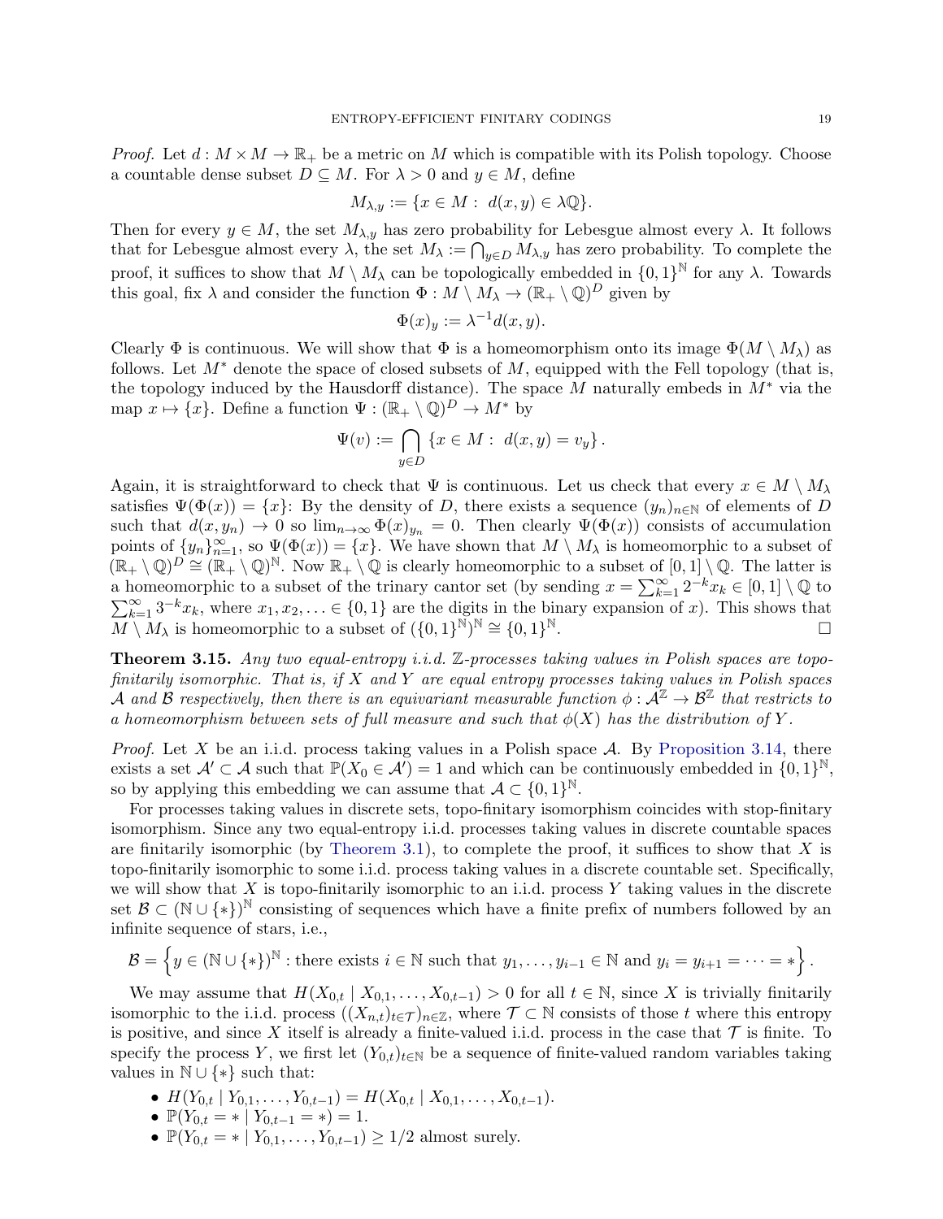*Proof.* Let $d : M \times M \to \mathbb{R}_+$ be a metric on $M$ which is compatible with its Polish topology. Choose a countable dense subset $D \subseteq M$. For $\lambda > 0$ and $y \in M$, define

$$M_{\lambda,y} := \{x \in M : \ d(x,y) \in \lambda\mathbb{Q}\}.$$

Then for every $y \in M$, the set $M_{\lambda,y}$ has zero probability for Lebesgue almost every $\lambda$. It follows that for Lebesgue almost every $\lambda$, the set $M_\lambda := \bigcap_{y \in D} M_{\lambda,y}$ has zero probability. To complete the proof, it suffices to show that $M \setminus M_\lambda$ can be topologically embedded in $\{0,1\}^{\mathbb{N}}$ for any $\lambda$. Towards this goal, fix $\lambda$ and consider the function $\Phi : M \setminus M_\lambda \to (\mathbb{R}_+ \setminus \mathbb{Q})^D$ given by

$$\Phi(x)_y := \lambda^{-1} d(x,y).$$

Clearly $\Phi$ is continuous. We will show that $\Phi$ is a homeomorphism onto its image $\Phi(M \setminus M_\lambda)$ as follows. Let $M^*$ denote the space of closed subsets of $M$, equipped with the Fell topology (that is, the topology induced by the Hausdorff distance). The space $M$ naturally embeds in $M^*$ via the map $x \mapsto \{x\}$. Define a function $\Psi : (\mathbb{R}_+ \setminus \mathbb{Q})^D \to M^*$ by

$$\Psi(v) := \bigcap_{y \in D} \{x \in M : \ d(x,y) = v_y\}.$$

Again, it is straightforward to check that $\Psi$ is continuous. Let us check that every $x \in M \setminus M_\lambda$ satisfies $\Psi(\Phi(x)) = \{x\}$: By the density of $D$, there exists a sequence $(y_n)_{n \in \mathbb{N}}$ of elements of $D$ such that $d(x, y_n) \to 0$ so $\lim_{n\to\infty} \Phi(x)_{y_n} = 0$. Then clearly $\Psi(\Phi(x))$ consists of accumulation points of $\{y_n\}_{n=1}^\infty$, so $\Psi(\Phi(x)) = \{x\}$. We have shown that $M \setminus M_\lambda$ is homeomorphic to a subset of $(\mathbb{R}_+ \setminus \mathbb{Q})^D \cong (\mathbb{R}_+ \setminus \mathbb{Q})^{\mathbb{N}}$. Now $\mathbb{R}_+ \setminus \mathbb{Q}$ is clearly homeomorphic to a subset of $[0,1] \setminus \mathbb{Q}$. The latter is a homeomorphic to a subset of the trinary cantor set (by sending $x = \sum_{k=1}^\infty 2^{-k} x_k \in [0,1] \setminus \mathbb{Q}$ to $\sum_{k=1}^\infty 3^{-k} x_k$, where $x_1, x_2, \ldots \in \{0,1\}$ are the digits in the binary expansion of $x$). This shows that $M \setminus M_\lambda$ is homeomorphic to a subset of $(\{0,1\}^{\mathbb{N}})^{\mathbb{N}} \cong \{0,1\}^{\mathbb{N}}$. □

**Theorem 3.15.** *Any two equal-entropy i.i.d. $\mathbb{Z}$-processes taking values in Polish spaces are topo-finitarily isomorphic. That is, if $X$ and $Y$ are equal entropy processes taking values in Polish spaces $\mathcal{A}$ and $\mathcal{B}$ respectively, then there is an equivariant measurable function $\phi : \mathcal{A}^{\mathbb{Z}} \to \mathcal{B}^{\mathbb{Z}}$ that restricts to a homeomorphism between sets of full measure and such that $\phi(X)$ has the distribution of $Y$.*

*Proof.* Let $X$ be an i.i.d. process taking values in a Polish space $\mathcal{A}$. By Proposition 3.14, there exists a set $\mathcal{A}' \subset \mathcal{A}$ such that $\mathbb{P}(X_0 \in \mathcal{A}') = 1$ and which can be continuously embedded in $\{0,1\}^{\mathbb{N}}$, so by applying this embedding we can assume that $\mathcal{A} \subset \{0,1\}^{\mathbb{N}}$.

For processes taking values in discrete sets, topo-finitary isomorphism coincides with stop-finitary isomorphism. Since any two equal-entropy i.i.d. processes taking values in discrete countable spaces are finitarily isomorphic (by Theorem 3.1), to complete the proof, it suffices to show that $X$ is topo-finitarily isomorphic to some i.i.d. process taking values in a discrete countable set. Specifically, we will show that $X$ is topo-finitarily isomorphic to an i.i.d. process $Y$ taking values in the discrete set $\mathcal{B} \subset (\mathbb{N} \cup \{*\})^{\mathbb{N}}$ consisting of sequences which have a finite prefix of numbers followed by an infinite sequence of stars, i.e.,

$$\mathcal{B} = \left\{ y \in (\mathbb{N} \cup \{*\})^{\mathbb{N}} : \text{there exists } i \in \mathbb{N} \text{ such that } y_1, \ldots, y_{i-1} \in \mathbb{N} \text{ and } y_i = y_{i+1} = \cdots = * \right\}.$$

We may assume that $H(X_{0,t} \mid X_{0,1}, \ldots, X_{0,t-1}) > 0$ for all $t \in \mathbb{N}$, since $X$ is trivially finitarily isomorphic to the i.i.d. process $((X_{n,t})_{t \in \mathcal{T}})_{n \in \mathbb{Z}}$, where $\mathcal{T} \subset \mathbb{N}$ consists of those $t$ where this entropy is positive, and since $X$ itself is already a finite-valued i.i.d. process in the case that $\mathcal{T}$ is finite. To specify the process $Y$, we first let $(Y_{0,t})_{t \in \mathbb{N}}$ be a sequence of finite-valued random variables taking values in $\mathbb{N} \cup \{*\}$ such that:

- $H(Y_{0,t} \mid Y_{0,1}, \ldots, Y_{0,t-1}) = H(X_{0,t} \mid X_{0,1}, \ldots, X_{0,t-1})$.
- $\mathbb{P}(Y_{0,t} = * \mid Y_{0,t-1} = *) = 1$.
- $\mathbb{P}(Y_{0,t} = * \mid Y_{0,1}, \ldots, Y_{0,t-1}) \geq 1/2$ almost surely.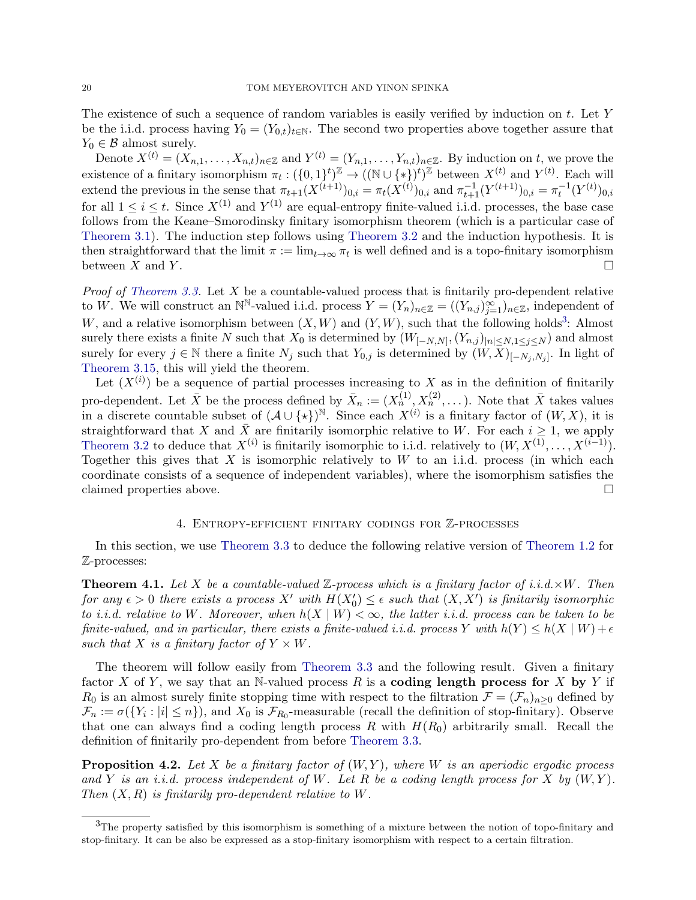The existence of such a sequence of random variables is easily verified by induction on $t$. Let $Y$ be the i.i.d. process having $Y_0 = (Y_{0,t})_{t\in\mathbb{N}}$. The second two properties above together assure that $Y_0 \in \mathcal{B}$ almost surely.

Denote $X^{(t)} = (X_{n,1}, \dots, X_{n,t})_{n\in\mathbb{Z}}$ and $Y^{(t)} = (Y_{n,1}, \dots, Y_{n,t})_{n\in\mathbb{Z}}$. By induction on $t$, we prove the existence of a finitary isomorphism $\pi_t : (\{0,1\}^t)^{\mathbb{Z}} \to ((\mathbb{N} \cup \{*\})^t)^{\mathbb{Z}}$ between $X^{(t)}$ and $Y^{(t)}$. Each will extend the previous in the sense that $\pi_{t+1}(X^{(t+1)})_{0,i} = \pi_t(X^{(t)})_{0,i}$ and $\pi_{t+1}^{-1}(Y^{(t+1)})_{0,i} = \pi_t^{-1}(Y^{(t)})_{0,i}$ for all $1 \le i \le t$. Since $X^{(1)}$ and $Y^{(1)}$ are equal-entropy finite-valued i.i.d. processes, the base case follows from the Keane–Smorodinsky finitary isomorphism theorem (which is a particular case of Theorem 3.1). The induction step follows using Theorem 3.2 and the induction hypothesis. It is then straightforward that the limit $\pi := \lim_{t\to\infty} \pi_t$ is well defined and is a topo-finitary isomorphism between $X$ and $Y$. □

*Proof of Theorem 3.3.* Let $X$ be a countable-valued process that is finitarily pro-dependent relative to $W$. We will construct an $\mathbb{N}^{\mathbb{N}}$-valued i.i.d. process $Y = (Y_n)_{n\in\mathbb{Z}} = ((Y_{n,j})_{j=1}^{\infty})_{n\in\mathbb{Z}}$, independent of $W$, and a relative isomorphism between $(X, W)$ and $(Y, W)$, such that the following holds[3]: Almost surely there exists a finite $N$ such that $X_0$ is determined by $(W_{[-N,N]}, (Y_{n,j})_{|n|\le N, 1\le j\le N})$ and almost surely for every $j \in \mathbb{N}$ there a finite $N_j$ such that $Y_{0,j}$ is determined by $(W, X)_{[-N_j, N_j]}$. In light of Theorem 3.15, this will yield the theorem.

Let $(X^{(i)})$ be a sequence of partial processes increasing to $X$ as in the definition of finitarily pro-dependent. Let $\bar{X}$ be the process defined by $\bar{X}_n := (X_n^{(1)}, X_n^{(2)}, \dots)$. Note that $\bar{X}$ takes values in a discrete countable subset of $(\mathcal{A} \cup \{\star\})^{\mathbb{N}}$. Since each $X^{(i)}$ is a finitary factor of $(W, X)$, it is straightforward that $X$ and $\bar{X}$ are finitarily isomorphic relative to $W$. For each $i \ge 1$, we apply Theorem 3.2 to deduce that $X^{(i)}$ is finitarily isomorphic to i.i.d. relatively to $(W, X^{(1)}, \dots, X^{(i-1)})$. Together this gives that $X$ is isomorphic relatively to $W$ to an i.i.d. process (in which each coordinate consists of a sequence of independent variables), where the isomorphism satisfies the claimed properties above. □

## 4. Entropy-efficient finitary codings for $\mathbb{Z}$-processes

In this section, we use Theorem 3.3 to deduce the following relative version of Theorem 1.2 for $\mathbb{Z}$-processes:

**Theorem 4.1.** *Let $X$ be a countable-valued $\mathbb{Z}$-process which is a finitary factor of i.i.d.$\times W$. Then for any $\epsilon > 0$ there exists a process $X'$ with $H(X'_0) \le \epsilon$ such that $(X, X')$ is finitarily isomorphic to i.i.d. relative to $W$. Moreover, when $h(X \mid W) < \infty$, the latter i.i.d. process can be taken to be finite-valued, and in particular, there exists a finite-valued i.i.d. process $Y$ with $h(Y) \le h(X \mid W) + \epsilon$ such that $X$ is a finitary factor of $Y \times W$.*

The theorem will follow easily from Theorem 3.3 and the following result. Given a finitary factor $X$ of $Y$, we say that an $\mathbb{N}$-valued process $R$ is a **coding length process for** $X$ **by** $Y$ if $R_0$ is an almost surely finite stopping time with respect to the filtration $\mathcal{F} = (\mathcal{F}_n)_{n\ge 0}$ defined by $\mathcal{F}_n := \sigma(\{Y_i : |i| \le n\})$, and $X_0$ is $\mathcal{F}_{R_0}$-measurable (recall the definition of stop-finitary). Observe that one can always find a coding length process $R$ with $H(R_0)$ arbitrarily small. Recall the definition of finitarily pro-dependent from before Theorem 3.3.

**Proposition 4.2.** *Let $X$ be a finitary factor of $(W, Y)$, where $W$ is an aperiodic ergodic process and $Y$ is an i.i.d. process independent of $W$. Let $R$ be a coding length process for $X$ by $(W, Y)$. Then $(X, R)$ is finitarily pro-dependent relative to $W$.*

[3] The property satisfied by this isomorphism is something of a mixture between the notion of topo-finitary and stop-finitary. It can be also be expressed as a stop-finitary isomorphism with respect to a certain filtration.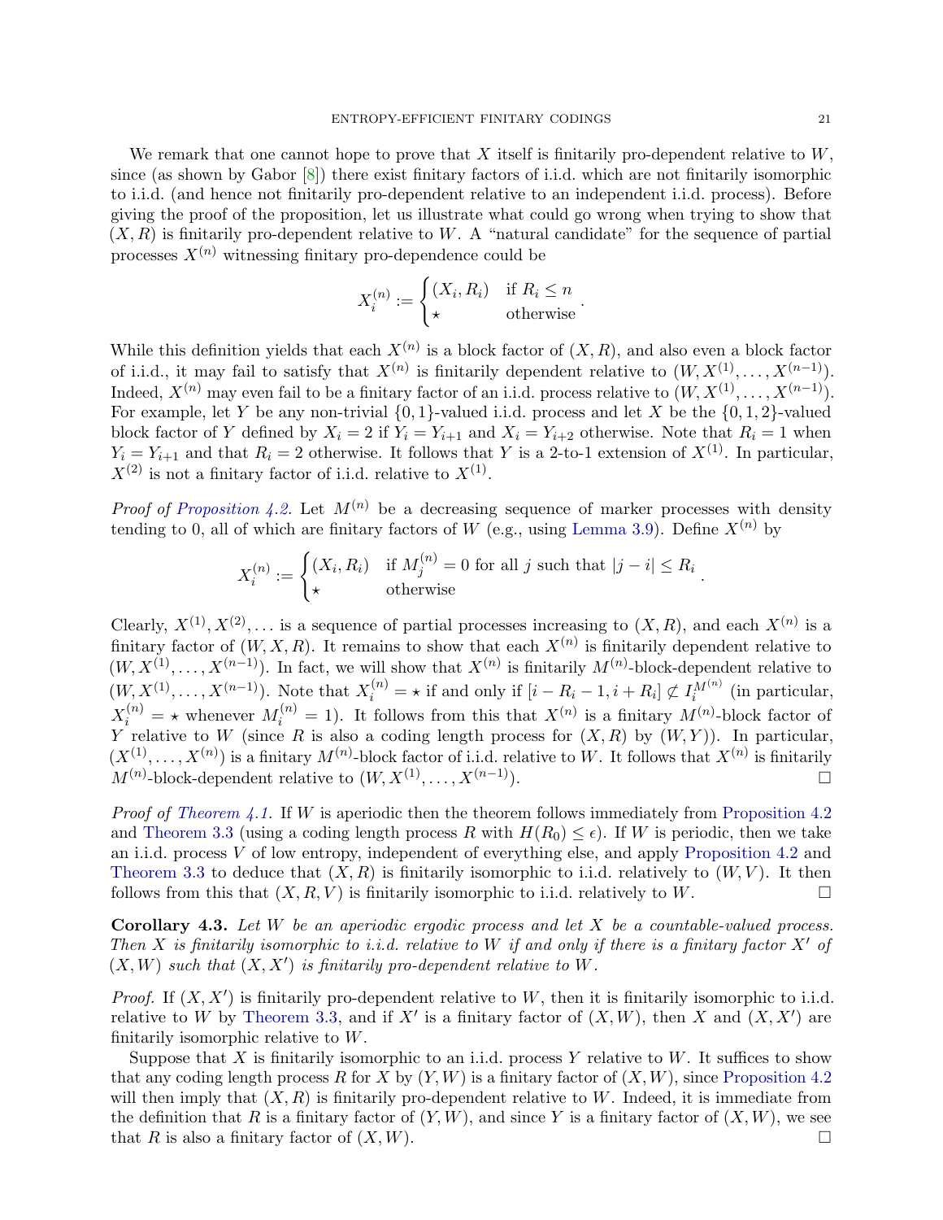We remark that one cannot hope to prove that $X$ itself is finitarily pro-dependent relative to $W$, since (as shown by Gabor [8]) there exist finitary factors of i.i.d. which are not finitarily isomorphic to i.i.d. (and hence not finitarily pro-dependent relative to an independent i.i.d. process). Before giving the proof of the proposition, let us illustrate what could go wrong when trying to show that $(X, R)$ is finitarily pro-dependent relative to $W$. A "natural candidate" for the sequence of partial processes $X^{(n)}$ witnessing finitary pro-dependence could be

$$X_i^{(n)} := \begin{cases} (X_i, R_i) & \text{if } R_i \le n \\ \star & \text{otherwise} \end{cases}.$$

While this definition yields that each $X^{(n)}$ is a block factor of $(X, R)$, and also even a block factor of i.i.d., it may fail to satisfy that $X^{(n)}$ is finitarily dependent relative to $(W, X^{(1)}, \dots, X^{(n-1)})$. Indeed, $X^{(n)}$ may even fail to be a finitary factor of an i.i.d. process relative to $(W, X^{(1)}, \dots, X^{(n-1)})$. For example, let $Y$ be any non-trivial $\{0,1\}$-valued i.i.d. process and let $X$ be the $\{0,1,2\}$-valued block factor of $Y$ defined by $X_i = 2$ if $Y_i = Y_{i+1}$ and $X_i = Y_{i+2}$ otherwise. Note that $R_i = 1$ when $Y_i = Y_{i+1}$ and that $R_i = 2$ otherwise. It follows that $Y$ is a 2-to-1 extension of $X^{(1)}$. In particular, $X^{(2)}$ is not a finitary factor of i.i.d. relative to $X^{(1)}$.

*Proof of Proposition 4.2.* Let $M^{(n)}$ be a decreasing sequence of marker processes with density tending to 0, all of which are finitary factors of $W$ (e.g., using Lemma 3.9). Define $X^{(n)}$ by

$$X_i^{(n)} := \begin{cases} (X_i, R_i) & \text{if } M_j^{(n)} = 0 \text{ for all } j \text{ such that } |j - i| \le R_i \\ \star & \text{otherwise} \end{cases}.$$

Clearly, $X^{(1)}, X^{(2)}, \dots$ is a sequence of partial processes increasing to $(X, R)$, and each $X^{(n)}$ is a finitary factor of $(W, X, R)$. It remains to show that each $X^{(n)}$ is finitarily dependent relative to $(W, X^{(1)}, \dots, X^{(n-1)})$. In fact, we will show that $X^{(n)}$ is finitarily $M^{(n)}$-block-dependent relative to $(W, X^{(1)}, \dots, X^{(n-1)})$. Note that $X_i^{(n)} = \star$ if and only if $[i - R_i - 1, i + R_i] \not\subset I_i^{M^{(n)}}$ (in particular, $X_i^{(n)} = \star$ whenever $M_i^{(n)} = 1$). It follows from this that $X^{(n)}$ is a finitary $M^{(n)}$-block factor of $Y$ relative to $W$ (since $R$ is also a coding length process for $(X, R)$ by $(W, Y)$). In particular, $(X^{(1)}, \dots, X^{(n)})$ is a finitary $M^{(n)}$-block factor of i.i.d. relative to $W$. It follows that $X^{(n)}$ is finitarily $M^{(n)}$-block-dependent relative to $(W, X^{(1)}, \dots, X^{(n-1)})$. $\square$

*Proof of Theorem 4.1.* If $W$ is aperiodic then the theorem follows immediately from Proposition 4.2 and Theorem 3.3 (using a coding length process $R$ with $H(R_0) \le \epsilon$). If $W$ is periodic, then we take an i.i.d. process $V$ of low entropy, independent of everything else, and apply Proposition 4.2 and Theorem 3.3 to deduce that $(X, R)$ is finitarily isomorphic to i.i.d. relatively to $(W, V)$. It then follows from this that $(X, R, V)$ is finitarily isomorphic to i.i.d. relatively to $W$. $\square$

**Corollary 4.3.** *Let $W$ be an aperiodic ergodic process and let $X$ be a countable-valued process. Then $X$ is finitarily isomorphic to i.i.d. relative to $W$ if and only if there is a finitary factor $X'$ of $(X, W)$ such that $(X, X')$ is finitarily pro-dependent relative to $W$.*

*Proof.* If $(X, X')$ is finitarily pro-dependent relative to $W$, then it is finitarily isomorphic to i.i.d. relative to $W$ by Theorem 3.3, and if $X'$ is a finitary factor of $(X, W)$, then $X$ and $(X, X')$ are finitarily isomorphic relative to $W$.

Suppose that $X$ is finitarily isomorphic to an i.i.d. process $Y$ relative to $W$. It suffices to show that any coding length process $R$ for $X$ by $(Y, W)$ is a finitary factor of $(X, W)$, since Proposition 4.2 will then imply that $(X, R)$ is finitarily pro-dependent relative to $W$. Indeed, it is immediate from the definition that $R$ is a finitary factor of $(Y, W)$, and since $Y$ is a finitary factor of $(X, W)$, we see that $R$ is also a finitary factor of $(X, W)$. $\square$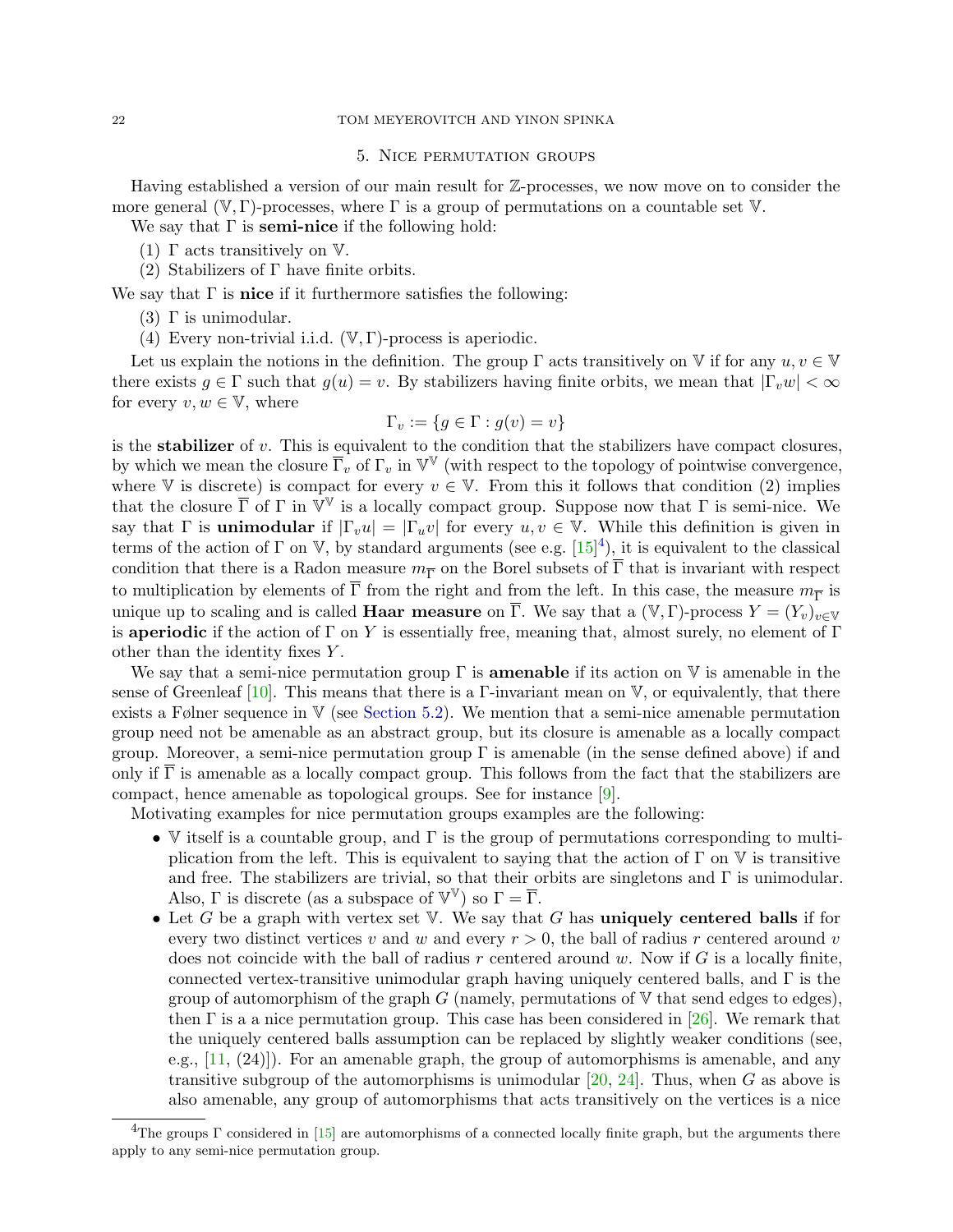## 5. Nice permutation groups

Having established a version of our main result for $\mathbb{Z}$-processes, we now move on to consider the more general $(\mathbb{V}, \Gamma)$-processes, where $\Gamma$ is a group of permutations on a countable set $\mathbb{V}$.

We say that $\Gamma$ is **semi-nice** if the following hold:

(1) $\Gamma$ acts transitively on $\mathbb{V}$.
(2) Stabilizers of $\Gamma$ have finite orbits.

We say that $\Gamma$ is **nice** if it furthermore satisfies the following:

(3) $\Gamma$ is unimodular.
(4) Every non-trivial i.i.d. $(\mathbb{V}, \Gamma)$-process is aperiodic.

Let us explain the notions in the definition. The group $\Gamma$ acts transitively on $\mathbb{V}$ if for any $u, v \in \mathbb{V}$ there exists $g \in \Gamma$ such that $g(u) = v$. By stabilizers having finite orbits, we mean that $|\Gamma_v w| < \infty$ for every $v, w \in \mathbb{V}$, where

$$\Gamma_v := \{g \in \Gamma : g(v) = v\}$$

is the **stabilizer** of $v$. This is equivalent to the condition that the stabilizers have compact closures, by which we mean the closure $\overline{\Gamma}_v$ of $\Gamma_v$ in $\mathbb{V}^{\mathbb{V}}$ (with respect to the topology of pointwise convergence, where $\mathbb{V}$ is discrete) is compact for every $v \in \mathbb{V}$. From this it follows that condition (2) implies that the closure $\overline{\Gamma}$ of $\Gamma$ in $\mathbb{V}^{\mathbb{V}}$ is a locally compact group. Suppose now that $\Gamma$ is semi-nice. We say that $\Gamma$ is **unimodular** if $|\Gamma_v u| = |\Gamma_u v|$ for every $u, v \in \mathbb{V}$. While this definition is given in terms of the action of $\Gamma$ on $\mathbb{V}$, by standard arguments (see e.g. [15][4]), it is equivalent to the classical condition that there is a Radon measure $m_{\overline{\Gamma}}$ on the Borel subsets of $\overline{\Gamma}$ that is invariant with respect to multiplication by elements of $\overline{\Gamma}$ from the right and from the left. In this case, the measure $m_{\overline{\Gamma}}$ is unique up to scaling and is called **Haar measure** on $\overline{\Gamma}$. We say that a $(\mathbb{V}, \Gamma)$-process $Y = (Y_v)_{v \in \mathbb{V}}$ is **aperiodic** if the action of $\Gamma$ on $Y$ is essentially free, meaning that, almost surely, no element of $\Gamma$ other than the identity fixes $Y$.

We say that a semi-nice permutation group $\Gamma$ is **amenable** if its action on $\mathbb{V}$ is amenable in the sense of Greenleaf [10]. This means that there is a $\Gamma$-invariant mean on $\mathbb{V}$, or equivalently, that there exists a Følner sequence in $\mathbb{V}$ (see Section 5.2). We mention that a semi-nice amenable permutation group need not be amenable as an abstract group, but its closure is amenable as a locally compact group. Moreover, a semi-nice permutation group $\Gamma$ is amenable (in the sense defined above) if and only if $\overline{\Gamma}$ is amenable as a locally compact group. This follows from the fact that the stabilizers are compact, hence amenable as topological groups. See for instance [9].

Motivating examples for nice permutation groups examples are the following:

- $\mathbb{V}$ itself is a countable group, and $\Gamma$ is the group of permutations corresponding to multiplication from the left. This is equivalent to saying that the action of $\Gamma$ on $\mathbb{V}$ is transitive and free. The stabilizers are trivial, so that their orbits are singletons and $\Gamma$ is unimodular. Also, $\Gamma$ is discrete (as a subspace of $\mathbb{V}^{\mathbb{V}}$) so $\Gamma = \overline{\Gamma}$.
- Let $G$ be a graph with vertex set $\mathbb{V}$. We say that $G$ has **uniquely centered balls** if for every two distinct vertices $v$ and $w$ and every $r > 0$, the ball of radius $r$ centered around $v$ does not coincide with the ball of radius $r$ centered around $w$. Now if $G$ is a locally finite, connected vertex-transitive unimodular graph having uniquely centered balls, and $\Gamma$ is the group of automorphism of the graph $G$ (namely, permutations of $\mathbb{V}$ that send edges to edges), then $\Gamma$ is a a nice permutation group. This case has been considered in [26]. We remark that the uniquely centered balls assumption can be replaced by slightly weaker conditions (see, e.g., [11, (24)]). For an amenable graph, the group of automorphisms is amenable, and any transitive subgroup of the automorphisms is unimodular [20, 24]. Thus, when $G$ as above is also amenable, any group of automorphisms that acts transitively on the vertices is a nice

[4]The groups $\Gamma$ considered in [15] are automorphisms of a connected locally finite graph, but the arguments there apply to any semi-nice permutation group.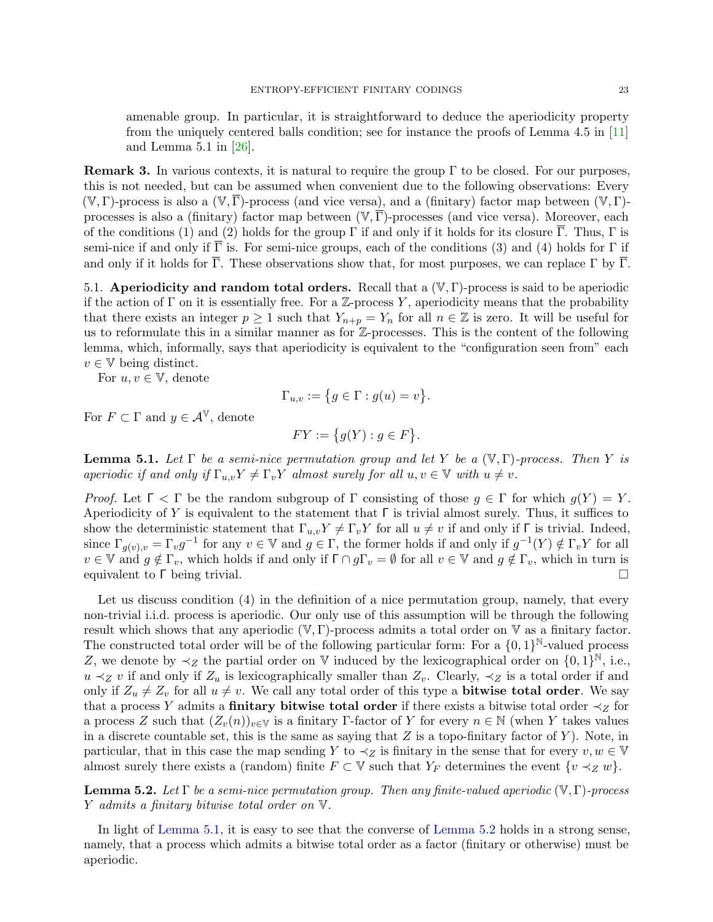amenable group. In particular, it is straightforward to deduce the aperiodicity property from the uniquely centered balls condition; see for instance the proofs of Lemma 4.5 in [11] and Lemma 5.1 in [26].

**Remark 3.** In various contexts, it is natural to require the group $\Gamma$ to be closed. For our purposes, this is not needed, but can be assumed when convenient due to the following observations: Every $(\mathbb{V},\Gamma)$-process is also a $(\mathbb{V},\overline{\Gamma})$-process (and vice versa), and a (finitary) factor map between $(\mathbb{V},\Gamma)$-processes is also a (finitary) factor map between $(\mathbb{V},\overline{\Gamma})$-processes (and vice versa). Moreover, each of the conditions (1) and (2) holds for the group $\Gamma$ if and only if it holds for its closure $\overline{\Gamma}$. Thus, $\Gamma$ is semi-nice if and only if $\overline{\Gamma}$ is. For semi-nice groups, each of the conditions (3) and (4) holds for $\Gamma$ if and only if it holds for $\overline{\Gamma}$. These observations show that, for most purposes, we can replace $\Gamma$ by $\overline{\Gamma}$.

## 5.1. Aperiodicity and random total orders.

Recall that a $(\mathbb{V},\Gamma)$-process is said to be aperiodic if the action of $\Gamma$ on it is essentially free. For a $\mathbb{Z}$-process $Y$, aperiodicity means that the probability that there exists an integer $p \geq 1$ such that $Y_{n+p} = Y_n$ for all $n \in \mathbb{Z}$ is zero. It will be useful for us to reformulate this in a similar manner as for $\mathbb{Z}$-processes. This is the content of the following lemma, which, informally, says that aperiodicity is equivalent to the "configuration seen from" each $v \in \mathbb{V}$ being distinct.

For $u, v \in \mathbb{V}$, denote

$$\Gamma_{u,v} := \{g \in \Gamma : g(u) = v\}.$$

For $F \subset \Gamma$ and $y \in \mathcal{A}^{\mathbb{V}}$, denote

$$FY := \{g(Y) : g \in F\}.$$

**Lemma 5.1.** *Let $\Gamma$ be a semi-nice permutation group and let $Y$ be a $(\mathbb{V},\Gamma)$-process. Then $Y$ is aperiodic if and only if $\Gamma_{u,v}Y \neq \Gamma_v Y$ almost surely for all $u, v \in \mathbb{V}$ with $u \neq v$.*

*Proof.* Let $\mathsf{\Gamma} < \Gamma$ be the random subgroup of $\Gamma$ consisting of those $g \in \Gamma$ for which $g(Y) = Y$. Aperiodicity of $Y$ is equivalent to the statement that $\mathsf{\Gamma}$ is trivial almost surely. Thus, it suffices to show the deterministic statement that $\Gamma_{u,v}Y \neq \Gamma_v Y$ for all $u \neq v$ if and only if $\mathsf{\Gamma}$ is trivial. Indeed, since $\Gamma_{g(v),v} = \Gamma_v g^{-1}$ for any $v \in \mathbb{V}$ and $g \in \Gamma$, the former holds if and only if $g^{-1}(Y) \notin \Gamma_v Y$ for all $v \in \mathbb{V}$ and $g \notin \Gamma_v$, which holds if and only if $\mathsf{\Gamma} \cap g\Gamma_v = \emptyset$ for all $v \in \mathbb{V}$ and $g \notin \Gamma_v$, which in turn is equivalent to $\mathsf{\Gamma}$ being trivial. $\square$

Let us discuss condition (4) in the definition of a nice permutation group, namely, that every non-trivial i.i.d. process is aperiodic. Our only use of this assumption will be through the following result which shows that any aperiodic $(\mathbb{V},\Gamma)$-process admits a total order on $\mathbb{V}$ as a finitary factor. The constructed total order will be of the following particular form: For a $\{0,1\}^{\mathbb{N}}$-valued process $Z$, we denote by $\prec_Z$ the partial order on $\mathbb{V}$ induced by the lexicographical order on $\{0,1\}^{\mathbb{N}}$, i.e., $u \prec_Z v$ if and only if $Z_u$ is lexicographically smaller than $Z_v$. Clearly, $\prec_Z$ is a total order if and only if $Z_u \neq Z_v$ for all $u \neq v$. We call any total order of this type a **bitwise total order**. We say that a process $Y$ admits a **finitary bitwise total order** if there exists a bitwise total order $\prec_Z$ for a process $Z$ such that $(Z_v(n))_{v\in\mathbb{V}}$ is a finitary $\Gamma$-factor of $Y$ for every $n \in \mathbb{N}$ (when $Y$ takes values in a discrete countable set, this is the same as saying that $Z$ is a topo-finitary factor of $Y$). Note, in particular, that in this case the map sending $Y$ to $\prec_Z$ is finitary in the sense that for every $v, w \in \mathbb{V}$ almost surely there exists a (random) finite $F \subset \mathbb{V}$ such that $Y_F$ determines the event $\{v \prec_Z w\}$.

**Lemma 5.2.** *Let $\Gamma$ be a semi-nice permutation group. Then any finite-valued aperiodic $(\mathbb{V},\Gamma)$-process $Y$ admits a finitary bitwise total order on $\mathbb{V}$.*

In light of Lemma 5.1, it is easy to see that the converse of Lemma 5.2 holds in a strong sense, namely, that a process which admits a bitwise total order as a factor (finitary or otherwise) must be aperiodic.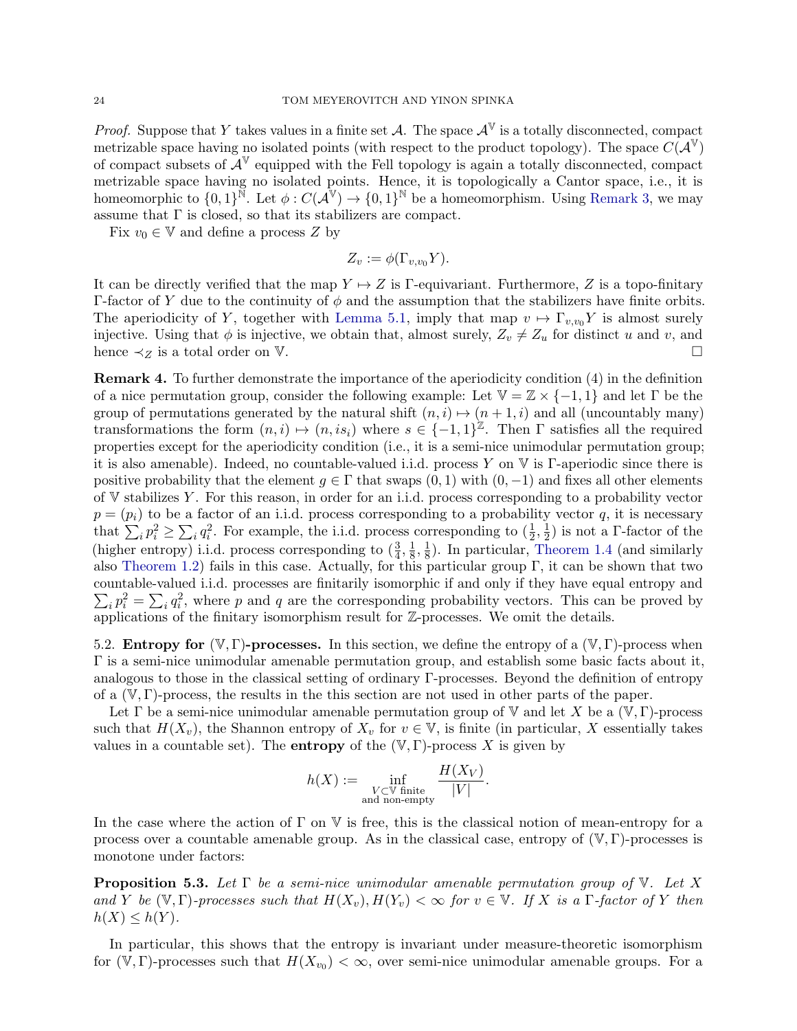*Proof.* Suppose that $Y$ takes values in a finite set $\mathcal{A}$. The space $\mathcal{A}^{\mathbb{V}}$ is a totally disconnected, compact metrizable space having no isolated points (with respect to the product topology). The space $C(\mathcal{A}^{\mathbb{V}})$ of compact subsets of $\mathcal{A}^{\mathbb{V}}$ equipped with the Fell topology is again a totally disconnected, compact metrizable space having no isolated points. Hence, it is topologically a Cantor space, i.e., it is homeomorphic to $\{0,1\}^{\mathbb{N}}$. Let $\phi : C(\mathcal{A}^{\mathbb{V}}) \to \{0,1\}^{\mathbb{N}}$ be a homeomorphism. Using Remark 3, we may assume that $\Gamma$ is closed, so that its stabilizers are compact.

Fix $v_0 \in \mathbb{V}$ and define a process $Z$ by

$$Z_v := \phi(\Gamma_{v,v_0} Y).$$

It can be directly verified that the map $Y \mapsto Z$ is $\Gamma$-equivariant. Furthermore, $Z$ is a topo-finitary $\Gamma$-factor of $Y$ due to the continuity of $\phi$ and the assumption that the stabilizers have finite orbits. The aperiodicity of $Y$, together with Lemma 5.1, imply that map $v \mapsto \Gamma_{v,v_0} Y$ is almost surely injective. Using that $\phi$ is injective, we obtain that, almost surely, $Z_v \neq Z_u$ for distinct $u$ and $v$, and hence $\prec_Z$ is a total order on $\mathbb{V}$. $\square$

**Remark 4.** To further demonstrate the importance of the aperiodicity condition (4) in the definition of a nice permutation group, consider the following example: Let $\mathbb{V} = \mathbb{Z} \times \{-1, 1\}$ and let $\Gamma$ be the group of permutations generated by the natural shift $(n, i) \mapsto (n + 1, i)$ and all (uncountably many) transformations the form $(n, i) \mapsto (n, is_i)$ where $s \in \{-1, 1\}^{\mathbb{Z}}$. Then $\Gamma$ satisfies all the required properties except for the aperiodicity condition (i.e., it is a semi-nice unimodular permutation group; it is also amenable). Indeed, no countable-valued i.i.d. process $Y$ on $\mathbb{V}$ is $\Gamma$-aperiodic since there is positive probability that the element $g \in \Gamma$ that swaps $(0, 1)$ with $(0, -1)$ and fixes all other elements of $\mathbb{V}$ stabilizes $Y$. For this reason, in order for an i.i.d. process corresponding to a probability vector $p = (p_i)$ to be a factor of an i.i.d. process corresponding to a probability vector $q$, it is necessary that $\sum_i p_i^2 \geq \sum_i q_i^2$. For example, the i.i.d. process corresponding to $(\frac{1}{2}, \frac{1}{2})$ is not a $\Gamma$-factor of the (higher entropy) i.i.d. process corresponding to $(\frac{3}{4}, \frac{1}{8}, \frac{1}{8})$. In particular, Theorem 1.4 (and similarly also Theorem 1.2) fails in this case. Actually, for this particular group $\Gamma$, it can be shown that two countable-valued i.i.d. processes are finitarily isomorphic if and only if they have equal entropy and $\sum_i p_i^2 = \sum_i q_i^2$, where $p$ and $q$ are the corresponding probability vectors. This can be proved by applications of the finitary isomorphism result for $\mathbb{Z}$-processes. We omit the details.

5.2. **Entropy for $(\mathbb{V}, \Gamma)$-processes.** In this section, we define the entropy of a $(\mathbb{V}, \Gamma)$-process when $\Gamma$ is a semi-nice unimodular amenable permutation group, and establish some basic facts about it, analogous to those in the classical setting of ordinary $\Gamma$-processes. Beyond the definition of entropy of a $(\mathbb{V}, \Gamma)$-process, the results in the this section are not used in other parts of the paper.

Let $\Gamma$ be a semi-nice unimodular amenable permutation group of $\mathbb{V}$ and let $X$ be a $(\mathbb{V}, \Gamma)$-process such that $H(X_v)$, the Shannon entropy of $X_v$ for $v \in \mathbb{V}$, is finite (in particular, $X$ essentially takes values in a countable set). The **entropy** of the $(\mathbb{V}, \Gamma)$-process $X$ is given by

$$h(X) := \inf_{\substack{V \subset \mathbb{V} \text{ finite} \\ \text{and non-empty}}} \frac{H(X_V)}{|V|}.$$

In the case where the action of $\Gamma$ on $\mathbb{V}$ is free, this is the classical notion of mean-entropy for a process over a countable amenable group. As in the classical case, entropy of $(\mathbb{V}, \Gamma)$-processes is monotone under factors:

**Proposition 5.3.** *Let $\Gamma$ be a semi-nice unimodular amenable permutation group of $\mathbb{V}$. Let $X$ and $Y$ be $(\mathbb{V}, \Gamma)$-processes such that $H(X_v), H(Y_v) < \infty$ for $v \in \mathbb{V}$. If $X$ is a $\Gamma$-factor of $Y$ then $h(X) \leq h(Y)$.*

In particular, this shows that the entropy is invariant under measure-theoretic isomorphism for $(\mathbb{V}, \Gamma)$-processes such that $H(X_{v_0}) < \infty$, over semi-nice unimodular amenable groups. For a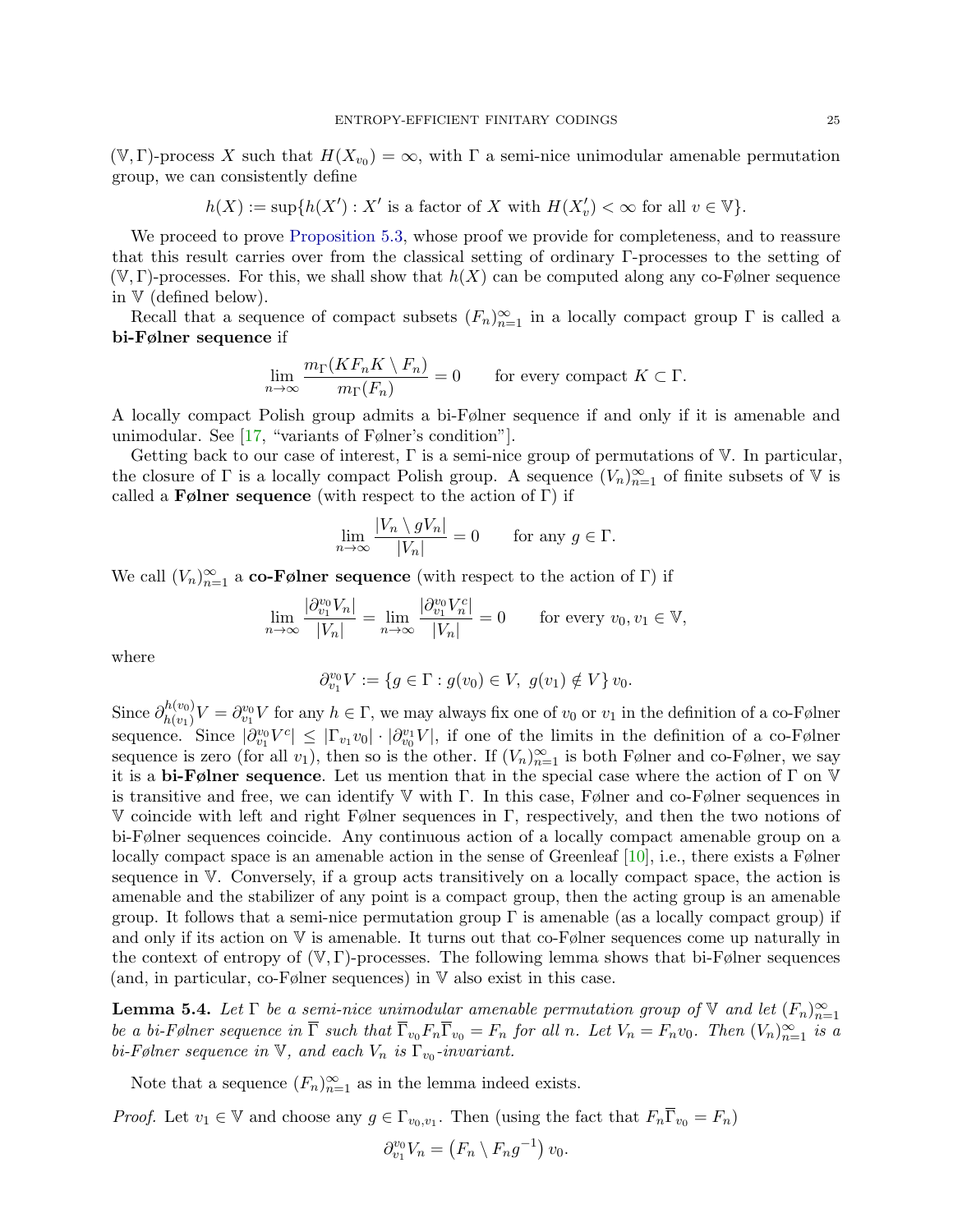$(\mathbb{V},\Gamma)$-process $X$ such that $H(X_{v_0}) = \infty$, with $\Gamma$ a semi-nice unimodular amenable permutation group, we can consistently define

$$h(X) := \sup\{h(X') : X' \text{ is a factor of } X \text{ with } H(X'_v) < \infty \text{ for all } v \in \mathbb{V}\}.$$

We proceed to prove Proposition 5.3, whose proof we provide for completeness, and to reassure that this result carries over from the classical setting of ordinary $\Gamma$-processes to the setting of $(\mathbb{V},\Gamma)$-processes. For this, we shall show that $h(X)$ can be computed along any co-Følner sequence in $\mathbb{V}$ (defined below).

Recall that a sequence of compact subsets $(F_n)_{n=1}^\infty$ in a locally compact group $\Gamma$ is called a **bi-Følner sequence** if

$$\lim_{n\to\infty} \frac{m_\Gamma(KF_nK \setminus F_n)}{m_\Gamma(F_n)} = 0 \qquad \text{for every compact } K \subset \Gamma.$$

A locally compact Polish group admits a bi-Følner sequence if and only if it is amenable and unimodular. See [17, "variants of Følner's condition"].

Getting back to our case of interest, $\Gamma$ is a semi-nice group of permutations of $\mathbb{V}$. In particular, the closure of $\Gamma$ is a locally compact Polish group. A sequence $(V_n)_{n=1}^\infty$ of finite subsets of $\mathbb{V}$ is called a **Følner sequence** (with respect to the action of $\Gamma$) if

$$\lim_{n\to\infty} \frac{|V_n \setminus gV_n|}{|V_n|} = 0 \qquad \text{for any } g \in \Gamma.$$

We call $(V_n)_{n=1}^\infty$ a **co-Følner sequence** (with respect to the action of $\Gamma$) if

$$\lim_{n\to\infty} \frac{|\partial^{v_0}_{v_1} V_n|}{|V_n|} = \lim_{n\to\infty} \frac{|\partial^{v_0}_{v_1} V_n^c|}{|V_n|} = 0 \qquad \text{for every } v_0, v_1 \in \mathbb{V},$$

where

$$\partial^{v_0}_{v_1} V := \{g \in \Gamma : g(v_0) \in V,\ g(v_1) \notin V\}\, v_0.$$

Since $\partial^{h(v_0)}_{h(v_1)} V = \partial^{v_0}_{v_1} V$ for any $h \in \Gamma$, we may always fix one of $v_0$ or $v_1$ in the definition of a co-Følner sequence. Since $|\partial^{v_0}_{v_1} V^c| \le |\Gamma_{v_1} v_0| \cdot |\partial^{v_1}_{v_0} V|$, if one of the limits in the definition of a co-Følner sequence is zero (for all $v_1$), then so is the other. If $(V_n)_{n=1}^\infty$ is both Følner and co-Følner, we say it is a **bi-Følner sequence**. Let us mention that in the special case where the action of $\Gamma$ on $\mathbb{V}$ is transitive and free, we can identify $\mathbb{V}$ with $\Gamma$. In this case, Følner and co-Følner sequences in $\mathbb{V}$ coincide with left and right Følner sequences in $\Gamma$, respectively, and then the two notions of bi-Følner sequences coincide. Any continuous action of a locally compact amenable group on a locally compact space is an amenable action in the sense of Greenleaf [10], i.e., there exists a Følner sequence in $\mathbb{V}$. Conversely, if a group acts transitively on a locally compact space, the action is amenable and the stabilizer of any point is a compact group, then the acting group is an amenable group. It follows that a semi-nice permutation group $\Gamma$ is amenable (as a locally compact group) if and only if its action on $\mathbb{V}$ is amenable. It turns out that co-Følner sequences come up naturally in the context of entropy of $(\mathbb{V},\Gamma)$-processes. The following lemma shows that bi-Følner sequences (and, in particular, co-Følner sequences) in $\mathbb{V}$ also exist in this case.

**Lemma 5.4.** *Let $\Gamma$ be a semi-nice unimodular amenable permutation group of $\mathbb{V}$ and let $(F_n)_{n=1}^\infty$ be a bi-Følner sequence in $\overline{\Gamma}$ such that $\overline{\Gamma}_{v_0} F_n \overline{\Gamma}_{v_0} = F_n$ for all $n$. Let $V_n = F_n v_0$. Then $(V_n)_{n=1}^\infty$ is a bi-Følner sequence in $\mathbb{V}$, and each $V_n$ is $\Gamma_{v_0}$-invariant.*

Note that a sequence $(F_n)_{n=1}^\infty$ as in the lemma indeed exists.

*Proof.* Let $v_1 \in \mathbb{V}$ and choose any $g \in \Gamma_{v_0,v_1}$. Then (using the fact that $F_n\overline{\Gamma}_{v_0} = F_n$)

$$\partial^{v_0}_{v_1} V_n = \left(F_n \setminus F_n g^{-1}\right) v_0.$$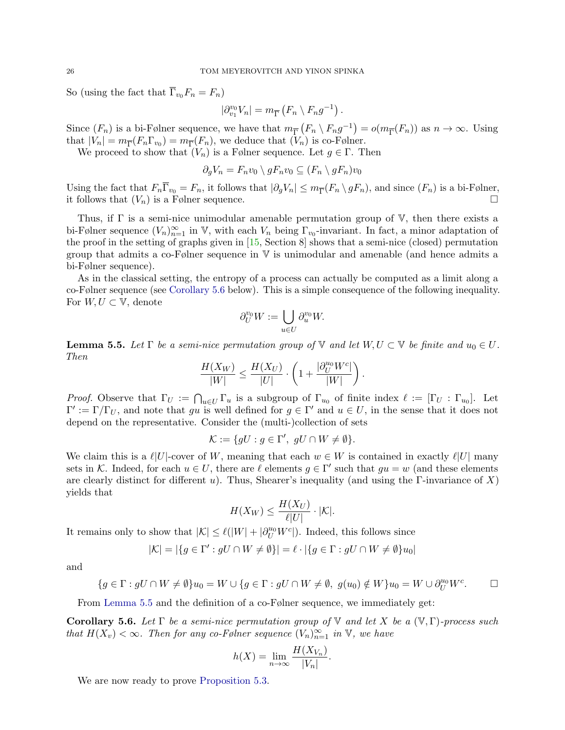So (using the fact that $\overline{\Gamma}_{v_0} F_n = F_n$)

$$|\partial^{v_0}_{v_1} V_n| = m_{\overline{\Gamma}}\left(F_n \setminus F_n g^{-1}\right).$$

Since $(F_n)$ is a bi-Følner sequence, we have that $m_{\overline{\Gamma}}\left(F_n \setminus F_n g^{-1}\right) = o(m_{\overline{\Gamma}}(F_n))$ as $n \to \infty$. Using that $|V_n| = m_{\overline{\Gamma}}(F_n \Gamma_{v_0}) = m_{\overline{\Gamma}}(F_n)$, we deduce that $(V_n)$ is co-Følner.

We proceed to show that $(V_n)$ is a Følner sequence. Let $g \in \Gamma$. Then

$$\partial_g V_n = F_n v_0 \setminus g F_n v_0 \subseteq (F_n \setminus g F_n) v_0$$

Using the fact that $F_n \overline{\Gamma}_{v_0} = F_n$, it follows that $|\partial_g V_n| \leq m_{\overline{\Gamma}}(F_n \setminus g F_n)$, and since $(F_n)$ is a bi-Følner, it follows that $(V_n)$ is a Følner sequence. □

Thus, if $\Gamma$ is a semi-nice unimodular amenable permutation group of $\mathbb{V}$, then there exists a bi-Følner sequence $(V_n)_{n=1}^\infty$ in $\mathbb{V}$, with each $V_n$ being $\Gamma_{v_0}$-invariant. In fact, a minor adaptation of the proof in the setting of graphs given in [15, Section 8] shows that a semi-nice (closed) permutation group that admits a co-Følner sequence in $\mathbb{V}$ is unimodular and amenable (and hence admits a bi-Følner sequence).

As in the classical setting, the entropy of a process can actually be computed as a limit along a co-Følner sequence (see Corollary 5.6 below). This is a simple consequence of the following inequality. For $W, U \subset \mathbb{V}$, denote

$$\partial^{v_0}_U W := \bigcup_{u \in U} \partial^{v_0}_u W.$$

**Lemma 5.5.** *Let $\Gamma$ be a semi-nice permutation group of $\mathbb{V}$ and let $W, U \subset \mathbb{V}$ be finite and $u_0 \in U$. Then*

$$\frac{H(X_W)}{|W|} \leq \frac{H(X_U)}{|U|} \cdot \left(1 + \frac{|\partial^{u_0}_U W^c|}{|W|}\right).$$

*Proof.* Observe that $\Gamma_U := \bigcap_{u \in U} \Gamma_u$ is a subgroup of $\Gamma_{u_0}$ of finite index $\ell := [\Gamma_U : \Gamma_{u_0}]$. Let $\Gamma' := \Gamma / \Gamma_U$, and note that $gu$ is well defined for $g \in \Gamma'$ and $u \in U$, in the sense that it does not depend on the representative. Consider the (multi-)collection of sets

$$\mathcal{K} := \{gU : g \in \Gamma',\ gU \cap W \neq \emptyset\}.$$

We claim this is a $\ell|U|$-cover of $W$, meaning that each $w \in W$ is contained in exactly $\ell|U|$ many sets in $\mathcal{K}$. Indeed, for each $u \in U$, there are $\ell$ elements $g \in \Gamma'$ such that $gu = w$ (and these elements are clearly distinct for different $u$). Thus, Shearer's inequality (and using the $\Gamma$-invariance of $X$) yields that

$$H(X_W) \leq \frac{H(X_U)}{\ell|U|} \cdot |\mathcal{K}|.$$

It remains only to show that $|\mathcal{K}| \leq \ell(|W| + |\partial^{u_0}_U W^c|)$. Indeed, this follows since

$$|\mathcal{K}| = |\{g \in \Gamma' : gU \cap W \neq \emptyset\}| = \ell \cdot |\{g \in \Gamma : gU \cap W \neq \emptyset\} u_0|$$

and

$$\{g \in \Gamma : gU \cap W \neq \emptyset\} u_0 = W \cup \{g \in \Gamma : gU \cap W \neq \emptyset,\ g(u_0) \notin W\} u_0 = W \cup \partial^{u_0}_U W^c. \qquad \square$$

From Lemma 5.5 and the definition of a co-Følner sequence, we immediately get:

**Corollary 5.6.** *Let $\Gamma$ be a semi-nice permutation group of $\mathbb{V}$ and let $X$ be a $(\mathbb{V}, \Gamma)$-process such that $H(X_v) < \infty$. Then for any co-Følner sequence $(V_n)_{n=1}^\infty$ in $\mathbb{V}$, we have*

$$h(X) = \lim_{n \to \infty} \frac{H(X_{V_n})}{|V_n|}.$$

We are now ready to prove Proposition 5.3.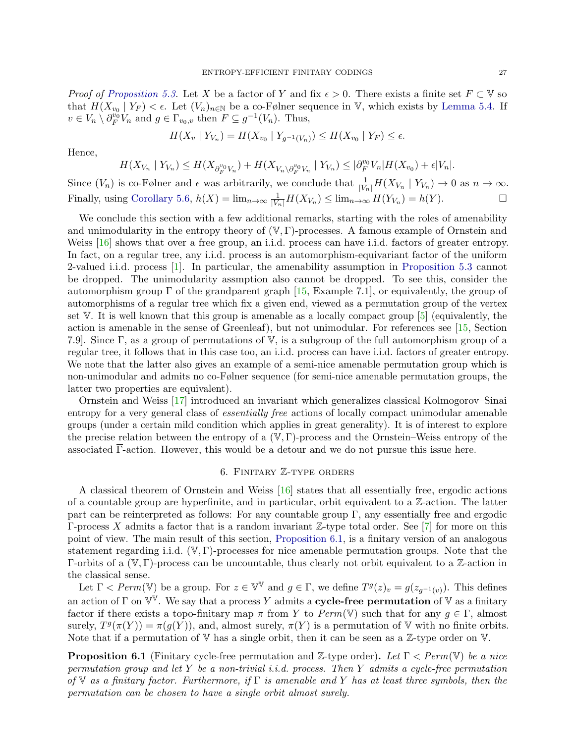*Proof of Proposition 5.3.* Let $X$ be a factor of $Y$ and fix $\epsilon > 0$. There exists a finite set $F \subset \mathbb{V}$ so that $H(X_{v_0} \mid Y_F) < \epsilon$. Let $(V_n)_{n\in\mathbb{N}}$ be a co-Følner sequence in $\mathbb{V}$, which exists by Lemma 5.4. If $v \in V_n \setminus \partial_F^{v_0} V_n$ and $g \in \Gamma_{v_0,v}$ then $F \subseteq g^{-1}(V_n)$. Thus,

$$H(X_v \mid Y_{V_n}) = H(X_{v_0} \mid Y_{g^{-1}(V_n)}) \leq H(X_{v_0} \mid Y_F) \leq \epsilon.$$

Hence,

$$H(X_{V_n} \mid Y_{V_n}) \leq H(X_{\partial_F^{v_0} V_n}) + H(X_{V_n \setminus \partial_F^{v_0} V_n} \mid Y_{V_n}) \leq |\partial_F^{v_0} V_n| H(X_{v_0}) + \epsilon |V_n|.$$

Since $(V_n)$ is co-Følner and $\epsilon$ was arbitrarily, we conclude that $\frac{1}{|V_n|} H(X_{V_n} \mid Y_{V_n}) \to 0$ as $n \to \infty$. Finally, using Corollary 5.6, $h(X) = \lim_{n\to\infty} \frac{1}{|V_n|} H(X_{V_n}) \leq \lim_{n\to\infty} H(Y_{V_n}) = h(Y)$. $\square$

We conclude this section with a few additional remarks, starting with the roles of amenability and unimodularity in the entropy theory of $(\mathbb{V}, \Gamma)$-processes. A famous example of Ornstein and Weiss [16] shows that over a free group, an i.i.d. process can have i.i.d. factors of greater entropy. In fact, on a regular tree, any i.i.d. process is an automorphism-equivariant factor of the uniform 2-valued i.i.d. process [1]. In particular, the amenability assumption in Proposition 5.3 cannot be dropped. The unimodularity assmption also cannot be dropped. To see this, consider the automorphism group $\Gamma$ of the grandparent graph [15, Example 7.1], or equivalently, the group of automorphisms of a regular tree which fix a given end, viewed as a permutation group of the vertex set $\mathbb{V}$. It is well known that this group is amenable as a locally compact group [5] (equivalently, the action is amenable in the sense of Greenleaf), but not unimodular. For references see [15, Section 7.9]. Since $\Gamma$, as a group of permutations of $\mathbb{V}$, is a subgroup of the full automorphism group of a regular tree, it follows that in this case too, an i.i.d. process can have i.i.d. factors of greater entropy. We note that the latter also gives an example of a semi-nice amenable permutation group which is non-unimodular and admits no co-Følner sequence (for semi-nice amenable permutation groups, the latter two properties are equivalent).

Ornstein and Weiss [17] introduced an invariant which generalizes classical Kolmogorov–Sinai entropy for a very general class of *essentially free* actions of locally compact unimodular amenable groups (under a certain mild condition which applies in great generality). It is of interest to explore the precise relation between the entropy of a $(\mathbb{V}, \Gamma)$-process and the Ornstein–Weiss entropy of the associated $\overline{\Gamma}$-action. However, this would be a detour and we do not pursue this issue here.

## 6. Finitary $\mathbb{Z}$-type orders

A classical theorem of Ornstein and Weiss [16] states that all essentially free, ergodic actions of a countable group are hyperfinite, and in particular, orbit equivalent to a $\mathbb{Z}$-action. The latter part can be reinterpreted as follows: For any countable group $\Gamma$, any essentially free and ergodic $\Gamma$-process $X$ admits a factor that is a random invariant $\mathbb{Z}$-type total order. See [7] for more on this point of view. The main result of this section, Proposition 6.1, is a finitary version of an analogous statement regarding i.i.d. $(\mathbb{V}, \Gamma)$-processes for nice amenable permutation groups. Note that the $\Gamma$-orbits of a $(\mathbb{V}, \Gamma)$-process can be uncountable, thus clearly not orbit equivalent to a $\mathbb{Z}$-action in the classical sense.

Let $\Gamma < Perm(\mathbb{V})$ be a group. For $z \in \mathbb{V}^{\mathbb{V}}$ and $g \in \Gamma$, we define $T^g(z)_v = g(z_{g^{-1}(v)})$. This defines an action of $\Gamma$ on $\mathbb{V}^{\mathbb{V}}$. We say that a process $Y$ admits a **cycle-free permutation** of $\mathbb{V}$ as a finitary factor if there exists a topo-finitary map $\pi$ from $Y$ to $Perm(\mathbb{V})$ such that for any $g \in \Gamma$, almost surely, $T^g(\pi(Y)) = \pi(g(Y))$, and, almost surely, $\pi(Y)$ is a permutation of $\mathbb{V}$ with no finite orbits. Note that if a permutation of $\mathbb{V}$ has a single orbit, then it can be seen as a $\mathbb{Z}$-type order on $\mathbb{V}$.

**Proposition 6.1** (Finitary cycle-free permutation and $\mathbb{Z}$-type order)**.** *Let $\Gamma < Perm(\mathbb{V})$ be a nice permutation group and let $Y$ be a non-trivial i.i.d. process. Then $Y$ admits a cycle-free permutation of $\mathbb{V}$ as a finitary factor. Furthermore, if $\Gamma$ is amenable and $Y$ has at least three symbols, then the permutation can be chosen to have a single orbit almost surely.*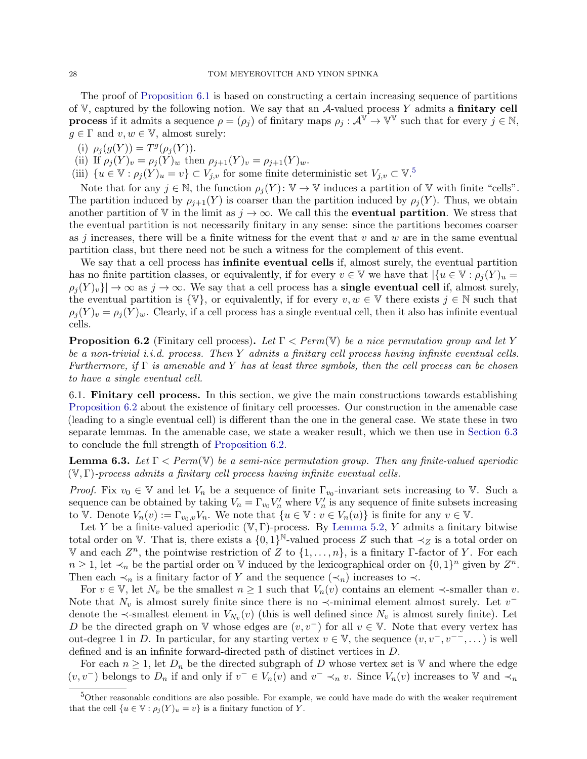The proof of Proposition 6.1 is based on constructing a certain increasing sequence of partitions of $\mathbb{V}$, captured by the following notion. We say that an $\mathcal{A}$-valued process $Y$ admits a **finitary cell process** if it admits a sequence $\rho = (\rho_j)$ of finitary maps $\rho_j : \mathcal{A}^{\mathbb{V}} \to \mathbb{V}^{\mathbb{V}}$ such that for every $j \in \mathbb{N}$, $g \in \Gamma$ and $v, w \in \mathbb{V}$, almost surely:

(i) $\rho_j(g(Y)) = T^g(\rho_j(Y))$.
(ii) If $\rho_j(Y)_v = \rho_j(Y)_w$ then $\rho_{j+1}(Y)_v = \rho_{j+1}(Y)_w$.
(iii) $\{u \in \mathbb{V} : \rho_j(Y)_u = v\} \subset V_{j,v}$ for some finite deterministic set $V_{j,v} \subset \mathbb{V}$.[5]

Note that for any $j \in \mathbb{N}$, the function $\rho_j(Y) \colon \mathbb{V} \to \mathbb{V}$ induces a partition of $\mathbb{V}$ with finite "cells". The partition induced by $\rho_{j+1}(Y)$ is coarser than the partition induced by $\rho_j(Y)$. Thus, we obtain another partition of $\mathbb{V}$ in the limit as $j \to \infty$. We call this the **eventual partition**. We stress that the eventual partition is not necessarily finitary in any sense: since the partitions becomes coarser as $j$ increases, there will be a finite witness for the event that $v$ and $w$ are in the same eventual partition class, but there need not be such a witness for the complement of this event.

We say that a cell process has **infinite eventual cells** if, almost surely, the eventual partition has no finite partition classes, or equivalently, if for every $v \in \mathbb{V}$ we have that $|\{u \in \mathbb{V} : \rho_j(Y)_u = \rho_j(Y)_v\}| \to \infty$ as $j \to \infty$. We say that a cell process has a **single eventual cell** if, almost surely, the eventual partition is $\{\mathbb{V}\}$, or equivalently, if for every $v, w \in \mathbb{V}$ there exists $j \in \mathbb{N}$ such that $\rho_j(Y)_v = \rho_j(Y)_w$. Clearly, if a cell process has a single eventual cell, then it also has infinite eventual cells.

**Proposition 6.2** (Finitary cell process)**.** *Let $\Gamma < Perm(\mathbb{V})$ be a nice permutation group and let $Y$ be a non-trivial i.i.d. process. Then $Y$ admits a finitary cell process having infinite eventual cells. Furthermore, if $\Gamma$ is amenable and $Y$ has at least three symbols, then the cell process can be chosen to have a single eventual cell.*

## 6.1. Finitary cell process.

In this section, we give the main constructions towards establishing Proposition 6.2 about the existence of finitary cell processes. Our construction in the amenable case (leading to a single eventual cell) is different than the one in the general case. We state these in two separate lemmas. In the amenable case, we state a weaker result, which we then use in Section 6.3 to conclude the full strength of Proposition 6.2.

**Lemma 6.3.** *Let $\Gamma < Perm(\mathbb{V})$ be a semi-nice permutation group. Then any finite-valued aperiodic $(\mathbb{V}, \Gamma)$-process admits a finitary cell process having infinite eventual cells.*

*Proof.* Fix $v_0 \in \mathbb{V}$ and let $V_n$ be a sequence of finite $\Gamma_{v_0}$-invariant sets increasing to $\mathbb{V}$. Such a sequence can be obtained by taking $V_n = \Gamma_{v_0} V'_n$ where $V'_n$ is any sequence of finite subsets increasing to $\mathbb{V}$. Denote $V_n(v) := \Gamma_{v_0,v} V_n$. We note that $\{u \in \mathbb{V} : v \in V_n(u)\}$ is finite for any $v \in \mathbb{V}$.

Let $Y$ be a finite-valued aperiodic $(\mathbb{V}, \Gamma)$-process. By Lemma 5.2, $Y$ admits a finitary bitwise total order on $\mathbb{V}$. That is, there exists a $\{0,1\}^{\mathbb{N}}$-valued process $Z$ such that $\prec_Z$ is a total order on $\mathbb{V}$ and each $Z^n$, the pointwise restriction of $Z$ to $\{1, \dots, n\}$, is a finitary $\Gamma$-factor of $Y$. For each $n \geq 1$, let $\prec_n$ be the partial order on $\mathbb{V}$ induced by the lexicographical order on $\{0,1\}^n$ given by $Z^n$. Then each $\prec_n$ is a finitary factor of $Y$ and the sequence $(\prec_n)$ increases to $\prec$.

For $v \in \mathbb{V}$, let $N_v$ be the smallest $n \geq 1$ such that $V_n(v)$ contains an element $\prec$-smaller than $v$. Note that $N_v$ is almost surely finite since there is no $\prec$-minimal element almost surely. Let $v^-$ denote the $\prec$-smallest element in $V_{N_v}(v)$ (this is well defined since $N_v$ is almost surely finite). Let $D$ be the directed graph on $\mathbb{V}$ whose edges are $(v, v^-)$ for all $v \in \mathbb{V}$. Note that every vertex has out-degree 1 in $D$. In particular, for any starting vertex $v \in \mathbb{V}$, the sequence $(v, v^-, v^{--}, \dots)$ is well defined and is an infinite forward-directed path of distinct vertices in $D$.

For each $n \geq 1$, let $D_n$ be the directed subgraph of $D$ whose vertex set is $\mathbb{V}$ and where the edge $(v, v^-)$ belongs to $D_n$ if and only if $v^- \in V_n(v)$ and $v^- \prec_n v$. Since $V_n(v)$ increases to $\mathbb{V}$ and $\prec_n$

[5] Other reasonable conditions are also possible. For example, we could have made do with the weaker requirement that the cell $\{u \in \mathbb{V} : \rho_j(Y)_u = v\}$ is a finitary function of $Y$.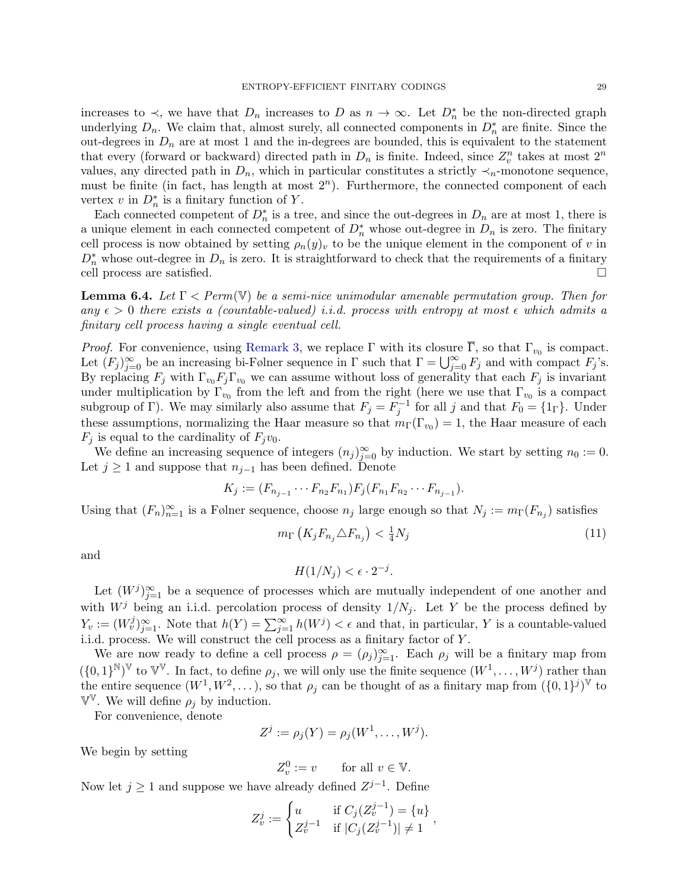increases to $\prec$, we have that $D_n$ increases to $D$ as $n \to \infty$. Let $D_n^*$ be the non-directed graph underlying $D_n$. We claim that, almost surely, all connected components in $D_n^*$ are finite. Since the out-degrees in $D_n$ are at most 1 and the in-degrees are bounded, this is equivalent to the statement that every (forward or backward) directed path in $D_n$ is finite. Indeed, since $Z_v^n$ takes at most $2^n$ values, any directed path in $D_n$, which in particular constitutes a strictly $\prec_n$-monotone sequence, must be finite (in fact, has length at most $2^n$). Furthermore, the connected component of each vertex $v$ in $D_n^*$ is a finitary function of $Y$.

Each connected competent of $D_n^*$ is a tree, and since the out-degrees in $D_n$ are at most 1, there is a unique element in each connected competent of $D_n^*$ whose out-degree in $D_n$ is zero. The finitary cell process is now obtained by setting $\rho_n(y)_v$ to be the unique element in the component of $v$ in $D_n^*$ whose out-degree in $D_n$ is zero. It is straightforward to check that the requirements of a finitary cell process are satisfied. □

**Lemma 6.4.** *Let $\Gamma < Perm(\mathbb{V})$ be a semi-nice unimodular amenable permutation group. Then for any $\epsilon > 0$ there exists a (countable-valued) i.i.d. process with entropy at most $\epsilon$ which admits a finitary cell process having a single eventual cell.*

*Proof.* For convenience, using Remark 3, we replace $\Gamma$ with its closure $\overline{\Gamma}$, so that $\Gamma_{v_0}$ is compact. Let $(F_j)_{j=0}^\infty$ be an increasing bi-Følner sequence in $\Gamma$ such that $\Gamma = \bigcup_{j=0}^\infty F_j$ and with compact $F_j$'s. By replacing $F_j$ with $\Gamma_{v_0} F_j \Gamma_{v_0}$ we can assume without loss of generality that each $F_j$ is invariant under multiplication by $\Gamma_{v_0}$ from the left and from the right (here we use that $\Gamma_{v_0}$ is a compact subgroup of $\Gamma$). We may similarly also assume that $F_j = F_j^{-1}$ for all $j$ and that $F_0 = \{1_\Gamma\}$. Under these assumptions, normalizing the Haar measure so that $m_\Gamma(\Gamma_{v_0}) = 1$, the Haar measure of each $F_j$ is equal to the cardinality of $F_j v_0$.

We define an increasing sequence of integers $(n_j)_{j=0}^\infty$ by induction. We start by setting $n_0 := 0$. Let $j \geq 1$ and suppose that $n_{j-1}$ has been defined. Denote

$$K_j := (F_{n_{j-1}} \cdots F_{n_2} F_{n_1}) F_j (F_{n_1} F_{n_2} \cdots F_{n_{j-1}}).$$

Using that $(F_n)_{n=1}^\infty$ is a Følner sequence, choose $n_j$ large enough so that $N_j := m_\Gamma(F_{n_j})$ satisfies

$$m_\Gamma\left(K_j F_{n_j} \triangle F_{n_j}\right) < \tfrac{1}{4} N_j \tag{11}$$

and

$$H(1/N_j) < \epsilon \cdot 2^{-j}.$$

Let $(W^j)_{j=1}^\infty$ be a sequence of processes which are mutually independent of one another and with $W^j$ being an i.i.d. percolation process of density $1/N_j$. Let $Y$ be the process defined by $Y_v := (W_v^j)_{j=1}^\infty$. Note that $h(Y) = \sum_{j=1}^\infty h(W^j) < \epsilon$ and that, in particular, $Y$ is a countable-valued i.i.d. process. We will construct the cell process as a finitary factor of $Y$.

We are now ready to define a cell process $\rho = (\rho_j)_{j=1}^\infty$. Each $\rho_j$ will be a finitary map from $(\{0,1\}^{\mathbb{N}})^{\mathbb{V}}$ to $\mathbb{V}^{\mathbb{V}}$. In fact, to define $\rho_j$, we will only use the finite sequence $(W^1, \ldots, W^j)$ rather than the entire sequence $(W^1, W^2, \ldots)$, so that $\rho_j$ can be thought of as a finitary map from $(\{0,1\}^j)^{\mathbb{V}}$ to $\mathbb{V}^{\mathbb{V}}$. We will define $\rho_j$ by induction.

For convenience, denote

$$Z^j := \rho_j(Y) = \rho_j(W^1, \ldots, W^j).$$

We begin by setting

$$Z_v^0 := v \qquad \text{for all } v \in \mathbb{V}.$$

Now let $j \geq 1$ and suppose we have already defined $Z^{j-1}$. Define

$$Z_v^j := \begin{cases} u & \text{if } C_j(Z_v^{j-1}) = \{u\} \\ Z_v^{j-1} & \text{if } |C_j(Z_v^{j-1})| \neq 1 \end{cases},$$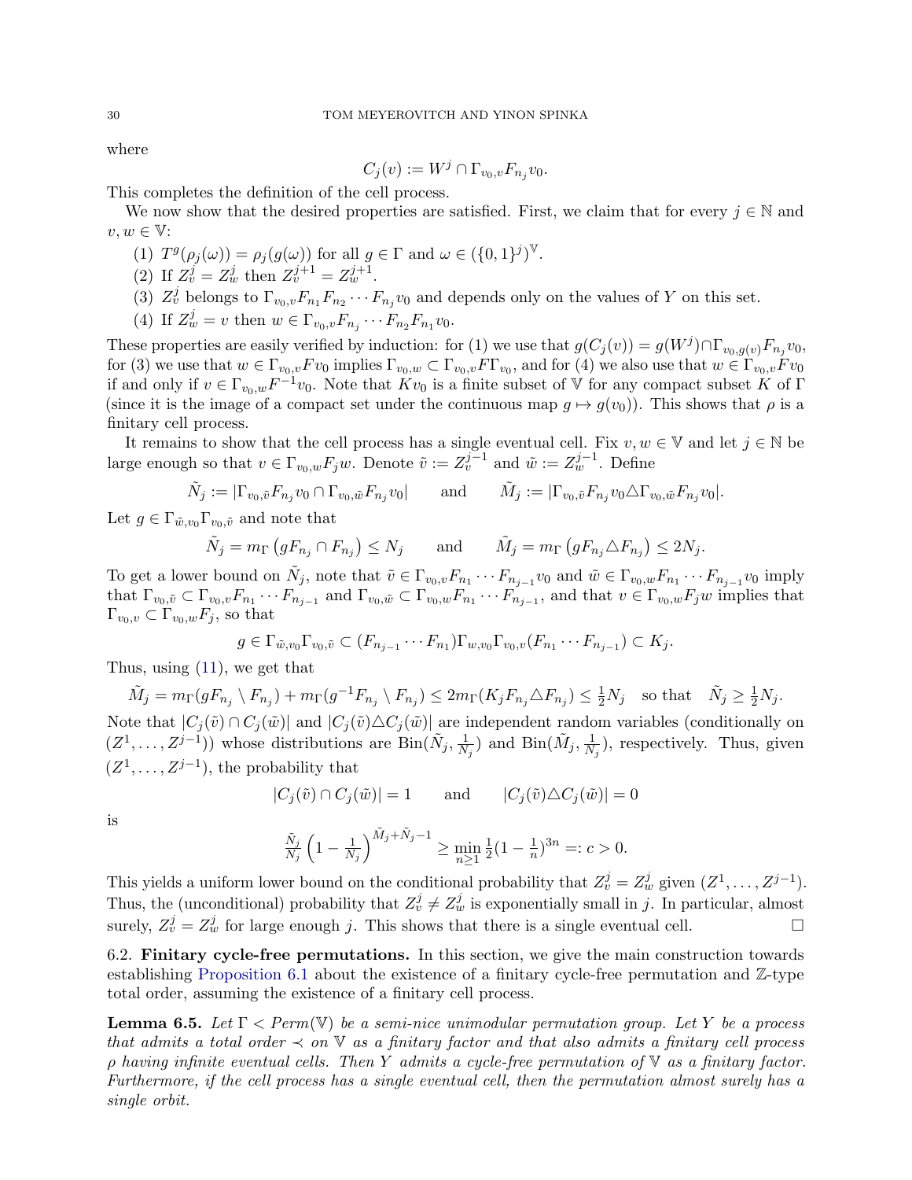where

$$C_j(v) := W^j \cap \Gamma_{v_0,v} F_{n_j} v_0.$$

This completes the definition of the cell process.

We now show that the desired properties are satisfied. First, we claim that for every $j \in \mathbb{N}$ and $v, w \in \mathbb{V}$:

1. $T^g(\rho_j(\omega)) = \rho_j(g(\omega))$ for all $g \in \Gamma$ and $\omega \in (\{0,1\}^j)^{\mathbb{V}}$.
2. If $Z^j_v = Z^j_w$ then $Z^{j+1}_v = Z^{j+1}_w$.
3. $Z^j_v$ belongs to $\Gamma_{v_0,v} F_{n_1} F_{n_2} \cdots F_{n_j} v_0$ and depends only on the values of $Y$ on this set.
4. If $Z^j_w = v$ then $w \in \Gamma_{v_0,v} F_{n_j} \cdots F_{n_2} F_{n_1} v_0$.

These properties are easily verified by induction: for (1) we use that $g(C_j(v)) = g(W^j) \cap \Gamma_{v_0,g(v)} F_{n_j} v_0$, for (3) we use that $w \in \Gamma_{v_0,v} F v_0$ implies $\Gamma_{v_0,w} \subset \Gamma_{v_0,v} F \Gamma_{v_0}$, and for (4) we also use that $w \in \Gamma_{v_0,v} F v_0$ if and only if $v \in \Gamma_{v_0,w} F^{-1} v_0$. Note that $K v_0$ is a finite subset of $\mathbb{V}$ for any compact subset $K$ of $\Gamma$ (since it is the image of a compact set under the continuous map $g \mapsto g(v_0)$). This shows that $\rho$ is a finitary cell process.

It remains to show that the cell process has a single eventual cell. Fix $v, w \in \mathbb{V}$ and let $j \in \mathbb{N}$ be large enough so that $v \in \Gamma_{v_0,w} F_j w$. Denote $\tilde{v} := Z^{j-1}_v$ and $\tilde{w} := Z^{j-1}_w$. Define

$$\tilde{N}_j := |\Gamma_{v_0,\tilde{v}} F_{n_j} v_0 \cap \Gamma_{v_0,\tilde{w}} F_{n_j} v_0| \qquad \text{and} \qquad \tilde{M}_j := |\Gamma_{v_0,\tilde{v}} F_{n_j} v_0 \triangle \Gamma_{v_0,\tilde{w}} F_{n_j} v_0|.$$

Let $g \in \Gamma_{\tilde{w},v_0} \Gamma_{v_0,\tilde{v}}$ and note that

$$\tilde{N}_j = m_\Gamma\left(g F_{n_j} \cap F_{n_j}\right) \le N_j \qquad \text{and} \qquad \tilde{M}_j = m_\Gamma\left(g F_{n_j} \triangle F_{n_j}\right) \le 2N_j.$$

To get a lower bound on $\tilde{N}_j$, note that $\tilde{v} \in \Gamma_{v_0,v} F_{n_1} \cdots F_{n_{j-1}} v_0$ and $\tilde{w} \in \Gamma_{v_0,w} F_{n_1} \cdots F_{n_{j-1}} v_0$ imply that $\Gamma_{v_0,\tilde{v}} \subset \Gamma_{v_0,v} F_{n_1} \cdots F_{n_{j-1}}$ and $\Gamma_{v_0,\tilde{w}} \subset \Gamma_{v_0,w} F_{n_1} \cdots F_{n_{j-1}}$, and that $v \in \Gamma_{v_0,w} F_j w$ implies that $\Gamma_{v_0,v} \subset \Gamma_{v_0,w} F_j$, so that

$$g \in \Gamma_{\tilde{w},v_0} \Gamma_{v_0,\tilde{v}} \subset (F_{n_{j-1}} \cdots F_{n_1}) \Gamma_{w,v_0} \Gamma_{v_0,v} (F_{n_1} \cdots F_{n_{j-1}}) \subset K_j.$$

Thus, using (11), we get that

$$\tilde{M}_j = m_\Gamma(g F_{n_j} \setminus F_{n_j}) + m_\Gamma(g^{-1} F_{n_j} \setminus F_{n_j}) \le 2 m_\Gamma(K_j F_{n_j} \triangle F_{n_j}) \le \tfrac{1}{2} N_j \quad \text{so that} \quad \tilde{N}_j \ge \tfrac{1}{2} N_j.$$

Note that $|C_j(\tilde{v}) \cap C_j(\tilde{w})|$ and $|C_j(\tilde{v}) \triangle C_j(\tilde{w})|$ are independent random variables (conditionally on $(Z^1, \dots, Z^{j-1})$) whose distributions are $\mathrm{Bin}(\tilde{N}_j, \frac{1}{N_j})$ and $\mathrm{Bin}(\tilde{M}_j, \frac{1}{N_j})$, respectively. Thus, given $(Z^1, \dots, Z^{j-1})$, the probability that

$$|C_j(\tilde{v}) \cap C_j(\tilde{w})| = 1 \qquad \text{and} \qquad |C_j(\tilde{v}) \triangle C_j(\tilde{w})| = 0$$

is

$$\tfrac{\tilde{N}_j}{N_j} \left(1 - \tfrac{1}{N_j}\right)^{\tilde{M}_j + \tilde{N}_j - 1} \ge \min_{n \ge 1} \tfrac{1}{2} (1 - \tfrac{1}{n})^{3n} =: c > 0.$$

This yields a uniform lower bound on the conditional probability that $Z^j_v = Z^j_w$ given $(Z^1, \dots, Z^{j-1})$. Thus, the (unconditional) probability that $Z^j_v \ne Z^j_w$ is exponentially small in $j$. In particular, almost surely, $Z^j_v = Z^j_w$ for large enough $j$. This shows that there is a single eventual cell. $\square$

## 6.2. Finitary cycle-free permutations.

In this section, we give the main construction towards establishing Proposition 6.1 about the existence of a finitary cycle-free permutation and $\mathbb{Z}$-type total order, assuming the existence of a finitary cell process.

**Lemma 6.5.** *Let $\Gamma < Perm(\mathbb{V})$ be a semi-nice unimodular permutation group. Let $Y$ be a process that admits a total order $\prec$ on $\mathbb{V}$ as a finitary factor and that also admits a finitary cell process $\rho$ having infinite eventual cells. Then $Y$ admits a cycle-free permutation of $\mathbb{V}$ as a finitary factor. Furthermore, if the cell process has a single eventual cell, then the permutation almost surely has a single orbit.*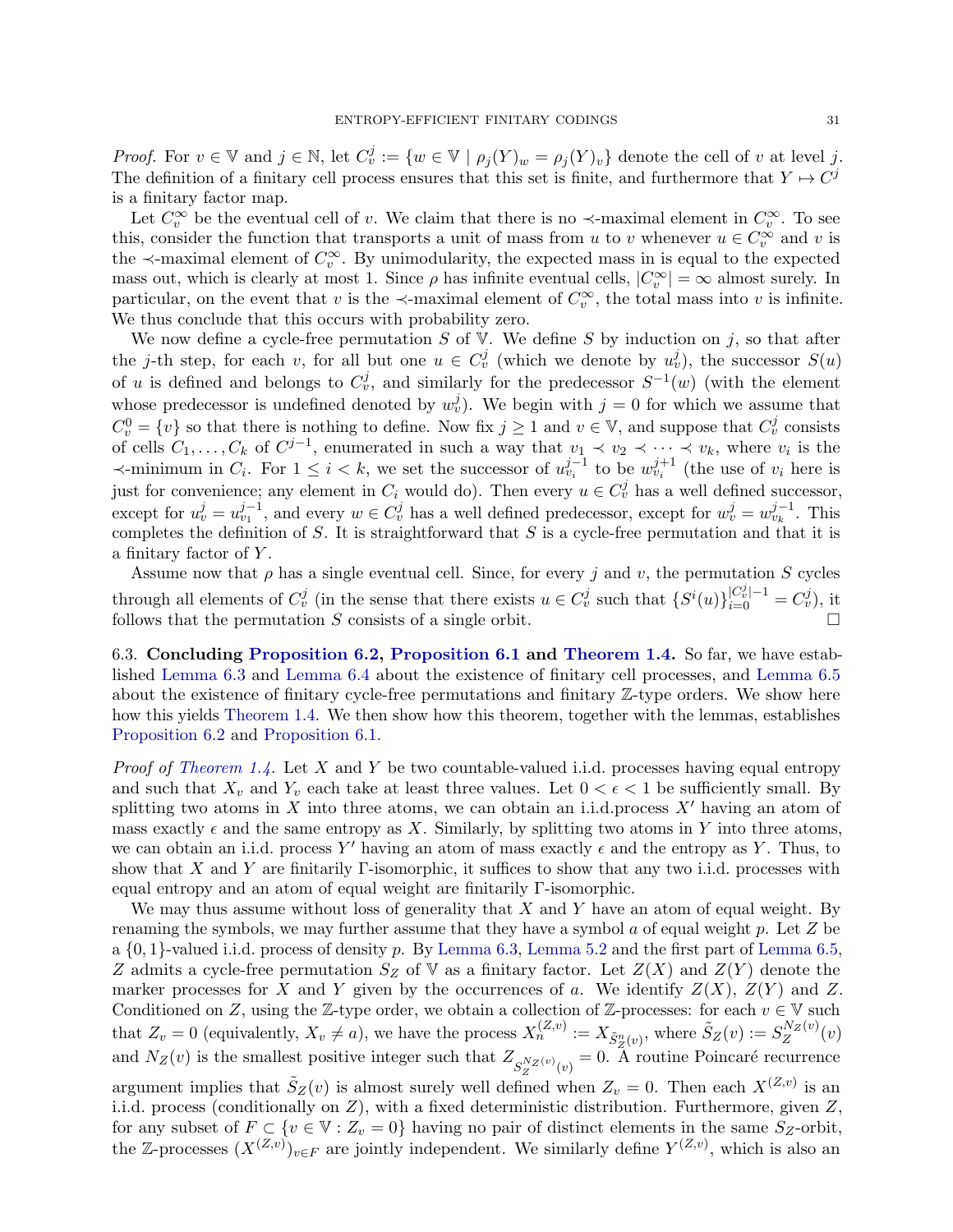*Proof.* For $v \in \mathbb{V}$ and $j \in \mathbb{N}$, let $C_v^j := \{w \in \mathbb{V} \mid \rho_j(Y)_w = \rho_j(Y)_v\}$ denote the cell of $v$ at level $j$. The definition of a finitary cell process ensures that this set is finite, and furthermore that $Y \mapsto C^j$ is a finitary factor map.

Let $C_v^\infty$ be the eventual cell of $v$. We claim that there is no $\prec$-maximal element in $C_v^\infty$. To see this, consider the function that transports a unit of mass from $u$ to $v$ whenever $u \in C_v^\infty$ and $v$ is the $\prec$-maximal element of $C_v^\infty$. By unimodularity, the expected mass in is equal to the expected mass out, which is clearly at most 1. Since $\rho$ has infinite eventual cells, $|C_v^\infty| = \infty$ almost surely. In particular, on the event that $v$ is the $\prec$-maximal element of $C_v^\infty$, the total mass into $v$ is infinite. We thus conclude that this occurs with probability zero.

We now define a cycle-free permutation $S$ of $\mathbb{V}$. We define $S$ by induction on $j$, so that after the $j$-th step, for each $v$, for all but one $u \in C_v^j$ (which we denote by $u_v^j$), the successor $S(u)$ of $u$ is defined and belongs to $C_v^j$, and similarly for the predecessor $S^{-1}(w)$ (with the element whose predecessor is undefined denoted by $w_v^j$). We begin with $j = 0$ for which we assume that $C_v^0 = \{v\}$ so that there is nothing to define. Now fix $j \geq 1$ and $v \in \mathbb{V}$, and suppose that $C_v^j$ consists of cells $C_1, \dots, C_k$ of $C^{j-1}$, enumerated in such a way that $v_1 \prec v_2 \prec \cdots \prec v_k$, where $v_i$ is the $\prec$-minimum in $C_i$. For $1 \leq i < k$, we set the successor of $u_{v_i}^{j-1}$ to be $w_{v_i}^{j+1}$ (the use of $v_i$ here is just for convenience; any element in $C_i$ would do). Then every $u \in C_v^j$ has a well defined successor, except for $u_v^j = u_{v_1}^{j-1}$, and every $w \in C_v^j$ has a well defined predecessor, except for $w_v^j = w_{v_k}^{j-1}$. This completes the definition of $S$. It is straightforward that $S$ is a cycle-free permutation and that it is a finitary factor of $Y$.

Assume now that $\rho$ has a single eventual cell. Since, for every $j$ and $v$, the permutation $S$ cycles through all elements of $C_v^j$ (in the sense that there exists $u \in C_v^j$ such that $\{S^i(u)\}_{i=0}^{|C_v^j|-1} = C_v^j$), it follows that the permutation $S$ consists of a single orbit. $\square$

6.3. **Concluding Proposition 6.2, Proposition 6.1 and Theorem 1.4.** So far, we have established Lemma 6.3 and Lemma 6.4 about the existence of finitary cell processes, and Lemma 6.5 about the existence of finitary cycle-free permutations and finitary $\mathbb{Z}$-type orders. We show here how this yields Theorem 1.4. We then show how this theorem, together with the lemmas, establishes Proposition 6.2 and Proposition 6.1.

*Proof of Theorem 1.4.* Let $X$ and $Y$ be two countable-valued i.i.d. processes having equal entropy and such that $X_v$ and $Y_v$ each take at least three values. Let $0 < \epsilon < 1$ be sufficiently small. By splitting two atoms in $X$ into three atoms, we can obtain an i.i.d.process $X'$ having an atom of mass exactly $\epsilon$ and the same entropy as $X$. Similarly, by splitting two atoms in $Y$ into three atoms, we can obtain an i.i.d. process $Y'$ having an atom of mass exactly $\epsilon$ and the entropy as $Y$. Thus, to show that $X$ and $Y$ are finitarily $\Gamma$-isomorphic, it suffices to show that any two i.i.d. processes with equal entropy and an atom of equal weight are finitarily $\Gamma$-isomorphic.

We may thus assume without loss of generality that $X$ and $Y$ have an atom of equal weight. By renaming the symbols, we may further assume that they have a symbol $a$ of equal weight $p$. Let $Z$ be a $\{0,1\}$-valued i.i.d. process of density $p$. By Lemma 6.3, Lemma 5.2 and the first part of Lemma 6.5, $Z$ admits a cycle-free permutation $S_Z$ of $\mathbb{V}$ as a finitary factor. Let $Z(X)$ and $Z(Y)$ denote the marker processes for $X$ and $Y$ given by the occurrences of $a$. We identify $Z(X)$, $Z(Y)$ and $Z$. Conditioned on $Z$, using the $\mathbb{Z}$-type order, we obtain a collection of $\mathbb{Z}$-processes: for each $v \in \mathbb{V}$ such that $Z_v = 0$ (equivalently, $X_v \neq a$), we have the process $X_n^{(Z,v)} := X_{\tilde{S}_Z^n(v)}$, where $\tilde{S}_Z(v) := S_Z^{N_Z(v)}(v)$ and $N_Z(v)$ is the smallest positive integer such that $Z_{S_Z^{N_Z(v)}(v)} = 0$. A routine Poincaré recurrence argument implies that $\tilde{S}_Z(v)$ is almost surely well defined when $Z_v = 0$. Then each $X^{(Z,v)}$ is an i.i.d. process (conditionally on $Z$), with a fixed deterministic distribution. Furthermore, given $Z$, for any subset of $F \subset \{v \in \mathbb{V} : Z_v = 0\}$ having no pair of distinct elements in the same $S_Z$-orbit, the $\mathbb{Z}$-processes $(X^{(Z,v)})_{v \in F}$ are jointly independent. We similarly define $Y^{(Z,v)}$, which is also an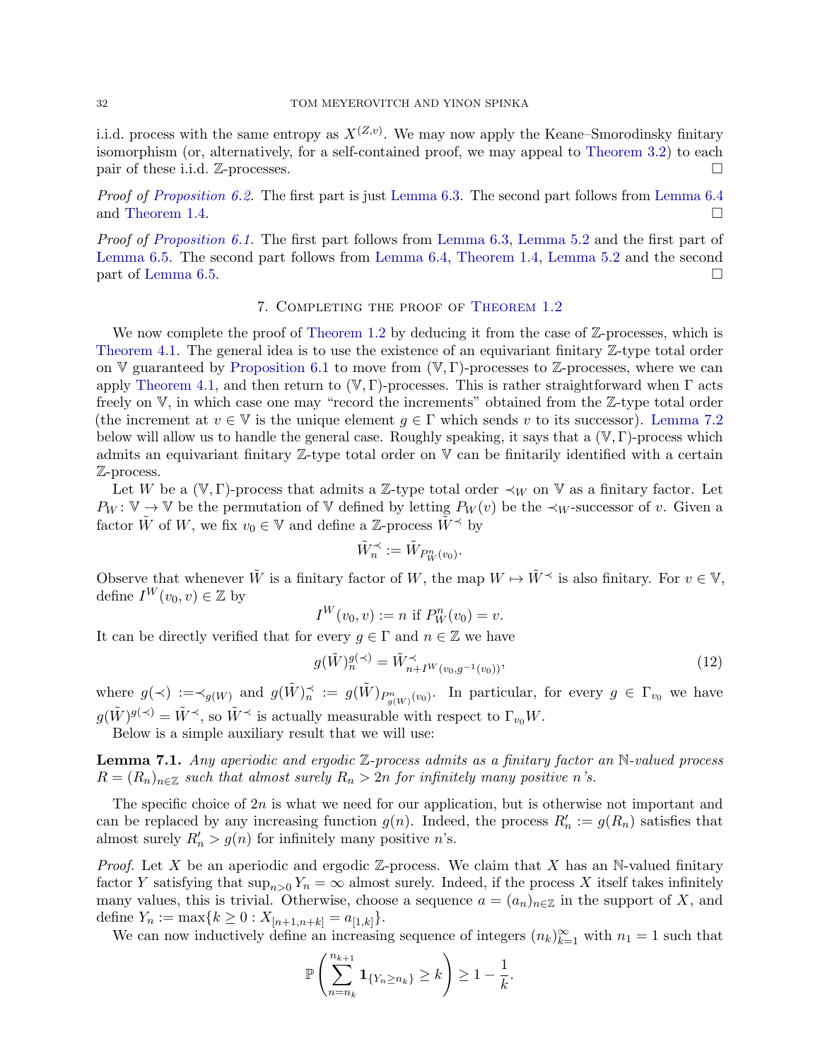i.i.d. process with the same entropy as $X^{(Z,v)}$. We may now apply the Keane–Smorodinsky finitary isomorphism (or, alternatively, for a self-contained proof, we may appeal to Theorem 3.2) to each pair of these i.i.d. $\mathbb{Z}$-processes. □

*Proof of Proposition 6.2.* The first part is just Lemma 6.3. The second part follows from Lemma 6.4 and Theorem 1.4. □

*Proof of Proposition 6.1.* The first part follows from Lemma 6.3, Lemma 5.2 and the first part of Lemma 6.5. The second part follows from Lemma 6.4, Theorem 1.4, Lemma 5.2 and the second part of Lemma 6.5. □

## 7. Completing the proof of Theorem 1.2

We now complete the proof of Theorem 1.2 by deducing it from the case of $\mathbb{Z}$-processes, which is Theorem 4.1. The general idea is to use the existence of an equivariant finitary $\mathbb{Z}$-type total order on $\mathbb{V}$ guaranteed by Proposition 6.1 to move from $(\mathbb{V},\Gamma)$-processes to $\mathbb{Z}$-processes, where we can apply Theorem 4.1, and then return to $(\mathbb{V},\Gamma)$-processes. This is rather straightforward when $\Gamma$ acts freely on $\mathbb{V}$, in which case one may "record the increments" obtained from the $\mathbb{Z}$-type total order (the increment at $v \in \mathbb{V}$ is the unique element $g \in \Gamma$ which sends $v$ to its successor). Lemma 7.2 below will allow us to handle the general case. Roughly speaking, it says that a $(\mathbb{V},\Gamma)$-process which admits an equivariant finitary $\mathbb{Z}$-type total order on $\mathbb{V}$ can be finitarily identified with a certain $\mathbb{Z}$-process.

Let $W$ be a $(\mathbb{V},\Gamma)$-process that admits a $\mathbb{Z}$-type total order $\prec_W$ on $\mathbb{V}$ as a finitary factor. Let $P_W \colon \mathbb{V} \to \mathbb{V}$ be the permutation of $\mathbb{V}$ defined by letting $P_W(v)$ be the $\prec_W$-successor of $v$. Given a factor $\tilde{W}$ of $W$, we fix $v_0 \in \mathbb{V}$ and define a $\mathbb{Z}$-process $\tilde{W}^{\prec}$ by

$$\tilde{W}^{\prec}_n := \tilde{W}_{P^n_W(v_0)}.$$

Observe that whenever $\tilde{W}$ is a finitary factor of $W$, the map $W \mapsto \tilde{W}^{\prec}$ is also finitary. For $v \in \mathbb{V}$, define $I^W(v_0, v) \in \mathbb{Z}$ by

$$I^W(v_0, v) := n \text{ if } P^n_W(v_0) = v.$$

It can be directly verified that for every $g \in \Gamma$ and $n \in \mathbb{Z}$ we have

$$g(\tilde{W})^{g(\prec)}_n = \tilde{W}^{\prec}_{n+I^W(v_0,g^{-1}(v_0))}, \tag{12}$$

where $g(\prec) := \prec_{g(W)}$ and $g(\tilde{W})^{\prec}_n := g(\tilde{W})_{P^n_{g(W)}(v_0)}$. In particular, for every $g \in \Gamma_{v_0}$ we have $g(\tilde{W})^{g(\prec)} = \tilde{W}^{\prec}$, so $\tilde{W}^{\prec}$ is actually measurable with respect to $\Gamma_{v_0}W$.

Below is a simple auxiliary result that we will use:

**Lemma 7.1.** *Any aperiodic and ergodic $\mathbb{Z}$-process admits as a finitary factor an $\mathbb{N}$-valued process $R = (R_n)_{n\in\mathbb{Z}}$ such that almost surely $R_n > 2n$ for infinitely many positive $n$'s.*

The specific choice of $2n$ is what we need for our application, but is otherwise not important and can be replaced by any increasing function $g(n)$. Indeed, the process $R'_n := g(R_n)$ satisfies that almost surely $R'_n > g(n)$ for infinitely many positive $n$'s.

*Proof.* Let $X$ be an aperiodic and ergodic $\mathbb{Z}$-process. We claim that $X$ has an $\mathbb{N}$-valued finitary factor $Y$ satisfying that $\sup_{n>0} Y_n = \infty$ almost surely. Indeed, if the process $X$ itself takes infinitely many values, this is trivial. Otherwise, choose a sequence $a = (a_n)_{n\in\mathbb{Z}}$ in the support of $X$, and define $Y_n := \max\{k \geq 0 : X_{[n+1,n+k]} = a_{[1,k]}\}$.

We can now inductively define an increasing sequence of integers $(n_k)_{k=1}^{\infty}$ with $n_1 = 1$ such that

$$\mathbb{P}\left(\sum_{n=n_k}^{n_{k+1}} \mathbf{1}_{\{Y_n \geq n_k\}} \geq k\right) \geq 1 - \frac{1}{k}.$$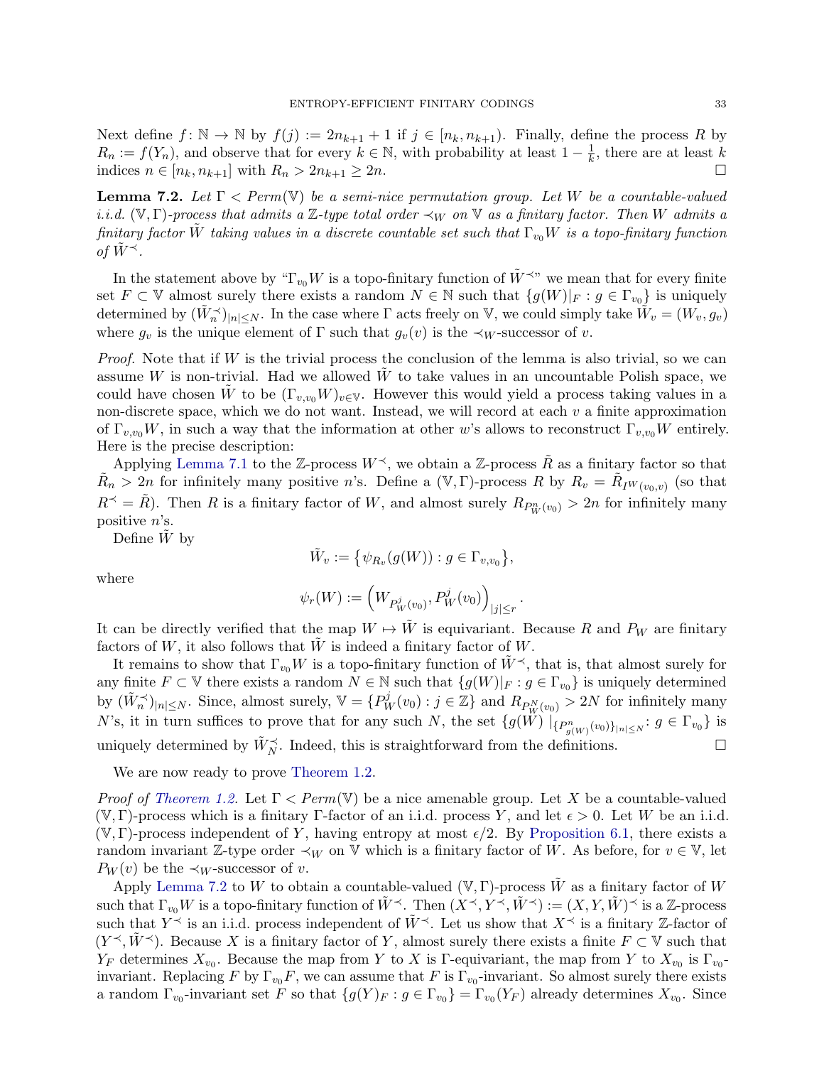Next define $f\colon \mathbb{N} \to \mathbb{N}$ by $f(j) := 2n_{k+1} + 1$ if $j \in [n_k, n_{k+1})$. Finally, define the process $R$ by $R_n := f(Y_n)$, and observe that for every $k \in \mathbb{N}$, with probability at least $1 - \frac{1}{k}$, there are at least $k$ indices $n \in [n_k, n_{k+1}]$ with $R_n > 2n_{k+1} \geq 2n$. $\square$

**Lemma 7.2.** *Let $\Gamma < Perm(\mathbb{V})$ be a semi-nice permutation group. Let $W$ be a countable-valued i.i.d. $(\mathbb{V}, \Gamma)$-process that admits a $\mathbb{Z}$-type total order $\prec_W$ on $\mathbb{V}$ as a finitary factor. Then $W$ admits a finitary factor $\tilde{W}$ taking values in a discrete countable set such that $\Gamma_{v_0} W$ is a topo-finitary function of $\tilde{W}^{\prec}$.*

In the statement above by "$\Gamma_{v_0} W$ is a topo-finitary function of $\tilde{W}^{\prec}$" we mean that for every finite set $F \subset \mathbb{V}$ almost surely there exists a random $N \in \mathbb{N}$ such that $\{g(W)|_F : g \in \Gamma_{v_0}\}$ is uniquely determined by $(\tilde{W}^{\prec}_n)_{|n| \leq N}$. In the case where $\Gamma$ acts freely on $\mathbb{V}$, we could simply take $\tilde{W}_v = (W_v, g_v)$ where $g_v$ is the unique element of $\Gamma$ such that $g_v(v)$ is the $\prec_W$-successor of $v$.

*Proof.* Note that if $W$ is the trivial process the conclusion of the lemma is also trivial, so we can assume $W$ is non-trivial. Had we allowed $\tilde{W}$ to take values in an uncountable Polish space, we could have chosen $\tilde{W}$ to be $(\Gamma_{v,v_0} W)_{v \in \mathbb{V}}$. However this would yield a process taking values in a non-discrete space, which we do not want. Instead, we will record at each $v$ a finite approximation of $\Gamma_{v,v_0} W$, in such a way that the information at other $w$'s allows to reconstruct $\Gamma_{v,v_0} W$ entirely. Here is the precise description:

Applying Lemma 7.1 to the $\mathbb{Z}$-process $W^{\prec}$, we obtain a $\mathbb{Z}$-process $\tilde{R}$ as a finitary factor so that $\tilde{R}_n > 2n$ for infinitely many positive $n$'s. Define a $(\mathbb{V}, \Gamma)$-process $R$ by $R_v = \tilde{R}_{I^W(v_0, v)}$ (so that $R^{\prec} = \tilde{R}$). Then $R$ is a finitary factor of $W$, and almost surely $R_{P^n_W(v_0)} > 2n$ for infinitely many positive $n$'s.

Define $\tilde{W}$ by

$$\tilde{W}_v := \left\{ \psi_{R_v}(g(W)) : g \in \Gamma_{v,v_0} \right\},$$

where

$$\psi_r(W) := \left( W_{P^j_W(v_0)}, P^j_W(v_0) \right)_{|j| \leq r}.$$

It can be directly verified that the map $W \mapsto \tilde{W}$ is equivariant. Because $R$ and $P_W$ are finitary factors of $W$, it also follows that $\tilde{W}$ is indeed a finitary factor of $W$.

It remains to show that $\Gamma_{v_0} W$ is a topo-finitary function of $\tilde{W}^{\prec}$, that is, that almost surely for any finite $F \subset \mathbb{V}$ there exists a random $N \in \mathbb{N}$ such that $\{g(W)|_F : g \in \Gamma_{v_0}\}$ is uniquely determined by $(\tilde{W}^{\prec}_n)_{|n| \leq N}$. Since, almost surely, $\mathbb{V} = \{P^j_W(v_0) : j \in \mathbb{Z}\}$ and $R_{P^N_W(v_0)} > 2N$ for infinitely many $N$'s, it in turn suffices to prove that for any such $N$, the set $\{g(W)\mid_{\{P^n_{g(W)}(v_0)\}_{|n| \leq N}} : g \in \Gamma_{v_0}\}$ is uniquely determined by $\tilde{W}^{\prec}_N$. Indeed, this is straightforward from the definitions. $\square$

We are now ready to prove Theorem 1.2.

*Proof of Theorem 1.2.* Let $\Gamma < Perm(\mathbb{V})$ be a nice amenable group. Let $X$ be a countable-valued $(\mathbb{V}, \Gamma)$-process which is a finitary $\Gamma$-factor of an i.i.d. process $Y$, and let $\epsilon > 0$. Let $W$ be an i.i.d. $(\mathbb{V}, \Gamma)$-process independent of $Y$, having entropy at most $\epsilon/2$. By Proposition 6.1, there exists a random invariant $\mathbb{Z}$-type order $\prec_W$ on $\mathbb{V}$ which is a finitary factor of $W$. As before, for $v \in \mathbb{V}$, let $P_W(v)$ be the $\prec_W$-successor of $v$.

Apply Lemma 7.2 to $W$ to obtain a countable-valued $(\mathbb{V}, \Gamma)$-process $\tilde{W}$ as a finitary factor of $W$ such that $\Gamma_{v_0} W$ is a topo-finitary function of $\tilde{W}^{\prec}$. Then $(X^{\prec}, Y^{\prec}, \tilde{W}^{\prec}) := (X, Y, \tilde{W})^{\prec}$ is a $\mathbb{Z}$-process such that $Y^{\prec}$ is an i.i.d. process independent of $\tilde{W}^{\prec}$. Let us show that $X^{\prec}$ is a finitary $\mathbb{Z}$-factor of $(Y^{\prec}, \tilde{W}^{\prec})$. Because $X$ is a finitary factor of $Y$, almost surely there exists a finite $F \subset \mathbb{V}$ such that $Y_F$ determines $X_{v_0}$. Because the map from $Y$ to $X$ is $\Gamma$-equivariant, the map from $Y$ to $X_{v_0}$ is $\Gamma_{v_0}$-invariant. Replacing $F$ by $\Gamma_{v_0} F$, we can assume that $F$ is $\Gamma_{v_0}$-invariant. So almost surely there exists a random $\Gamma_{v_0}$-invariant set $F$ so that $\{g(Y)_F : g \in \Gamma_{v_0}\} = \Gamma_{v_0}(Y_F)$ already determines $X_{v_0}$. Since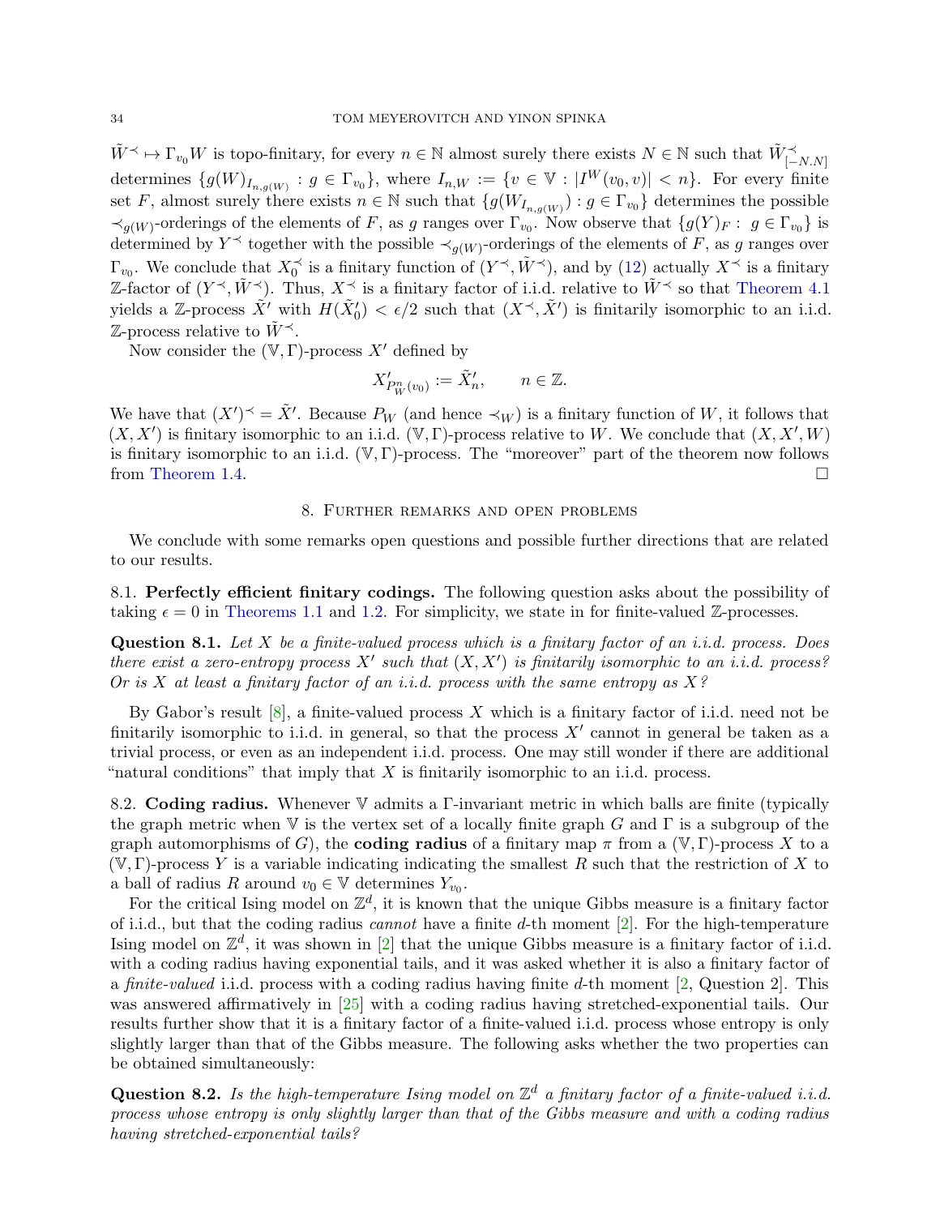$\tilde{W}^{\prec} \mapsto \Gamma_{v_0} W$ is topo-finitary, for every $n \in \mathbb{N}$ almost surely there exists $N \in \mathbb{N}$ such that $\tilde{W}^{\prec}_{[-N.N]}$ determines $\{g(W)_{I_{n,g(W)}} : g \in \Gamma_{v_0}\}$, where $I_{n,W} := \{v \in \mathbb{V} : |I^W(v_0, v)| < n\}$. For every finite set $F$, almost surely there exists $n \in \mathbb{N}$ such that $\{g(W_{I_{n,g(W)}}) : g \in \Gamma_{v_0}\}$ determines the possible $\prec_{g(W)}$-orderings of the elements of $F$, as $g$ ranges over $\Gamma_{v_0}$. Now observe that $\{g(Y)_F : g \in \Gamma_{v_0}\}$ is determined by $Y^{\prec}$ together with the possible $\prec_{g(W)}$-orderings of the elements of $F$, as $g$ ranges over $\Gamma_{v_0}$. We conclude that $X_0^{\prec}$ is a finitary function of $(Y^{\prec}, \tilde{W}^{\prec})$, and by (12) actually $X^{\prec}$ is a finitary $\mathbb{Z}$-factor of $(Y^{\prec}, \tilde{W}^{\prec})$. Thus, $X^{\prec}$ is a finitary factor of i.i.d. relative to $\tilde{W}^{\prec}$ so that Theorem 4.1 yields a $\mathbb{Z}$-process $\tilde{X}'$ with $H(\tilde{X}'_0) < \epsilon/2$ such that $(X^{\prec}, \tilde{X}')$ is finitarily isomorphic to an i.i.d. $\mathbb{Z}$-process relative to $\tilde{W}^{\prec}$.

Now consider the $(\mathbb{V}, \Gamma)$-process $X'$ defined by

$$X'_{P^n_W(v_0)} := \tilde{X}'_n, \qquad n \in \mathbb{Z}.$$

We have that $(X')^{\prec} = \tilde{X}'$. Because $P_W$ (and hence $\prec_W$) is a finitary function of $W$, it follows that $(X, X')$ is finitary isomorphic to an i.i.d. $(\mathbb{V}, \Gamma)$-process relative to $W$. We conclude that $(X, X', W)$ is finitary isomorphic to an i.i.d. $(\mathbb{V}, \Gamma)$-process. The "moreover" part of the theorem now follows from Theorem 1.4. $\square$

## 8. Further remarks and open problems

We conclude with some remarks open questions and possible further directions that are related to our results.

### 8.1. Perfectly efficient finitary codings.

The following question asks about the possibility of taking $\epsilon = 0$ in Theorems 1.1 and 1.2. For simplicity, we state in for finite-valued $\mathbb{Z}$-processes.

**Question 8.1.** *Let $X$ be a finite-valued process which is a finitary factor of an i.i.d. process. Does there exist a zero-entropy process $X'$ such that $(X, X')$ is finitarily isomorphic to an i.i.d. process? Or is $X$ at least a finitary factor of an i.i.d. process with the same entropy as $X$?*

By Gabor's result [8], a finite-valued process $X$ which is a finitary factor of i.i.d. need not be finitarily isomorphic to i.i.d. in general, so that the process $X'$ cannot in general be taken as a trivial process, or even as an independent i.i.d. process. One may still wonder if there are additional "natural conditions" that imply that $X$ is finitarily isomorphic to an i.i.d. process.

### 8.2. Coding radius.

Whenever $\mathbb{V}$ admits a $\Gamma$-invariant metric in which balls are finite (typically the graph metric when $\mathbb{V}$ is the vertex set of a locally finite graph $G$ and $\Gamma$ is a subgroup of the graph automorphisms of $G$), the **coding radius** of a finitary map $\pi$ from a $(\mathbb{V}, \Gamma)$-process $X$ to a $(\mathbb{V}, \Gamma)$-process $Y$ is a variable indicating indicating the smallest $R$ such that the restriction of $X$ to a ball of radius $R$ around $v_0 \in \mathbb{V}$ determines $Y_{v_0}$.

For the critical Ising model on $\mathbb{Z}^d$, it is known that the unique Gibbs measure is a finitary factor of i.i.d., but that the coding radius *cannot* have a finite $d$-th moment [2]. For the high-temperature Ising model on $\mathbb{Z}^d$, it was shown in [2] that the unique Gibbs measure is a finitary factor of i.i.d. with a coding radius having exponential tails, and it was asked whether it is also a finitary factor of a *finite-valued* i.i.d. process with a coding radius having finite $d$-th moment [2, Question 2]. This was answered affirmatively in [25] with a coding radius having stretched-exponential tails. Our results further show that it is a finitary factor of a finite-valued i.i.d. process whose entropy is only slightly larger than that of the Gibbs measure. The following asks whether the two properties can be obtained simultaneously:

**Question 8.2.** *Is the high-temperature Ising model on $\mathbb{Z}^d$ a finitary factor of a finite-valued i.i.d. process whose entropy is only slightly larger than that of the Gibbs measure and with a coding radius having stretched-exponential tails?*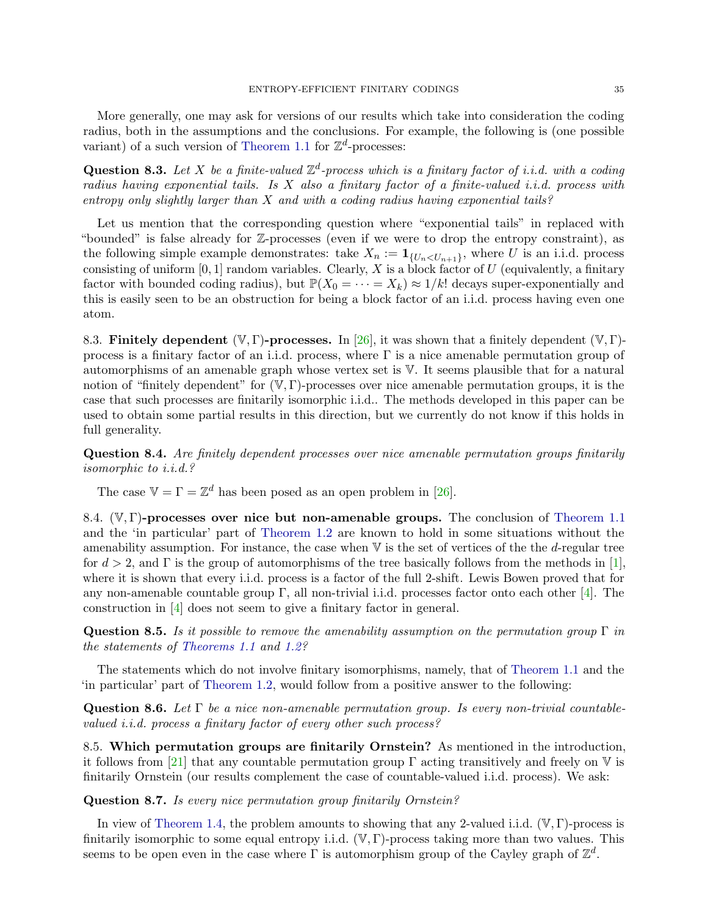More generally, one may ask for versions of our results which take into consideration the coding radius, both in the assumptions and the conclusions. For example, the following is (one possible variant) of a such version of Theorem 1.1 for $\mathbb{Z}^d$-processes:

**Question 8.3.** *Let $X$ be a finite-valued $\mathbb{Z}^d$-process which is a finitary factor of i.i.d. with a coding radius having exponential tails. Is $X$ also a finitary factor of a finite-valued i.i.d. process with entropy only slightly larger than $X$ and with a coding radius having exponential tails?*

Let us mention that the corresponding question where "exponential tails" in replaced with "bounded" is false already for $\mathbb{Z}$-processes (even if we were to drop the entropy constraint), as the following simple example demonstrates: take $X_n := \mathbf{1}_{\{U_n < U_{n+1}\}}$, where $U$ is an i.i.d. process consisting of uniform $[0,1]$ random variables. Clearly, $X$ is a block factor of $U$ (equivalently, a finitary factor with bounded coding radius), but $\mathbb{P}(X_0 = \cdots = X_k) \approx 1/k!$ decays super-exponentially and this is easily seen to be an obstruction for being a block factor of an i.i.d. process having even one atom.

## 8.3. Finitely dependent $(\mathbb{V}, \Gamma)$-processes.

In [26], it was shown that a finitely dependent $(\mathbb{V}, \Gamma)$-process is a finitary factor of an i.i.d. process, where $\Gamma$ is a nice amenable permutation group of automorphisms of an amenable graph whose vertex set is $\mathbb{V}$. It seems plausible that for a natural notion of "finitely dependent" for $(\mathbb{V}, \Gamma)$-processes over nice amenable permutation groups, it is the case that such processes are finitarily isomorphic i.i.d.. The methods developed in this paper can be used to obtain some partial results in this direction, but we currently do not know if this holds in full generality.

**Question 8.4.** *Are finitely dependent processes over nice amenable permutation groups finitarily isomorphic to i.i.d.?*

The case $\mathbb{V} = \Gamma = \mathbb{Z}^d$ has been posed as an open problem in [26].

## 8.4. $(\mathbb{V}, \Gamma)$-processes over nice but non-amenable groups.

The conclusion of Theorem 1.1 and the 'in particular' part of Theorem 1.2 are known to hold in some situations without the amenability assumption. For instance, the case when $\mathbb{V}$ is the set of vertices of the the $d$-regular tree for $d > 2$, and $\Gamma$ is the group of automorphisms of the tree basically follows from the methods in [1], where it is shown that every i.i.d. process is a factor of the full 2-shift. Lewis Bowen proved that for any non-amenable countable group $\Gamma$, all non-trivial i.i.d. processes factor onto each other [4]. The construction in [4] does not seem to give a finitary factor in general.

**Question 8.5.** *Is it possible to remove the amenability assumption on the permutation group $\Gamma$ in the statements of Theorems 1.1 and 1.2?*

The statements which do not involve finitary isomorphisms, namely, that of Theorem 1.1 and the 'in particular' part of Theorem 1.2, would follow from a positive answer to the following:

**Question 8.6.** *Let $\Gamma$ be a nice non-amenable permutation group. Is every non-trivial countable-valued i.i.d. process a finitary factor of every other such process?*

## 8.5. Which permutation groups are finitarily Ornstein?

As mentioned in the introduction, it follows from [21] that any countable permutation group $\Gamma$ acting transitively and freely on $\mathbb{V}$ is finitarily Ornstein (our results complement the case of countable-valued i.i.d. process). We ask:

**Question 8.7.** *Is every nice permutation group finitarily Ornstein?*

In view of Theorem 1.4, the problem amounts to showing that any 2-valued i.i.d. $(\mathbb{V}, \Gamma)$-process is finitarily isomorphic to some equal entropy i.i.d. $(\mathbb{V}, \Gamma)$-process taking more than two values. This seems to be open even in the case where $\Gamma$ is automorphism group of the Cayley graph of $\mathbb{Z}^d$.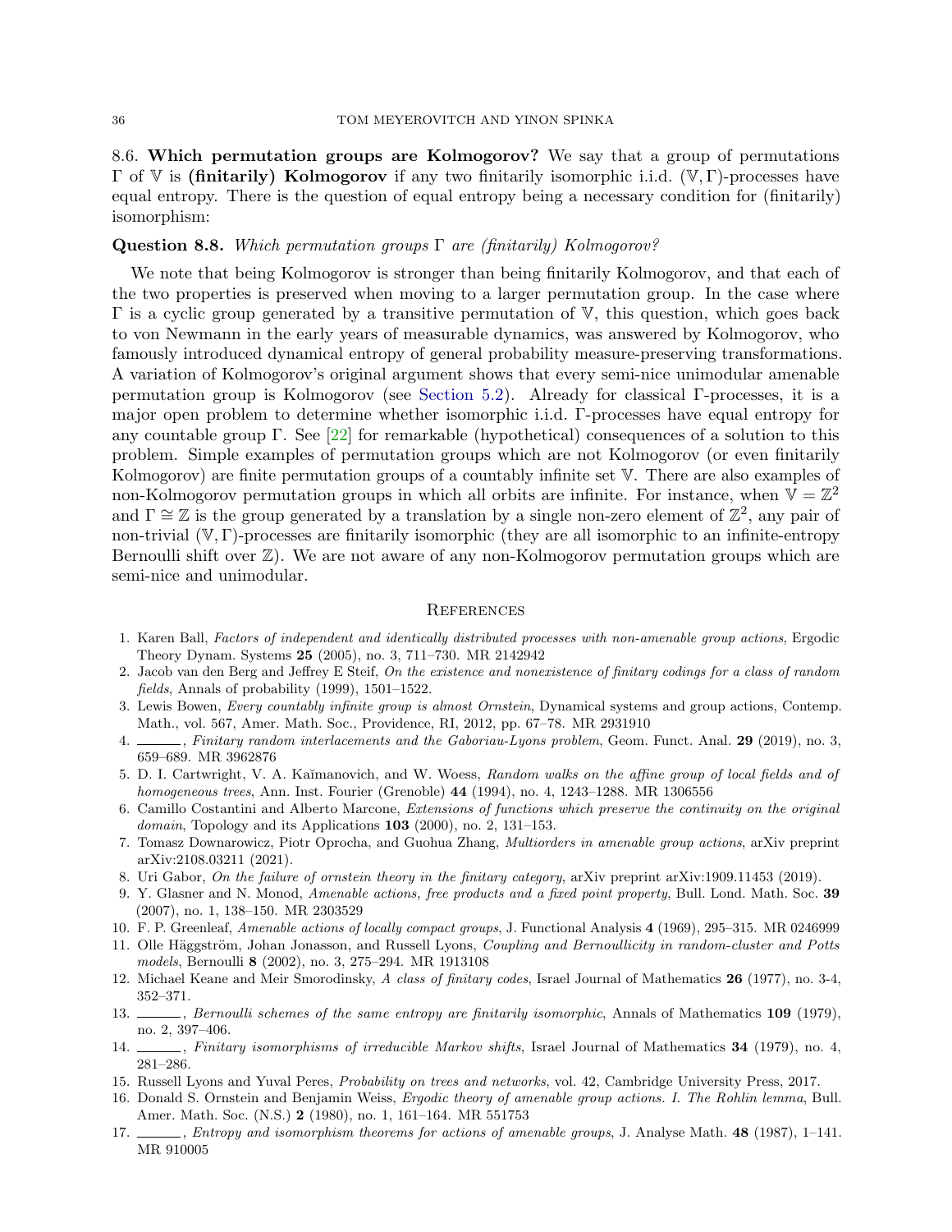### 8.6. Which permutation groups are Kolmogorov?

We say that a group of permutations $\Gamma$ of $\mathbb{V}$ is **(finitarily) Kolmogorov** if any two finitarily isomorphic i.i.d. $(\mathbb{V},\Gamma)$-processes have equal entropy. There is the question of equal entropy being a necessary condition for (finitarily) isomorphism:

**Question 8.8.** *Which permutation groups $\Gamma$ are (finitarily) Kolmogorov?*

We note that being Kolmogorov is stronger than being finitarily Kolmogorov, and that each of the two properties is preserved when moving to a larger permutation group. In the case where $\Gamma$ is a cyclic group generated by a transitive permutation of $\mathbb{V}$, this question, which goes back to von Newmann in the early years of measurable dynamics, was answered by Kolmogorov, who famously introduced dynamical entropy of general probability measure-preserving transformations. A variation of Kolmogorov's original argument shows that every semi-nice unimodular amenable permutation group is Kolmogorov (see Section 5.2). Already for classical $\Gamma$-processes, it is a major open problem to determine whether isomorphic i.i.d. $\Gamma$-processes have equal entropy for any countable group $\Gamma$. See [22] for remarkable (hypothetical) consequences of a solution to this problem. Simple examples of permutation groups which are not Kolmogorov (or even finitarily Kolmogorov) are finite permutation groups of a countably infinite set $\mathbb{V}$. There are also examples of non-Kolmogorov permutation groups in which all orbits are infinite. For instance, when $\mathbb{V}=\mathbb{Z}^2$ and $\Gamma \cong \mathbb{Z}$ is the group generated by a translation by a single non-zero element of $\mathbb{Z}^2$, any pair of non-trivial $(\mathbb{V},\Gamma)$-processes are finitarily isomorphic (they are all isomorphic to an infinite-entropy Bernoulli shift over $\mathbb{Z}$). We are not aware of any non-Kolmogorov permutation groups which are semi-nice and unimodular.

## References

1. Karen Ball, *Factors of independent and identically distributed processes with non-amenable group actions*, Ergodic Theory Dynam. Systems **25** (2005), no. 3, 711–730. MR 2142942
2. Jacob van den Berg and Jeffrey E Steif, *On the existence and nonexistence of finitary codings for a class of random fields*, Annals of probability (1999), 1501–1522.
3. Lewis Bowen, *Every countably infinite group is almost Ornstein*, Dynamical systems and group actions, Contemp. Math., vol. 567, Amer. Math. Soc., Providence, RI, 2012, pp. 67–78. MR 2931910
4. ______, *Finitary random interlacements and the Gaboriau-Lyons problem*, Geom. Funct. Anal. **29** (2019), no. 3, 659–689. MR 3962876
5. D. I. Cartwright, V. A. Kaĭmanovich, and W. Woess, *Random walks on the affine group of local fields and of homogeneous trees*, Ann. Inst. Fourier (Grenoble) **44** (1994), no. 4, 1243–1288. MR 1306556
6. Camillo Costantini and Alberto Marcone, *Extensions of functions which preserve the continuity on the original domain*, Topology and its Applications **103** (2000), no. 2, 131–153.
7. Tomasz Downarowicz, Piotr Oprocha, and Guohua Zhang, *Multiorders in amenable group actions*, arXiv preprint arXiv:2108.03211 (2021).
8. Uri Gabor, *On the failure of ornstein theory in the finitary category*, arXiv preprint arXiv:1909.11453 (2019).
9. Y. Glasner and N. Monod, *Amenable actions, free products and a fixed point property*, Bull. Lond. Math. Soc. **39** (2007), no. 1, 138–150. MR 2303529
10. F. P. Greenleaf, *Amenable actions of locally compact groups*, J. Functional Analysis **4** (1969), 295–315. MR 0246999
11. Olle Häggström, Johan Jonasson, and Russell Lyons, *Coupling and Bernoullicity in random-cluster and Potts models*, Bernoulli **8** (2002), no. 3, 275–294. MR 1913108
12. Michael Keane and Meir Smorodinsky, *A class of finitary codes*, Israel Journal of Mathematics **26** (1977), no. 3-4, 352–371.
13. ______, *Bernoulli schemes of the same entropy are finitarily isomorphic*, Annals of Mathematics **109** (1979), no. 2, 397–406.
14. ______, *Finitary isomorphisms of irreducible Markov shifts*, Israel Journal of Mathematics **34** (1979), no. 4, 281–286.
15. Russell Lyons and Yuval Peres, *Probability on trees and networks*, vol. 42, Cambridge University Press, 2017.
16. Donald S. Ornstein and Benjamin Weiss, *Ergodic theory of amenable group actions. I. The Rohlin lemma*, Bull. Amer. Math. Soc. (N.S.) **2** (1980), no. 1, 161–164. MR 551753
17. ______, *Entropy and isomorphism theorems for actions of amenable groups*, J. Analyse Math. **48** (1987), 1–141. MR 910005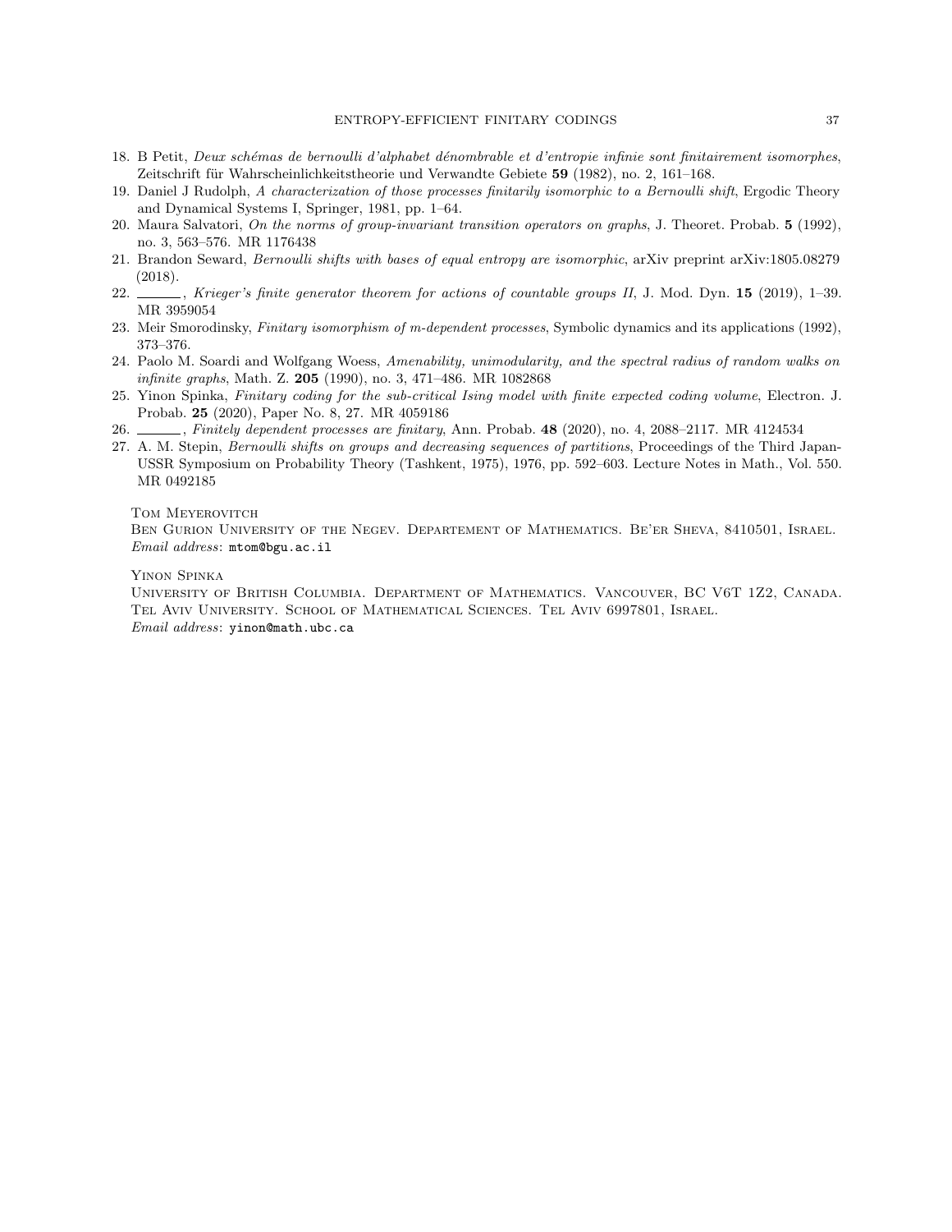18. B Petit, *Deux schémas de bernoulli d'alphabet dénombrable et d'entropie infinie sont finitairement isomorphes*, Zeitschrift für Wahrscheinlichkeitstheorie und Verwandte Gebiete **59** (1982), no. 2, 161–168.
19. Daniel J Rudolph, *A characterization of those processes finitarily isomorphic to a Bernoulli shift*, Ergodic Theory and Dynamical Systems I, Springer, 1981, pp. 1–64.
20. Maura Salvatori, *On the norms of group-invariant transition operators on graphs*, J. Theoret. Probab. **5** (1992), no. 3, 563–576. MR 1176438
21. Brandon Seward, *Bernoulli shifts with bases of equal entropy are isomorphic*, arXiv preprint arXiv:1805.08279 (2018).
22. ______, *Krieger's finite generator theorem for actions of countable groups II*, J. Mod. Dyn. **15** (2019), 1–39. MR 3959054
23. Meir Smorodinsky, *Finitary isomorphism of m-dependent processes*, Symbolic dynamics and its applications (1992), 373–376.
24. Paolo M. Soardi and Wolfgang Woess, *Amenability, unimodularity, and the spectral radius of random walks on infinite graphs*, Math. Z. **205** (1990), no. 3, 471–486. MR 1082868
25. Yinon Spinka, *Finitary coding for the sub-critical Ising model with finite expected coding volume*, Electron. J. Probab. **25** (2020), Paper No. 8, 27. MR 4059186
26. ______, *Finitely dependent processes are finitary*, Ann. Probab. **48** (2020), no. 4, 2088–2117. MR 4124534
27. A. M. Stepin, *Bernoulli shifts on groups and decreasing sequences of partitions*, Proceedings of the Third Japan-USSR Symposium on Probability Theory (Tashkent, 1975), 1976, pp. 592–603. Lecture Notes in Math., Vol. 550. MR 0492185

Tom Meyerovitch
Ben Gurion University of the Negev. Departement of Mathematics. Be'er Sheva, 8410501, Israel.
*Email address*: mtom@bgu.ac.il

Yinon Spinka
University of British Columbia. Department of Mathematics. Vancouver, BC V6T 1Z2, Canada.
Tel Aviv University. School of Mathematical Sciences. Tel Aviv 6997801, Israel.
*Email address*: yinon@math.ubc.ca